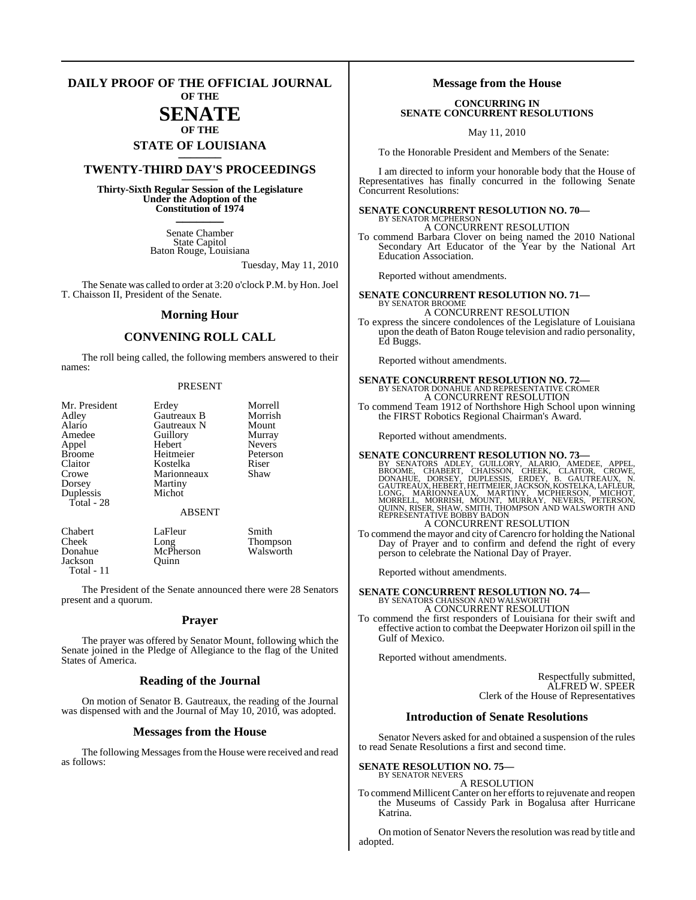# DAILY PROOF OF THE OFFICIAL JOURNAL OF THE SENATE OF THE STATE OF LOUISIANA

## TWENTY-THIRD DAY'S PROCEEDINGS

**Thirty-Sixth Regular Session of the Legislature Under the Adoption of the Constitution of 1974**

Senate Chamber
State Capitol
Baton Rouge, Louisiana

Tuesday, May 11, 2010

The Senate was called to order at 3:20 o'clock P.M. by Hon. Joel T. Chaisson II, President of the Senate.

## Morning Hour

## CONVENING ROLL CALL

The roll being called, the following members answered to their names:

PRESENT

| | | |
|---|---|---|
| Mr. President | Erdey | Morrell |
| Adley | Gautreaux B | Morrish |
| Alario | Gautreaux N | Mount |
| Amedee | Guillory | Murray |
| Appel | Hebert | Nevers |
| Broome | Heitmeier | Peterson |
| Claitor | Kostelka | Riser |
| Crowe | Marionneaux | Shaw |
| Dorsey | Martiny | |
| Duplessis | Michot | |

Total - 28

ABSENT

| | | |
|---|---|---|
| Chabert | LaFleur | Smith |
| Cheek | Long | Thompson |
| Donahue | McPherson | Walsworth |
| Jackson | Quinn | |

Total - 11

The President of the Senate announced there were 28 Senators present and a quorum.

## Prayer

The prayer was offered by Senator Mount, following which the Senate joined in the Pledge of Allegiance to the flag of the United States of America.

## Reading of the Journal

On motion of Senator B. Gautreaux, the reading of the Journal was dispensed with and the Journal of May 10, 2010, was adopted.

## Messages from the House

The following Messages from the House were received and read as follows:

## Message from the House

### CONCURRING IN SENATE CONCURRENT RESOLUTIONS

May 11, 2010

To the Honorable President and Members of the Senate:

I am directed to inform your honorable body that the House of Representatives has finally concurred in the following Senate Concurrent Resolutions:

**SENATE CONCURRENT RESOLUTION NO. 70—**
BY SENATOR MCPHERSON
A CONCURRENT RESOLUTION
To commend Barbara Clover on being named the 2010 National Secondary Art Educator of the Year by the National Art Education Association.

Reported without amendments.

**SENATE CONCURRENT RESOLUTION NO. 71—**
BY SENATOR BROOME
A CONCURRENT RESOLUTION
To express the sincere condolences of the Legislature of Louisiana upon the death of Baton Rouge television and radio personality, Ed Buggs.

Reported without amendments.

**SENATE CONCURRENT RESOLUTION NO. 72—**
BY SENATOR DONAHUE AND REPRESENTATIVE CROMER
A CONCURRENT RESOLUTION
To commend Team 1912 of Northshore High School upon winning the FIRST Robotics Regional Chairman's Award.

Reported without amendments.

**SENATE CONCURRENT RESOLUTION NO. 73—**
BY SENATORS ADLEY, GUILLORY, ALARIO, AMEDEE, APPEL, BROOME, CHABERT, CHAISSON, CHEEK, CLAITOR, CROWE, DONAHUE, DORSEY, DUPLESSIS, ERDEY, B. GAUTREAUX, N. GAUTREAUX, HEBERT, HEITMEIER, JACKSON, KOSTELKA, LAFLEUR, LONG, MARIONNEAUX, MARTINY, MCPHERSON, MICHOT, MORRELL, MORRISH, MOUNT, MURRAY, NEVERS, PETERSON, QUINN, RISER, SHAW, SMITH, THOMPSON AND WALSWORTH AND REPRESENTATIVE BOBBY BADON
A CONCURRENT RESOLUTION
To commend the mayor and city of Carencro for holding the National Day of Prayer and to confirm and defend the right of every person to celebrate the National Day of Prayer.

Reported without amendments.

**SENATE CONCURRENT RESOLUTION NO. 74—**
BY SENATORS CHAISSON AND WALSWORTH
A CONCURRENT RESOLUTION
To commend the first responders of Louisiana for their swift and effective action to combat the Deepwater Horizon oil spill in the Gulf of Mexico.

Reported without amendments.

Respectfully submitted,
ALFRED W. SPEER
Clerk of the House of Representatives

## Introduction of Senate Resolutions

Senator Nevers asked for and obtained a suspension of the rules to read Senate Resolutions a first and second time.

**SENATE RESOLUTION NO. 75—**
BY SENATOR NEVERS
A RESOLUTION
To commend Millicent Canter on her efforts to rejuvenate and reopen the Museums of Cassidy Park in Bogalusa after Hurricane Katrina.

On motion of Senator Nevers the resolution was read by title and adopted.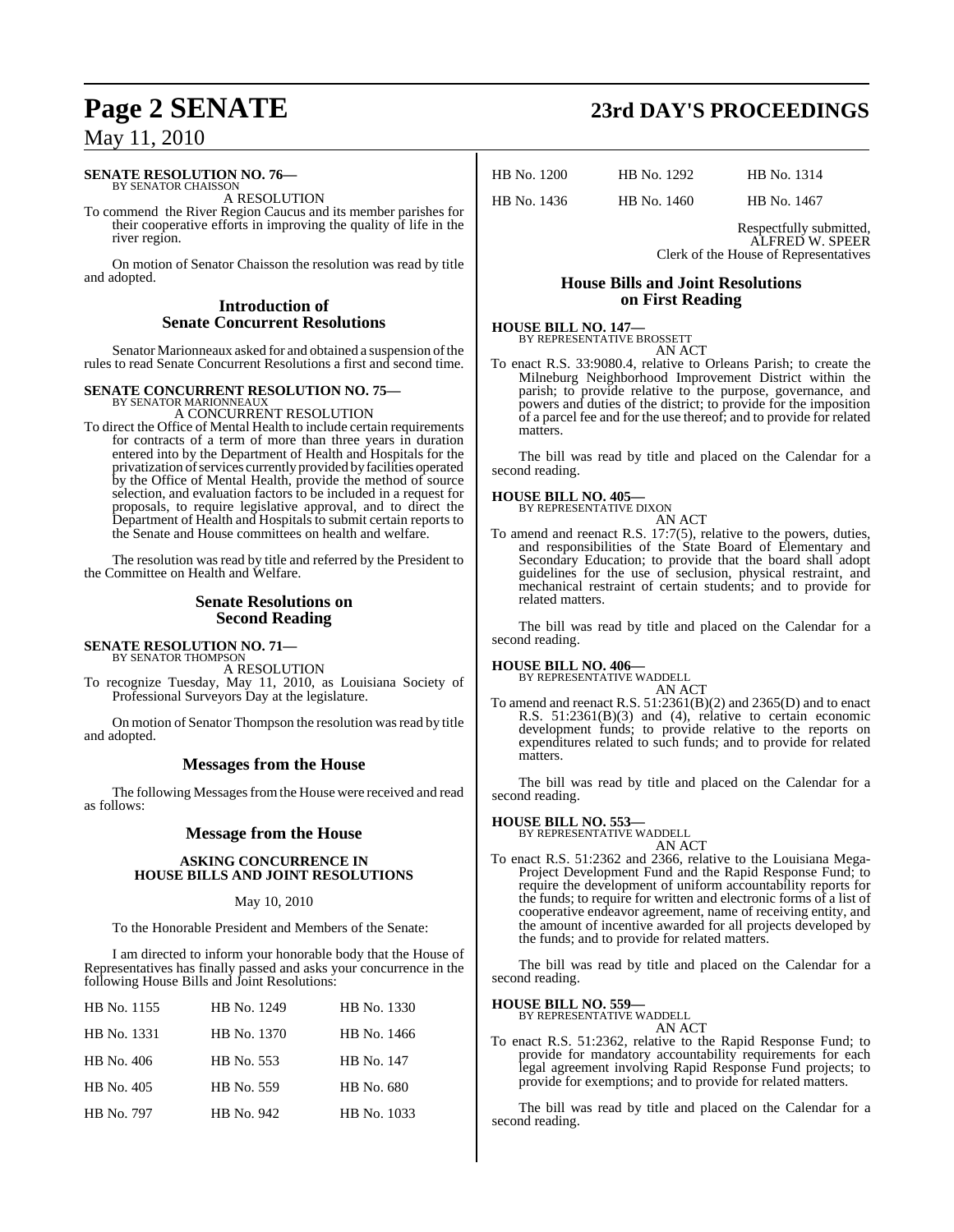**SENATE RESOLUTION NO. 76—**
BY SENATOR CHAISSON

A RESOLUTION

To commend the River Region Caucus and its member parishes for their cooperative efforts in improving the quality of life in the river region.

On motion of Senator Chaisson the resolution was read by title and adopted.

## Introduction of Senate Concurrent Resolutions

Senator Marionneaux asked for and obtained a suspension of the rules to read Senate Concurrent Resolutions a first and second time.

**SENATE CONCURRENT RESOLUTION NO. 75—**
BY SENATOR MARIONNEAUX

A CONCURRENT RESOLUTION

To direct the Office of Mental Health to include certain requirements for contracts of a term of more than three years in duration entered into by the Department of Health and Hospitals for the privatization of services currently provided by facilities operated by the Office of Mental Health, provide the method of source selection, and evaluation factors to be included in a request for proposals, to require legislative approval, and to direct the Department of Health and Hospitals to submit certain reports to the Senate and House committees on health and welfare.

The resolution was read by title and referred by the President to the Committee on Health and Welfare.

## Senate Resolutions on Second Reading

**SENATE RESOLUTION NO. 71—**
BY SENATOR THOMPSON

A RESOLUTION

To recognize Tuesday, May 11, 2010, as Louisiana Society of Professional Surveyors Day at the legislature.

On motion of Senator Thompson the resolution was read by title and adopted.

## Messages from the House

The following Messages from the House were received and read as follows:

## Message from the House

**ASKING CONCURRENCE IN HOUSE BILLS AND JOINT RESOLUTIONS**

May 10, 2010

To the Honorable President and Members of the Senate:

I am directed to inform your honorable body that the House of Representatives has finally passed and asks your concurrence in the following House Bills and Joint Resolutions:

| | | |
|---|---|---|
| HB No. 1155 | HB No. 1249 | HB No. 1330 |
| HB No. 1331 | HB No. 1370 | HB No. 1466 |
| HB No. 406 | HB No. 553 | HB No. 147 |
| HB No. 405 | HB No. 559 | HB No. 680 |
| HB No. 797 | HB No. 942 | HB No. 1033 |
| HB No. 1200 | HB No. 1292 | HB No. 1314 |
| HB No. 1436 | HB No. 1460 | HB No. 1467 |

Respectfully submitted,
ALFRED W. SPEER
Clerk of the House of Representatives

## House Bills and Joint Resolutions on First Reading

**HOUSE BILL NO. 147—**
BY REPRESENTATIVE BROSSETT

AN ACT

To enact R.S. 33:9080.4, relative to Orleans Parish; to create the Milneburg Neighborhood Improvement District within the parish; to provide relative to the purpose, governance, and powers and duties of the district; to provide for the imposition of a parcel fee and for the use thereof; and to provide for related matters.

The bill was read by title and placed on the Calendar for a second reading.

**HOUSE BILL NO. 405—**
BY REPRESENTATIVE DIXON

AN ACT

To amend and reenact R.S. 17:7(5), relative to the powers, duties, and responsibilities of the State Board of Elementary and Secondary Education; to provide that the board shall adopt guidelines for the use of seclusion, physical restraint, and mechanical restraint of certain students; and to provide for related matters.

The bill was read by title and placed on the Calendar for a second reading.

**HOUSE BILL NO. 406—**
BY REPRESENTATIVE WADDELL

AN ACT

To amend and reenact R.S. 51:2361(B)(2) and 2365(D) and to enact R.S. 51:2361(B)(3) and (4), relative to certain economic development funds; to provide relative to the reports on expenditures related to such funds; and to provide for related matters.

The bill was read by title and placed on the Calendar for a second reading.

**HOUSE BILL NO. 553—**
BY REPRESENTATIVE WADDELL

AN ACT

To enact R.S. 51:2362 and 2366, relative to the Louisiana Mega-Project Development Fund and the Rapid Response Fund; to require the development of uniform accountability reports for the funds; to require for written and electronic forms of a list of cooperative endeavor agreement, name of receiving entity, and the amount of incentive awarded for all projects developed by the funds; and to provide for related matters.

The bill was read by title and placed on the Calendar for a second reading.

**HOUSE BILL NO. 559—**
BY REPRESENTATIVE WADDELL

AN ACT

To enact R.S. 51:2362, relative to the Rapid Response Fund; to provide for mandatory accountability requirements for each legal agreement involving Rapid Response Fund projects; to provide for exemptions; and to provide for related matters.

The bill was read by title and placed on the Calendar for a second reading.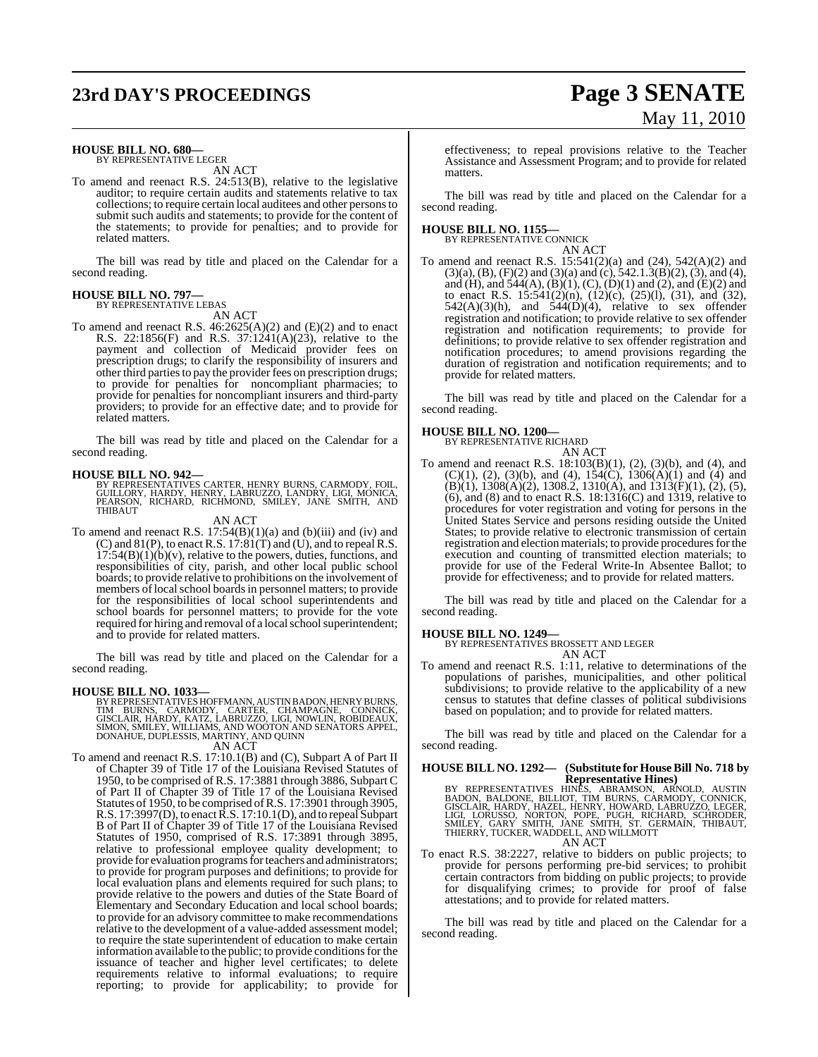**HOUSE BILL NO. 680—**
BY REPRESENTATIVE LEGER

AN ACT

To amend and reenact R.S. 24:513(B), relative to the legislative auditor; to require certain audits and statements relative to tax collections; to require certain local auditees and other persons to submit such audits and statements; to provide for the content of the statements; to provide for penalties; and to provide for related matters.

The bill was read by title and placed on the Calendar for a second reading.

**HOUSE BILL NO. 797—**
BY REPRESENTATIVE LEBAS

AN ACT

To amend and reenact R.S. 46:2625(A)(2) and (E)(2) and to enact R.S. 22:1856(F) and R.S. 37:1241(A)(23), relative to the payment and collection of Medicaid provider fees on prescription drugs; to clarify the responsibility of insurers and other third parties to pay the provider fees on prescription drugs; to provide for penalties for noncompliant pharmacies; to provide for penalties for noncompliant insurers and third-party providers; to provide for an effective date; and to provide for related matters.

The bill was read by title and placed on the Calendar for a second reading.

**HOUSE BILL NO. 942—**
BY REPRESENTATIVES CARTER, HENRY BURNS, CARMODY, FOIL, GUILLORY, HARDY, HENRY, LABRUZZO, LANDRY, LIGI, MONICA, PEARSON, RICHARD, RICHMOND, SMILEY, JANE SMITH, AND THIBAUT

AN ACT

To amend and reenact R.S. 17:54(B)(1)(a) and (b)(iii) and (iv) and (C) and 81(P), to enact R.S. 17:81(T) and (U), and to repeal R.S. 17:54(B)(1)(b)(v), relative to the powers, duties, functions, and responsibilities of city, parish, and other local public school boards; to provide relative to prohibitions on the involvement of members of local school boards in personnel matters; to provide for the responsibilities of local school superintendents and school boards for personnel matters; to provide for the vote required for hiring and removal of a local school superintendent; and to provide for related matters.

The bill was read by title and placed on the Calendar for a second reading.

**HOUSE BILL NO. 1033—**
BY REPRESENTATIVES HOFFMANN, AUSTIN BADON, HENRY BURNS, TIM BURNS, CARMODY, CARTER, CHAMPAGNE, CONNICK, GISCLAIR, HARDY, KATZ, LABRUZZO, LIGI, NOWLIN, ROBIDEAUX, SIMON, SMILEY, WILLIAMS, AND WOOTON AND SENATORS APPEL, DONAHUE, DUPLESSIS, MARTINY, AND QUINN

AN ACT

To amend and reenact R.S. 17:10.1(B) and (C), Subpart A of Part II of Chapter 39 of Title 17 of the Louisiana Revised Statutes of 1950, to be comprised of R.S. 17:3881 through 3886, Subpart C of Part II of Chapter 39 of Title 17 of the Louisiana Revised Statutes of 1950, to be comprised of R.S. 17:3901 through 3905, R.S. 17:3997(D), to enact R.S. 17:10.1(D), and to repeal Subpart B of Part II of Chapter 39 of Title 17 of the Louisiana Revised Statutes of 1950, comprised of R.S. 17:3891 through 3895, relative to professional employee quality development; to provide for evaluation programs for teachers and administrators; to provide for program purposes and definitions; to provide for local evaluation plans and elements required for such plans; to provide relative to the powers and duties of the State Board of Elementary and Secondary Education and local school boards; to provide for an advisory committee to make recommendations relative to the development of a value-added assessment model; to require the state superintendent of education to make certain information available to the public; to provide conditions for the issuance of teacher and higher level certificates; to delete requirements relative to informal evaluations; to require reporting; to provide for applicability; to provide for effectiveness; to repeal provisions relative to the Teacher Assistance and Assessment Program; and to provide for related matters.

The bill was read by title and placed on the Calendar for a second reading.

**HOUSE BILL NO. 1155—**
BY REPRESENTATIVE CONNICK

AN ACT

To amend and reenact R.S. 15:541(2)(a) and (24), 542(A)(2) and (3)(a), (B), (F)(2) and (3)(a) and (c), 542.1.3(B)(2), (3), and (4), and (H), and 544(A), (B)(1), (C), (D)(1) and (2), and (E)(2) and to enact R.S. 15:541(2)(n), (12)(c), (25)(l), (31), and (32), 542(A)(3)(h), and 544(D)(4), relative to sex offender registration and notification; to provide relative to sex offender registration and notification requirements; to provide for definitions; to provide relative to sex offender registration and notification procedures; to amend provisions regarding the duration of registration and notification requirements; and to provide for related matters.

The bill was read by title and placed on the Calendar for a second reading.

**HOUSE BILL NO. 1200—**
BY REPRESENTATIVE RICHARD

AN ACT

To amend and reenact R.S. 18:103(B)(1), (2), (3)(b), and (4), and (C)(1), (2), (3)(b), and (4), 154(C), 1306(A)(1) and (4) and (B)(1), 1308(A)(2), 1308.2, 1310(A), and 1313(F)(1), (2), (5), (6), and (8) and to enact R.S. 18:1316(C) and 1319, relative to procedures for voter registration and voting for persons in the United States Service and persons residing outside the United States; to provide relative to electronic transmission of certain registration and election materials; to provide procedures for the execution and counting of transmitted election materials; to provide for use of the Federal Write-In Absentee Ballot; to provide for effectiveness; and to provide for related matters.

The bill was read by title and placed on the Calendar for a second reading.

**HOUSE BILL NO. 1249—**
BY REPRESENTATIVES BROSSETT AND LEGER

AN ACT

To amend and reenact R.S. 1:11, relative to determinations of the populations of parishes, municipalities, and other political subdivisions; to provide relative to the applicability of a new census to statutes that define classes of political subdivisions based on population; and to provide for related matters.

The bill was read by title and placed on the Calendar for a second reading.

**HOUSE BILL NO. 1292— (Substitute for House Bill No. 718 by Representative Hines)**
BY REPRESENTATIVES HINES, ABRAMSON, ARNOLD, AUSTIN BADON, BALDONE, BILLIOT, TIM BURNS, CARMODY, CONNICK, GISCLAIR, HARDY, HAZEL, HENRY, HOWARD, LABRUZZO, LEGER, LIGI, LORUSSO, NORTON, POPE, PUGH, RICHARD, SCHRODER, SMILEY, GARY SMITH, JANE SMITH, ST. GERMAIN, THIBAUT, THIERRY, TUCKER, WADDELL, AND WILLMOTT

AN ACT

To enact R.S. 38:2227, relative to bidders on public projects; to provide for persons performing pre-bid services; to prohibit certain contractors from bidding on public projects; to provide for disqualifying crimes; to provide for proof of false attestations; and to provide for related matters.

The bill was read by title and placed on the Calendar for a second reading.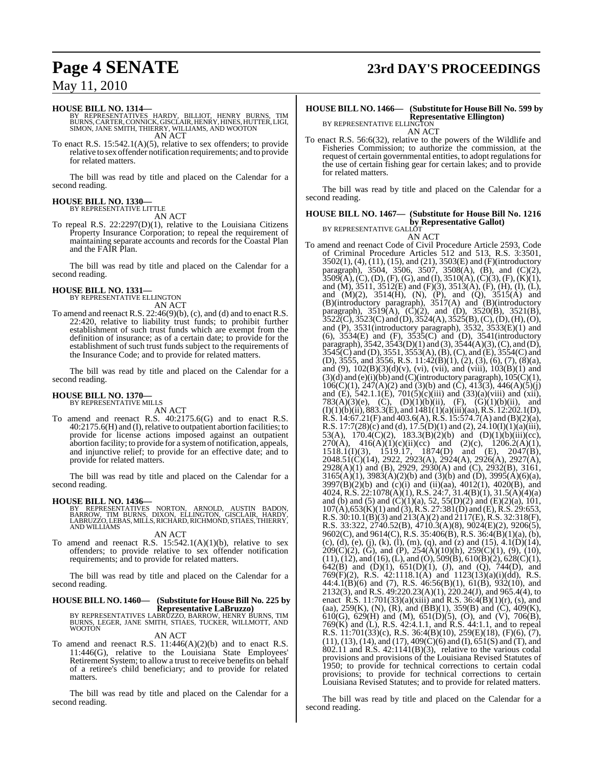**HOUSE BILL NO. 1314—**
BY REPRESENTATIVES HARDY, BILLIOT, HENRY BURNS, TIM BURNS, CARTER, CONNICK, GISCLAIR, HENRY, HINES, HUTTER, LIGI, SIMON, JANE SMITH, THIERRY, WILLIAMS, AND WOOTON

AN ACT

To enact R.S. 15:542.1(A)(5), relative to sex offenders; to provide relative to sex offender notification requirements; and to provide for related matters.

The bill was read by title and placed on the Calendar for a second reading.

**HOUSE BILL NO. 1330—**
BY REPRESENTATIVE LITTLE

AN ACT

To repeal R.S. 22:2297(D)(1), relative to the Louisiana Citizens Property Insurance Corporation; to repeal the requirement of maintaining separate accounts and records for the Coastal Plan and the FAIR Plan.

The bill was read by title and placed on the Calendar for a second reading.

**HOUSE BILL NO. 1331—**
BY REPRESENTATIVE ELLINGTON

AN ACT

To amend and reenact R.S. 22:46(9)(b), (c), and (d) and to enact R.S. 22:420, relative to liability trust funds; to prohibit further establishment of such trust funds which are exempt from the definition of insurance; as of a certain date; to provide for the establishment of such trust funds subject to the requirements of the Insurance Code; and to provide for related matters.

The bill was read by title and placed on the Calendar for a second reading.

**HOUSE BILL NO. 1370—**
BY REPRESENTATIVE MILLS

AN ACT

To amend and reenact R.S. 40:2175.6(G) and to enact R.S. 40:2175.6(H) and (I), relative to outpatient abortion facilities; to provide for license actions imposed against an outpatient abortion facility; to provide for a system of notification, appeals, and injunctive relief; to provide for an effective date; and to provide for related matters.

The bill was read by title and placed on the Calendar for a second reading.

**HOUSE BILL NO. 1436—**
BY REPRESENTATIVES NORTON, ARNOLD, AUSTIN BADON, BARROW, TIM BURNS, DIXON, ELLINGTON, GISCLAIR, HARDY, LABRUZZO, LEBAS, MILLS, RICHARD, RICHMOND, STIAES, THIERRY, AND WILLIAMS

AN ACT

To amend and reenact R.S. 15:542.1(A)(1)(b), relative to sex offenders; to provide relative to sex offender notification requirements; and to provide for related matters.

The bill was read by title and placed on the Calendar for a second reading.

**HOUSE BILL NO. 1460— (Substitute for House Bill No. 225 by Representative LaBruzzo)**
BY REPRESENTATIVES LABRUZZO, BARROW, HENRY BURNS, TIM BURNS, LEGER, JANE SMITH, STIAES, TUCKER, WILLMOTT, AND WOOTON

AN ACT

To amend and reenact R.S. 11:446(A)(2)(b) and to enact R.S. 11:446(G), relative to the Louisiana State Employees' Retirement System; to allow a trust to receive benefits on behalf of a retiree's child beneficiary; and to provide for related matters.

The bill was read by title and placed on the Calendar for a second reading.

**HOUSE BILL NO. 1466— (Substitute for House Bill No. 599 by Representative Ellington)**
BY REPRESENTATIVE ELLINGTON

AN ACT

To enact R.S. 56:6(32), relative to the powers of the Wildlife and Fisheries Commission; to authorize the commission, at the request of certain governmental entities, to adopt regulations for the use of certain fishing gear for certain lakes; and to provide for related matters.

The bill was read by title and placed on the Calendar for a second reading.

**HOUSE BILL NO. 1467— (Substitute for House Bill No. 1216 by Representative Gallot)**
BY REPRESENTATIVE GALLOT

AN ACT

To amend and reenact Code of Civil Procedure Article 2593, Code of Criminal Procedure Articles 512 and 513, R.S. 3:3501, 3502(1), (4), (11), (15), and (21), 3503(E) and (F)(introductory paragraph), 3504, 3506, 3507, 3508(A), (B), and (C)(2), 3509(A), (C), (D), (F), (G), and (I), 3510(A), (C)(3), (F), (K)(1), and (M), 3511, 3512(E) and (F)(3), 3513(A), (F), (H), (I), (L), and (M)(2), 3514(H), (N), (P), and (Q), 3515(A) and (B)(introductory paragraph), 3517(A) and (B)(introductory paragraph), 3519(A), (C)(2), and (D), 3520(B), 3521(B), 3522(C), 3523(C) and (D), 3524(A), 3525(B), (C), (D), (H), (O), and (P), 3531(introductory paragraph), 3532, 3533(E)(1) and (6), 3534(E) and (F), 3535(C) and (D), 3541(introductory paragraph), 3542, 3543(D)(1) and (3), 3544(A)(3), (C), and (D), 3545(C) and (D), 3551, 3553(A), (B), (C), and (E), 3554(C) and (D), 3555, and 3556, R.S. 11:42(B)(1), (2), (3), (6), (7), (8)(a), and (9), 102(B)(3)(d)(v), (vi), (vii), and (viii), 103(B)(1) and (3)(d) and (e)(i)(bb) and (C)(introductory paragraph), 105(C)(1), 106(C)(1), 247(A)(2) and (3)(b) and (C), 413(3), 446(A)(5)(j) and (E), 542.1.1(E), 701(5)(c)(iii) and (33)(a)(viii) and (xii), 783(A)(3)(e), (C), (D)(1)(b)(ii), (F), (G)(1)(b)(ii), and (I)(1)(b)(ii), 883.3(E), and 1481(1)(a)(iii)(aa), R.S. 12:202.1(D), R.S. 14:67.21(F) and 403.6(A), R.S. 15:574.7(A) and (B)(2)(a), R.S. 17:7(28)(c) and (d), 17.5(D)(1) and (2), 24.10(I)(1)(a)(iii), 53(A), 170.4(C)(2), 183.3(B)(2)(b) and (D)(1)(b)(iii)(cc), 270(A), 416(A)(1)(c)(ii)(cc) and (2)(c), 1206.2(A)(1), 1518.1(I)(3), 1519.17, 1874(D) and (E), 2047(B), 2048.51(C)(14), 2922, 2923(A), 2924(A), 2926(A), 2927(A), 2928(A)(1) and (B), 2929, 2930(A) and (C), 2932(B), 3161, 3165(A)(1), 3983(A)(2)(b) and (3)(b) and (D), 3995(A)(6)(a), 3997(B)(2)(b) and (c)(i) and (ii)(aa), 4012(1), 4020(B), and 4024, R.S. 22:1078(A)(1), R.S. 24:7, 31.4(B)(1), 31.5(A)(4)(a) and (b) and (5) and (C)(1)(a), 52, 55(D)(2) and (E)(2)(a), 101, 107(A), 653(K)(1) and (3), R.S. 27:381(D) and (E), R.S. 29:653, R.S. 30:10.1(B)(3) and 213(A)(2) and 2117(E), R.S. 32:318(F), R.S. 33:322, 2740.52(B), 4710.3(A)(8), 9024(E)(2), 9206(5), 9602(C), and 9614(C), R.S. 35:406(B), R.S. 36:4(B)(1)(a), (b), (c), (d), (e), (j), (k), (l), (m), (q), and (z) and (15), 4.1(D)(14), 209(C)(2), (G), and (P), 254(A)(10)(h), 259(C)(1), (9), (10), (11), (12), and (16), (L), and (O), 509(B), 610(B)(2), 628(C)(1), 642(B) and (D)(1), 651(D)(1), (J), and (Q), 744(D), and 769(F)(2), R.S. 42:1118.1(A) and 1123(13)(a)(i)(dd), R.S. 44:4.1(B)(6) and (7), R.S. 46:56(B)(1), 61(B), 932(10), and 2132(3), and R.S. 49:220.23(A)(1), 220.24(J), and 965.4(4), to enact R.S. 11:701(33)(a)(xiii) and R.S. 36:4(B)(1)(r), (s), and (aa), 259(K), (N), (R), and (BB)(1), 359(B) and (C), 409(K), 610(G), 629(H) and (M), 651(D)(5), (O), and (V), 706(B), 769(K) and (L), R.S. 42:4.1.1, and R.S. 44:1.1, and to repeal R.S. 11:701(33)(c), R.S. 36:4(B)(10), 259(E)(18), (F)(6), (7), (11), (13), (14), and (17), 409(C)(6) and (I), 651(S) and (T), and 802.11 and R.S. 42:1141(B)(3), relative to the various codal provisions and provisions of the Louisiana Revised Statutes of 1950; to provide for technical corrections to certain codal provisions; to provide for technical corrections to certain Louisiana Revised Statutes; and to provide for related matters.

The bill was read by title and placed on the Calendar for a second reading.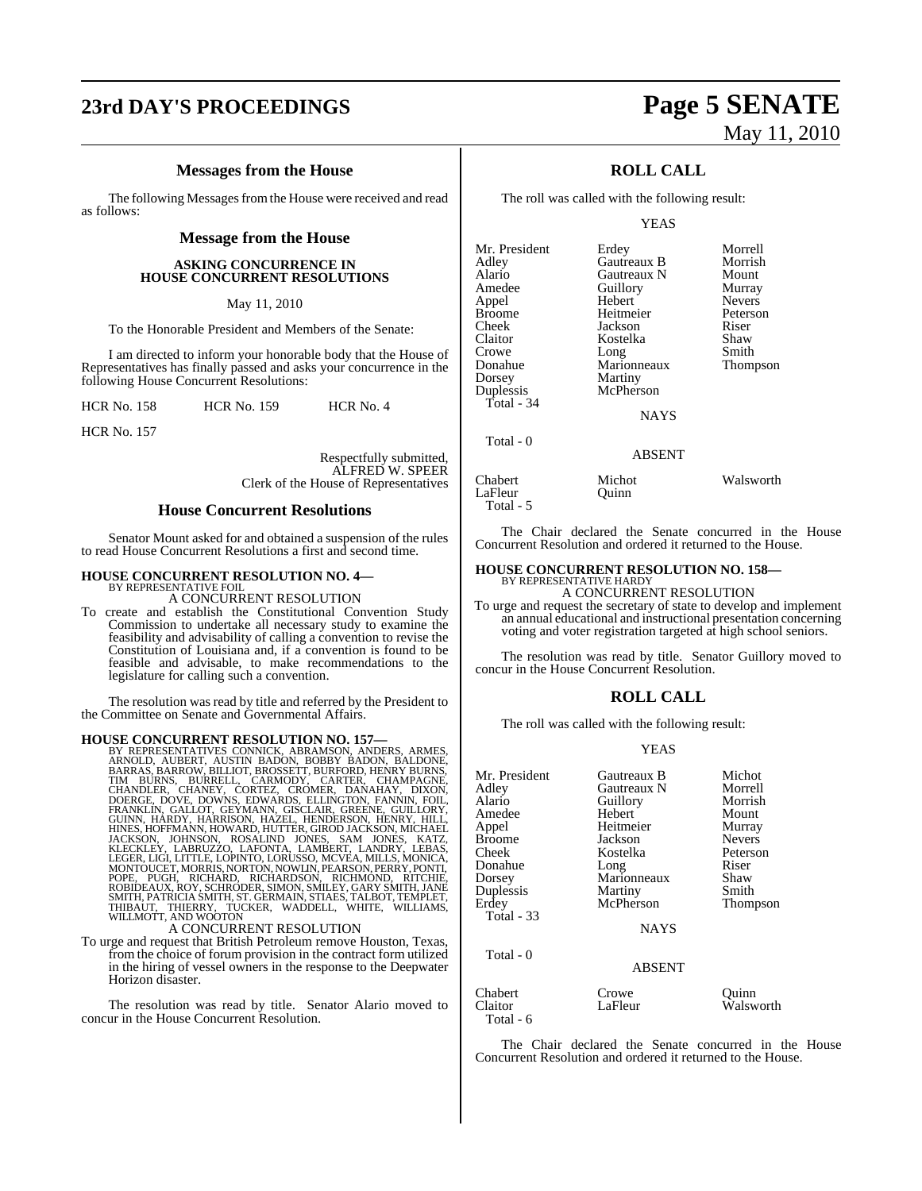### Messages from the House

The following Messages from the House were received and read as follows:

### Message from the House

**ASKING CONCURRENCE IN HOUSE CONCURRENT RESOLUTIONS**

May 11, 2010

To the Honorable President and Members of the Senate:

I am directed to inform your honorable body that the House of Representatives has finally passed and asks your concurrence in the following House Concurrent Resolutions:

HCR No. 158 HCR No. 159 HCR No. 4

HCR No. 157

Respectfully submitted,
ALFRED W. SPEER
Clerk of the House of Representatives

### House Concurrent Resolutions

Senator Mount asked for and obtained a suspension of the rules to read House Concurrent Resolutions a first and second time.

**HOUSE CONCURRENT RESOLUTION NO. 4—**
BY REPRESENTATIVE FOIL
A CONCURRENT RESOLUTION

To create and establish the Constitutional Convention Study Commission to undertake all necessary study to examine the feasibility and advisability of calling a convention to revise the Constitution of Louisiana and, if a convention is found to be feasible and advisable, to make recommendations to the legislature for calling such a convention.

The resolution was read by title and referred by the President to the Committee on Senate and Governmental Affairs.

**HOUSE CONCURRENT RESOLUTION NO. 157—**
BY REPRESENTATIVES CONNICK, ABRAMSON, ANDERS, ARMES, ARNOLD, AUBERT, AUSTIN BADON, BOBBY BADON, BALDONE, BARRAS, BARROW, BILLIOT, BROSSETT, BURFORD, HENRY BURNS, TIM BURNS, BURRELL, CARMODY, CARTER, CHAMPAGNE, CHANDLER, CHANEY, CORTEZ, CROMER, DANAHAY, DIXON, DOERGE, DOVE, DOWNS, EDWARDS, ELLINGTON, FANNIN, FOIL, FRANKLIN, GALLOT, GEYMANN, GISCLAIR, GREENE, GUILLORY, GUINN, HARDY, HARRISON, HAZEL, HENDERSON, HENRY, HILL, HINES, HOFFMANN, HOWARD, HUTTER, GIROD JACKSON, MICHAEL JACKSON, JOHNSON, ROSALIND JONES, SAM JONES, KATZ, KLECKLEY, LABRUZZO, LAFONTA, LAMBERT, LANDRY, LEBAS, LEGER, LIGI, LITTLE, LOPINTO, LORUSSO, MCVEA, MILLS, MONICA, MONTOUCET, MORRIS, NORTON, NOWLIN, PEARSON, PERRY, PONTI, POPE, PUGH, RICHARD, RICHARDSON, RICHMOND, RITCHIE, ROBIDEAUX, ROY, SCHRODER, SIMON, SMILEY, GARY SMITH, JANE SMITH, PATRICIA SMITH, ST. GERMAIN, STIAES, TALBOT, TEMPLET, THIBAUT, THIERRY, TUCKER, WADDELL, WHITE, WILLIAMS, WILLMOTT, AND WOOTON
A CONCURRENT RESOLUTION

To urge and request that British Petroleum remove Houston, Texas, from the choice of forum provision in the contract form utilized in the hiring of vessel owners in the response to the Deepwater Horizon disaster.

The resolution was read by title. Senator Alario moved to concur in the House Concurrent Resolution.

### ROLL CALL

The roll was called with the following result:

YEAS

| | | |
|---|---|---|
| Mr. President | Erdey | Morrell |
| Adley | Gautreaux B | Morrish |
| Alario | Gautreaux N | Mount |
| Amedee | Guillory | Murray |
| Appel | Hebert | Nevers |
| Broome | Heitmeier | Peterson |
| Cheek | Jackson | Riser |
| Claitor | Kostelka | Shaw |
| Crowe | Long | Smith |
| Donahue | Marionneaux | Thompson |
| Dorsey | Martiny | |
| Duplessis | McPherson | |

Total - 34

NAYS

Total - 0

ABSENT

| | | |
|---|---|---|
| Chabert | Michot | Walsworth |
| LaFleur | Quinn | |

Total - 5

The Chair declared the Senate concurred in the House Concurrent Resolution and ordered it returned to the House.

**HOUSE CONCURRENT RESOLUTION NO. 158—**
BY REPRESENTATIVE HARDY
A CONCURRENT RESOLUTION

To urge and request the secretary of state to develop and implement an annual educational and instructional presentation concerning voting and voter registration targeted at high school seniors.

The resolution was read by title. Senator Guillory moved to concur in the House Concurrent Resolution.

### ROLL CALL

The roll was called with the following result:

YEAS

| | | |
|---|---|---|
| Mr. President | Gautreaux B | Michot |
| Adley | Gautreaux N | Morrell |
| Alario | Guillory | Morrish |
| Amedee | Hebert | Mount |
| Appel | Heitmeier | Murray |
| Broome | Jackson | Nevers |
| Cheek | Kostelka | Peterson |
| Donahue | Long | Riser |
| Dorsey | Marionneaux | Shaw |
| Duplessis | Martiny | Smith |
| Erdey | McPherson | Thompson |

Total - 33

NAYS

Total - 0

ABSENT

| | | |
|---|---|---|
| Chabert | Crowe | Quinn |
| Claitor | LaFleur | Walsworth |

Total - 6

The Chair declared the Senate concurred in the House Concurrent Resolution and ordered it returned to the House.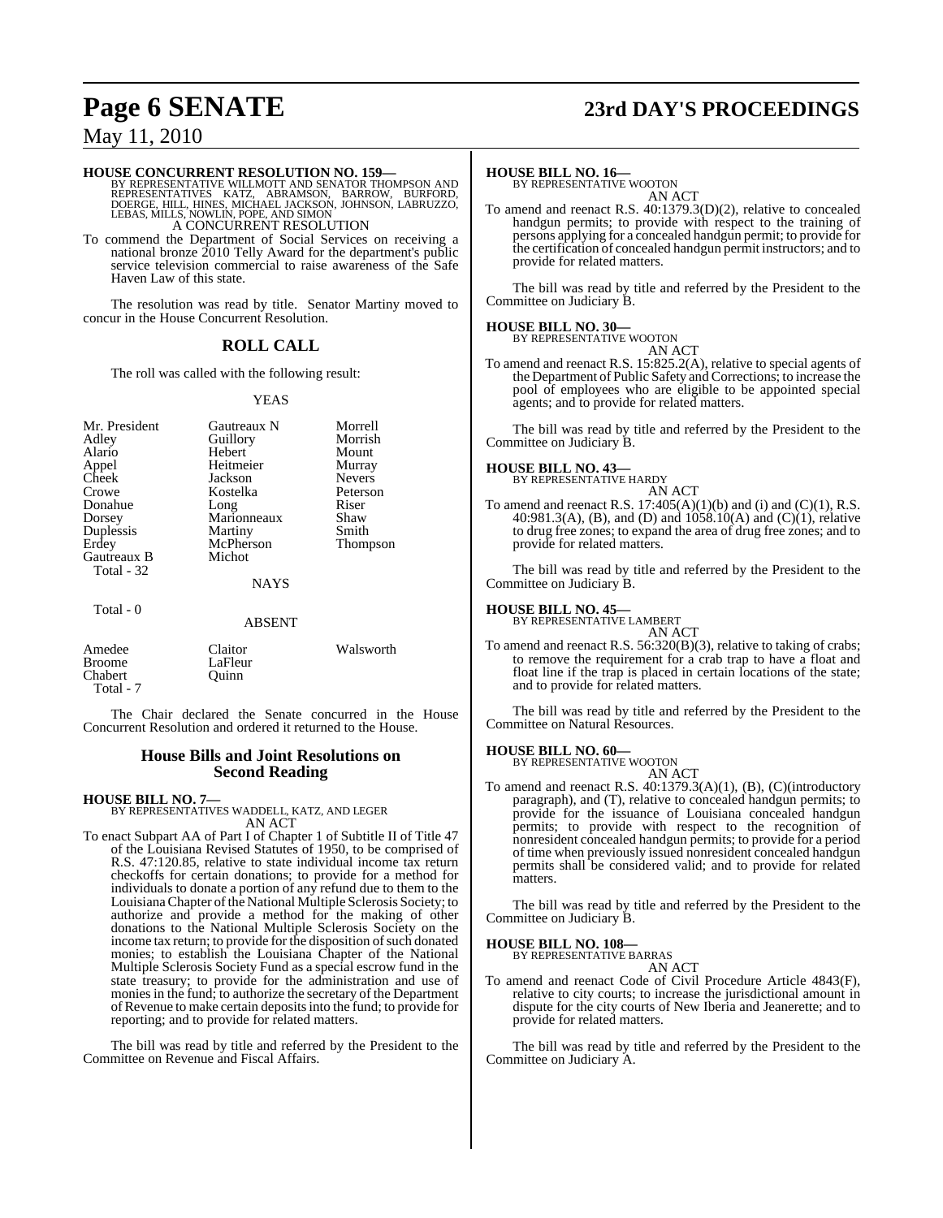**HOUSE CONCURRENT RESOLUTION NO. 159—**
BY REPRESENTATIVE WILLMOTT AND SENATOR THOMPSON AND REPRESENTATIVES KATZ, ABRAMSON, BARROW, BURFORD, DOERGE, HILL, HINES, MICHAEL JACKSON, JOHNSON, LABRUZZO, LEBAS, MILLS, NOWLIN, POPE, AND SIMON

A CONCURRENT RESOLUTION

To commend the Department of Social Services on receiving a national bronze 2010 Telly Award for the department's public service television commercial to raise awareness of the Safe Haven Law of this state.

The resolution was read by title. Senator Martiny moved to concur in the House Concurrent Resolution.

## ROLL CALL

The roll was called with the following result:

YEAS

| | | |
|---|---|---|
| Mr. President | Gautreaux N | Morrell |
| Adley | Guillory | Morrish |
| Alario | Hebert | Mount |
| Appel | Heitmeier | Murray |
| Cheek | Jackson | Nevers |
| Crowe | Kostelka | Peterson |
| Donahue | Long | Riser |
| Dorsey | Marionneaux | Shaw |
| Duplessis | Martiny | Smith |
| Erdey | McPherson | Thompson |
| Gautreaux B | Michot | |
| Total - 32 | | |

NAYS

Total - 0

ABSENT

| | | |
|---|---|---|
| Amedee | Claitor | Walsworth |
| Broome | LaFleur | |
| Chabert | Quinn | |
| Total - 7 | | |

The Chair declared the Senate concurred in the House Concurrent Resolution and ordered it returned to the House.

## House Bills and Joint Resolutions on Second Reading

**HOUSE BILL NO. 7—**
BY REPRESENTATIVES WADDELL, KATZ, AND LEGER

AN ACT

To enact Subpart AA of Part I of Chapter 1 of Subtitle II of Title 47 of the Louisiana Revised Statutes of 1950, to be comprised of R.S. 47:120.85, relative to state individual income tax return checkoffs for certain donations; to provide for a method for individuals to donate a portion of any refund due to them to the Louisiana Chapter of the National Multiple Sclerosis Society; to authorize and provide a method for the making of other donations to the National Multiple Sclerosis Society on the income tax return; to provide for the disposition of such donated monies; to establish the Louisiana Chapter of the National Multiple Sclerosis Society Fund as a special escrow fund in the state treasury; to provide for the administration and use of monies in the fund; to authorize the secretary of the Department of Revenue to make certain deposits into the fund; to provide for reporting; and to provide for related matters.

The bill was read by title and referred by the President to the Committee on Revenue and Fiscal Affairs.

**HOUSE BILL NO. 16—**
BY REPRESENTATIVE WOOTON

AN ACT

To amend and reenact R.S. 40:1379.3(D)(2), relative to concealed handgun permits; to provide with respect to the training of persons applying for a concealed handgun permit; to provide for the certification of concealed handgun permit instructors; and to provide for related matters.

The bill was read by title and referred by the President to the Committee on Judiciary B.

**HOUSE BILL NO. 30—**
BY REPRESENTATIVE WOOTON

AN ACT

To amend and reenact R.S. 15:825.2(A), relative to special agents of the Department of Public Safety and Corrections; to increase the pool of employees who are eligible to be appointed special agents; and to provide for related matters.

The bill was read by title and referred by the President to the Committee on Judiciary B.

**HOUSE BILL NO. 43—**
BY REPRESENTATIVE HARDY

AN ACT

To amend and reenact R.S. 17:405(A)(1)(b) and (i) and (C)(1), R.S. 40:981.3(A), (B), and (D) and 1058.10(A) and (C)(1), relative to drug free zones; to expand the area of drug free zones; and to provide for related matters.

The bill was read by title and referred by the President to the Committee on Judiciary B.

**HOUSE BILL NO. 45—**
BY REPRESENTATIVE LAMBERT

AN ACT

To amend and reenact R.S. 56:320(B)(3), relative to taking of crabs; to remove the requirement for a crab trap to have a float and float line if the trap is placed in certain locations of the state; and to provide for related matters.

The bill was read by title and referred by the President to the Committee on Natural Resources.

**HOUSE BILL NO. 60—**
BY REPRESENTATIVE WOOTON

AN ACT

To amend and reenact R.S. 40:1379.3(A)(1), (B), (C)(introductory paragraph), and (T), relative to concealed handgun permits; to provide for the issuance of Louisiana concealed handgun permits; to provide with respect to the recognition of nonresident concealed handgun permits; to provide for a period of time when previously issued nonresident concealed handgun permits shall be considered valid; and to provide for related matters.

The bill was read by title and referred by the President to the Committee on Judiciary B.

**HOUSE BILL NO. 108—**
BY REPRESENTATIVE BARRAS

AN ACT

To amend and reenact Code of Civil Procedure Article 4843(F), relative to city courts; to increase the jurisdictional amount in dispute for the city courts of New Iberia and Jeanerette; and to provide for related matters.

The bill was read by title and referred by the President to the Committee on Judiciary A.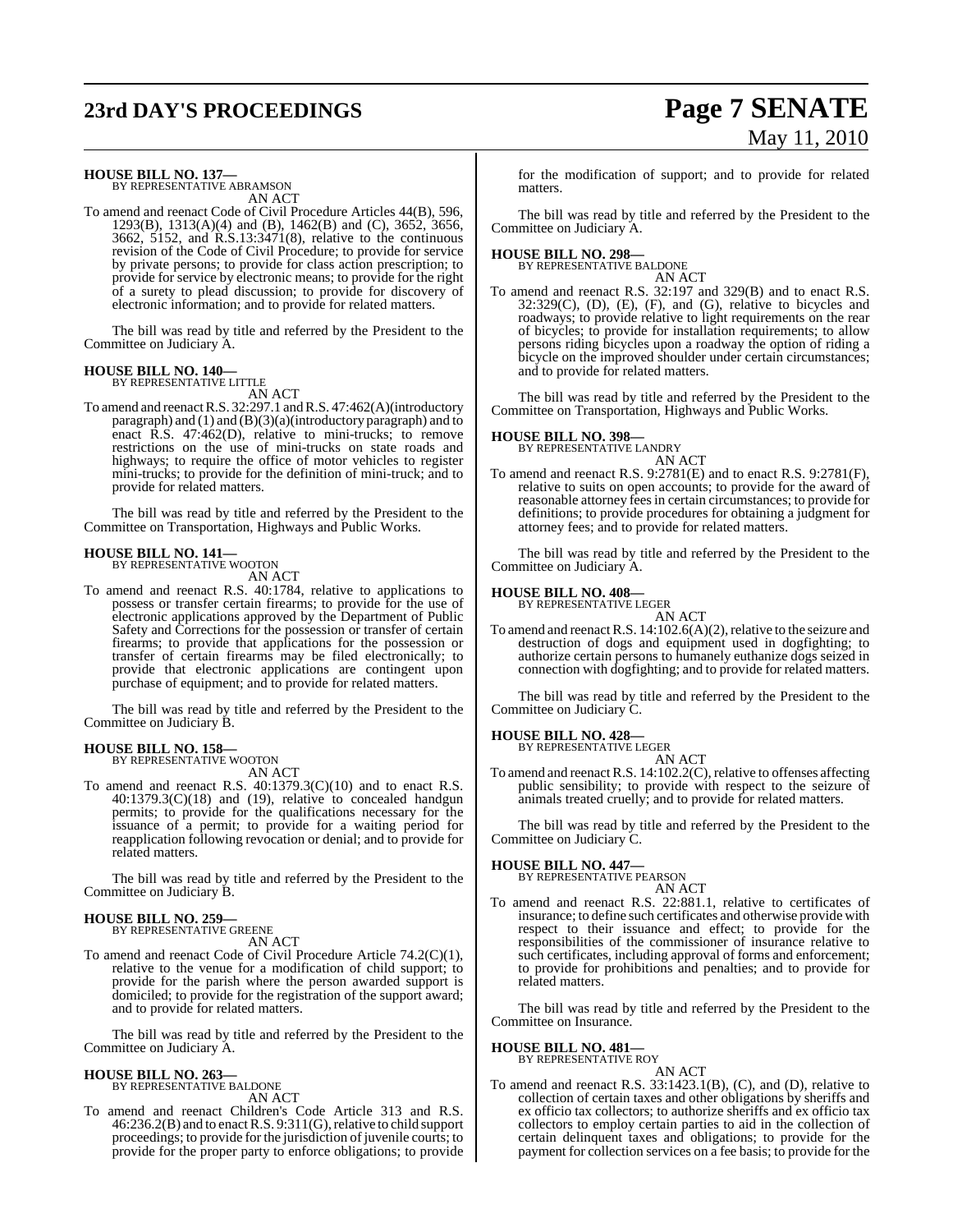**HOUSE BILL NO. 137—**
BY REPRESENTATIVE ABRAMSON

AN ACT

To amend and reenact Code of Civil Procedure Articles 44(B), 596, 1293(B), 1313(A)(4) and (B), 1462(B) and (C), 3652, 3656, 3662, 5152, and R.S.13:3471(8), relative to the continuous revision of the Code of Civil Procedure; to provide for service by private persons; to provide for class action prescription; to provide for service by electronic means; to provide for the right of a surety to plead discussion; to provide for discovery of electronic information; and to provide for related matters.

The bill was read by title and referred by the President to the Committee on Judiciary A.

**HOUSE BILL NO. 140—**
BY REPRESENTATIVE LITTLE

AN ACT

To amend and reenact R.S. 32:297.1 and R.S. 47:462(A)(introductory paragraph) and (1) and (B)(3)(a)(introductory paragraph) and to enact R.S. 47:462(D), relative to mini-trucks; to remove restrictions on the use of mini-trucks on state roads and highways; to require the office of motor vehicles to register mini-trucks; to provide for the definition of mini-truck; and to provide for related matters.

The bill was read by title and referred by the President to the Committee on Transportation, Highways and Public Works.

**HOUSE BILL NO. 141—**
BY REPRESENTATIVE WOOTON

AN ACT

To amend and reenact R.S. 40:1784, relative to applications to possess or transfer certain firearms; to provide for the use of electronic applications approved by the Department of Public Safety and Corrections for the possession or transfer of certain firearms; to provide that applications for the possession or transfer of certain firearms may be filed electronically; to provide that electronic applications are contingent upon purchase of equipment; and to provide for related matters.

The bill was read by title and referred by the President to the Committee on Judiciary B.

**HOUSE BILL NO. 158—**
BY REPRESENTATIVE WOOTON

AN ACT

To amend and reenact R.S. 40:1379.3(C)(10) and to enact R.S. 40:1379.3(C)(18) and (19), relative to concealed handgun permits; to provide for the qualifications necessary for the issuance of a permit; to provide for a waiting period for reapplication following revocation or denial; and to provide for related matters.

The bill was read by title and referred by the President to the Committee on Judiciary B.

**HOUSE BILL NO. 259—**
BY REPRESENTATIVE GREENE

AN ACT

To amend and reenact Code of Civil Procedure Article 74.2(C)(1), relative to the venue for a modification of child support; to provide for the parish where the person awarded support is domiciled; to provide for the registration of the support award; and to provide for related matters.

The bill was read by title and referred by the President to the Committee on Judiciary A.

**HOUSE BILL NO. 263—**
BY REPRESENTATIVE BALDONE

AN ACT

To amend and reenact Children's Code Article 313 and R.S. 46:236.2(B) and to enact R.S. 9:311(G), relative to child support proceedings; to provide for the jurisdiction of juvenile courts; to provide for the proper party to enforce obligations; to provide for the modification of support; and to provide for related matters.

The bill was read by title and referred by the President to the Committee on Judiciary A.

**HOUSE BILL NO. 298—**
BY REPRESENTATIVE BALDONE

AN ACT

To amend and reenact R.S. 32:197 and 329(B) and to enact R.S. 32:329(C), (D), (E), (F), and (G), relative to bicycles and roadways; to provide relative to light requirements on the rear of bicycles; to provide for installation requirements; to allow persons riding bicycles upon a roadway the option of riding a bicycle on the improved shoulder under certain circumstances; and to provide for related matters.

The bill was read by title and referred by the President to the Committee on Transportation, Highways and Public Works.

**HOUSE BILL NO. 398—**
BY REPRESENTATIVE LANDRY

AN ACT

To amend and reenact R.S. 9:2781(E) and to enact R.S. 9:2781(F), relative to suits on open accounts; to provide for the award of reasonable attorney fees in certain circumstances; to provide for definitions; to provide procedures for obtaining a judgment for attorney fees; and to provide for related matters.

The bill was read by title and referred by the President to the Committee on Judiciary A.

**HOUSE BILL NO. 408—**
BY REPRESENTATIVE LEGER

AN ACT

To amend and reenact R.S. 14:102.6(A)(2), relative to the seizure and destruction of dogs and equipment used in dogfighting; to authorize certain persons to humanely euthanize dogs seized in connection with dogfighting; and to provide for related matters.

The bill was read by title and referred by the President to the Committee on Judiciary C.

**HOUSE BILL NO. 428—**
BY REPRESENTATIVE LEGER

AN ACT

To amend and reenact R.S. 14:102.2(C), relative to offenses affecting public sensibility; to provide with respect to the seizure of animals treated cruelly; and to provide for related matters.

The bill was read by title and referred by the President to the Committee on Judiciary C.

**HOUSE BILL NO. 447—**
BY REPRESENTATIVE PEARSON

AN ACT

To amend and reenact R.S. 22:881.1, relative to certificates of insurance; to define such certificates and otherwise provide with respect to their issuance and effect; to provide for the responsibilities of the commissioner of insurance relative to such certificates, including approval of forms and enforcement; to provide for prohibitions and penalties; and to provide for related matters.

The bill was read by title and referred by the President to the Committee on Insurance.

**HOUSE BILL NO. 481—**
BY REPRESENTATIVE ROY

AN ACT

To amend and reenact R.S. 33:1423.1(B), (C), and (D), relative to collection of certain taxes and other obligations by sheriffs and ex officio tax collectors; to authorize sheriffs and ex officio tax collectors to employ certain parties to aid in the collection of certain delinquent taxes and obligations; to provide for the payment for collection services on a fee basis; to provide for the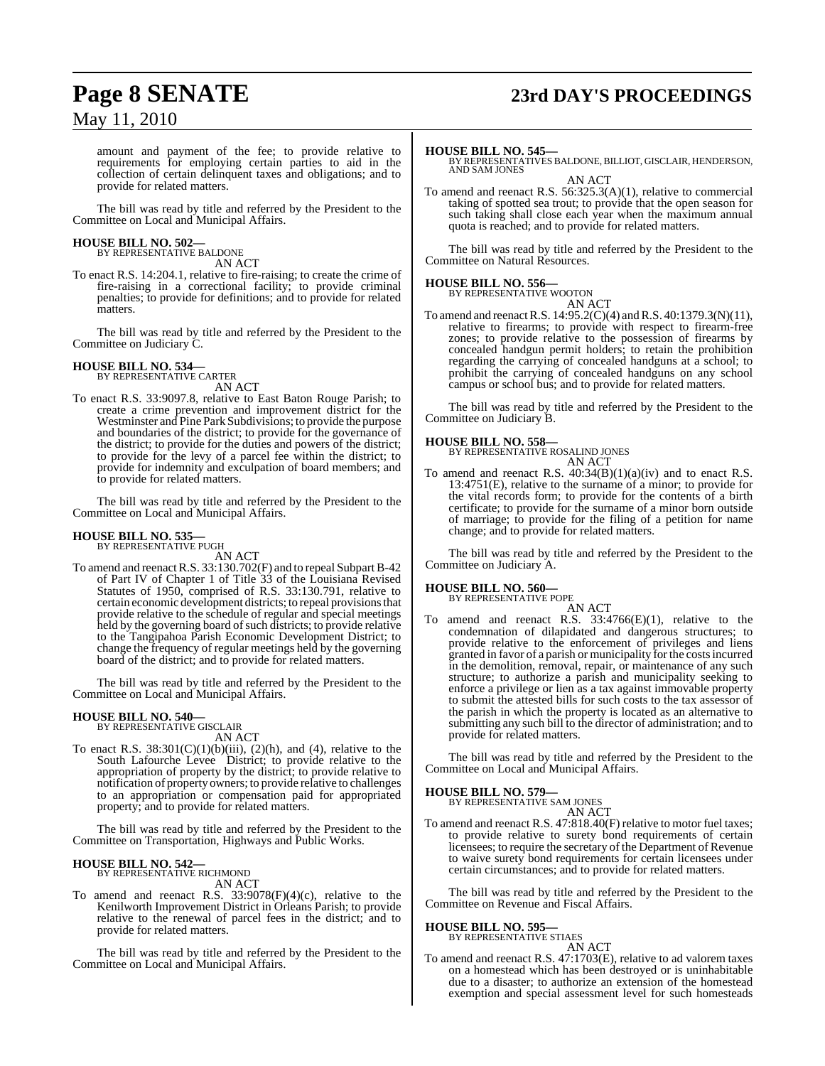amount and payment of the fee; to provide relative to requirements for employing certain parties to aid in the collection of certain delinquent taxes and obligations; and to provide for related matters.

The bill was read by title and referred by the President to the Committee on Local and Municipal Affairs.

**HOUSE BILL NO. 502—**
BY REPRESENTATIVE BALDONE

AN ACT

To enact R.S. 14:204.1, relative to fire-raising; to create the crime of fire-raising in a correctional facility; to provide criminal penalties; to provide for definitions; and to provide for related matters.

The bill was read by title and referred by the President to the Committee on Judiciary C.

**HOUSE BILL NO. 534—**
BY REPRESENTATIVE CARTER

AN ACT

To enact R.S. 33:9097.8, relative to East Baton Rouge Parish; to create a crime prevention and improvement district for the Westminster and Pine Park Subdivisions; to provide the purpose and boundaries of the district; to provide for the governance of the district; to provide for the duties and powers of the district; to provide for the levy of a parcel fee within the district; to provide for indemnity and exculpation of board members; and to provide for related matters.

The bill was read by title and referred by the President to the Committee on Local and Municipal Affairs.

**HOUSE BILL NO. 535—**
BY REPRESENTATIVE PUGH

AN ACT

To amend and reenact R.S. 33:130.702(F) and to repeal Subpart B-42 of Part IV of Chapter 1 of Title 33 of the Louisiana Revised Statutes of 1950, comprised of R.S. 33:130.791, relative to certain economic development districts; to repeal provisions that provide relative to the schedule of regular and special meetings held by the governing board of such districts; to provide relative to the Tangipahoa Parish Economic Development District; to change the frequency of regular meetings held by the governing board of the district; and to provide for related matters.

The bill was read by title and referred by the President to the Committee on Local and Municipal Affairs.

**HOUSE BILL NO. 540—**
BY REPRESENTATIVE GISCLAIR

AN ACT

To enact R.S. 38:301(C)(1)(b)(iii), (2)(h), and (4), relative to the South Lafourche Levee District; to provide relative to the appropriation of property by the district; to provide relative to notification of property owners; to provide relative to challenges to an appropriation or compensation paid for appropriated property; and to provide for related matters.

The bill was read by title and referred by the President to the Committee on Transportation, Highways and Public Works.

**HOUSE BILL NO. 542—**
BY REPRESENTATIVE RICHMOND

AN ACT

To amend and reenact R.S. 33:9078(F)(4)(c), relative to the Kenilworth Improvement District in Orleans Parish; to provide relative to the renewal of parcel fees in the district; and to provide for related matters.

The bill was read by title and referred by the President to the Committee on Local and Municipal Affairs.

**HOUSE BILL NO. 545—**
BY REPRESENTATIVES BALDONE, BILLIOT, GISCLAIR, HENDERSON, AND SAM JONES

AN ACT

To amend and reenact R.S. 56:325.3(A)(1), relative to commercial taking of spotted sea trout; to provide that the open season for such taking shall close each year when the maximum annual quota is reached; and to provide for related matters.

The bill was read by title and referred by the President to the Committee on Natural Resources.

**HOUSE BILL NO. 556—**
BY REPRESENTATIVE WOOTON

AN ACT

To amend and reenact R.S. 14:95.2(C)(4) and R.S. 40:1379.3(N)(11), relative to firearms; to provide with respect to firearm-free zones; to provide relative to the possession of firearms by concealed handgun permit holders; to retain the prohibition regarding the carrying of concealed handguns at a school; to prohibit the carrying of concealed handguns on any school campus or school bus; and to provide for related matters.

The bill was read by title and referred by the President to the Committee on Judiciary B.

**HOUSE BILL NO. 558—**
BY REPRESENTATIVE ROSALIND JONES

AN ACT

To amend and reenact R.S. 40:34(B)(1)(a)(iv) and to enact R.S. 13:4751(E), relative to the surname of a minor; to provide for the vital records form; to provide for the contents of a birth certificate; to provide for the surname of a minor born outside of marriage; to provide for the filing of a petition for name change; and to provide for related matters.

The bill was read by title and referred by the President to the Committee on Judiciary A.

**HOUSE BILL NO. 560—**
BY REPRESENTATIVE POPE

AN ACT

To amend and reenact R.S. 33:4766(E)(1), relative to the condemnation of dilapidated and dangerous structures; to provide relative to the enforcement of privileges and liens granted in favor of a parish or municipality for the costs incurred in the demolition, removal, repair, or maintenance of any such structure; to authorize a parish and municipality seeking to enforce a privilege or lien as a tax against immovable property to submit the attested bills for such costs to the tax assessor of the parish in which the property is located as an alternative to submitting any such bill to the director of administration; and to provide for related matters.

The bill was read by title and referred by the President to the Committee on Local and Municipal Affairs.

**HOUSE BILL NO. 579—**
BY REPRESENTATIVE SAM JONES

AN ACT

To amend and reenact R.S. 47:818.40(F) relative to motor fuel taxes; to provide relative to surety bond requirements of certain licensees; to require the secretary of the Department of Revenue to waive surety bond requirements for certain licensees under certain circumstances; and to provide for related matters.

The bill was read by title and referred by the President to the Committee on Revenue and Fiscal Affairs.

**HOUSE BILL NO. 595—**
BY REPRESENTATIVE STIAES

AN ACT

To amend and reenact R.S. 47:1703(E), relative to ad valorem taxes on a homestead which has been destroyed or is uninhabitable due to a disaster; to authorize an extension of the homestead exemption and special assessment level for such homesteads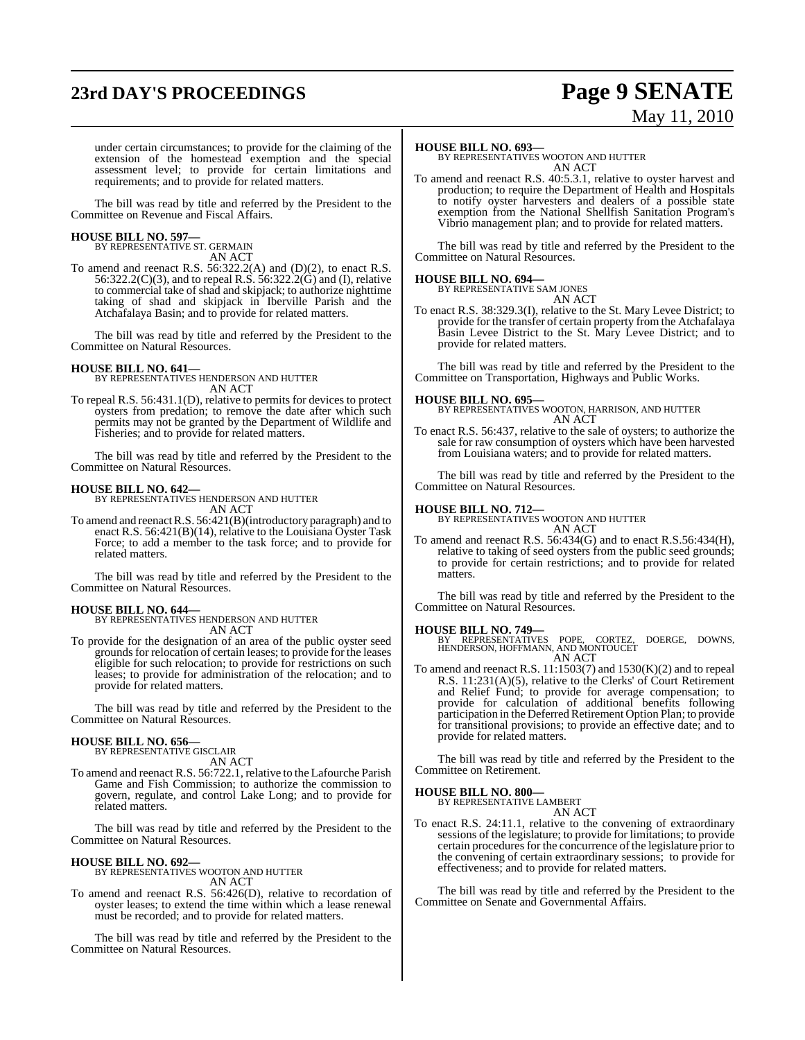under certain circumstances; to provide for the claiming of the extension of the homestead exemption and the special assessment level; to provide for certain limitations and requirements; and to provide for related matters.

The bill was read by title and referred by the President to the Committee on Revenue and Fiscal Affairs.

**HOUSE BILL NO. 597—**
BY REPRESENTATIVE ST. GERMAIN
AN ACT

To amend and reenact R.S. 56:322.2(A) and (D)(2), to enact R.S. 56:322.2(C)(3), and to repeal R.S. 56:322.2(G) and (I), relative to commercial take of shad and skipjack; to authorize nighttime taking of shad and skipjack in Iberville Parish and the Atchafalaya Basin; and to provide for related matters.

The bill was read by title and referred by the President to the Committee on Natural Resources.

**HOUSE BILL NO. 641—**
BY REPRESENTATIVES HENDERSON AND HUTTER
AN ACT

To repeal R.S. 56:431.1(D), relative to permits for devices to protect oysters from predation; to remove the date after which such permits may not be granted by the Department of Wildlife and Fisheries; and to provide for related matters.

The bill was read by title and referred by the President to the Committee on Natural Resources.

**HOUSE BILL NO. 642—**
BY REPRESENTATIVES HENDERSON AND HUTTER
AN ACT

To amend and reenact R.S. 56:421(B)(introductory paragraph) and to enact R.S. 56:421(B)(14), relative to the Louisiana Oyster Task Force; to add a member to the task force; and to provide for related matters.

The bill was read by title and referred by the President to the Committee on Natural Resources.

**HOUSE BILL NO. 644—**
BY REPRESENTATIVES HENDERSON AND HUTTER
AN ACT

To provide for the designation of an area of the public oyster seed grounds for relocation of certain leases; to provide for the leases eligible for such relocation; to provide for restrictions on such leases; to provide for administration of the relocation; and to provide for related matters.

The bill was read by title and referred by the President to the Committee on Natural Resources.

**HOUSE BILL NO. 656—**
BY REPRESENTATIVE GISCLAIR
AN ACT

To amend and reenact R.S. 56:722.1, relative to the Lafourche Parish Game and Fish Commission; to authorize the commission to govern, regulate, and control Lake Long; and to provide for related matters.

The bill was read by title and referred by the President to the Committee on Natural Resources.

**HOUSE BILL NO. 692—**
BY REPRESENTATIVES WOOTON AND HUTTER
AN ACT

To amend and reenact R.S. 56:426(D), relative to recordation of oyster leases; to extend the time within which a lease renewal must be recorded; and to provide for related matters.

The bill was read by title and referred by the President to the Committee on Natural Resources.

**HOUSE BILL NO. 693—**
BY REPRESENTATIVES WOOTON AND HUTTER
AN ACT

To amend and reenact R.S. 40:5.3.1, relative to oyster harvest and production; to require the Department of Health and Hospitals to notify oyster harvesters and dealers of a possible state exemption from the National Shellfish Sanitation Program's Vibrio management plan; and to provide for related matters.

The bill was read by title and referred by the President to the Committee on Natural Resources.

**HOUSE BILL NO. 694—**
BY REPRESENTATIVE SAM JONES
AN ACT

To enact R.S. 38:329.3(I), relative to the St. Mary Levee District; to provide for the transfer of certain property from the Atchafalaya Basin Levee District to the St. Mary Levee District; and to provide for related matters.

The bill was read by title and referred by the President to the Committee on Transportation, Highways and Public Works.

**HOUSE BILL NO. 695—**
BY REPRESENTATIVES WOOTON, HARRISON, AND HUTTER
AN ACT

To enact R.S. 56:437, relative to the sale of oysters; to authorize the sale for raw consumption of oysters which have been harvested from Louisiana waters; and to provide for related matters.

The bill was read by title and referred by the President to the Committee on Natural Resources.

**HOUSE BILL NO. 712—**
BY REPRESENTATIVES WOOTON AND HUTTER
AN ACT

To amend and reenact R.S. 56:434(G) and to enact R.S.56:434(H), relative to taking of seed oysters from the public seed grounds; to provide for certain restrictions; and to provide for related matters.

The bill was read by title and referred by the President to the Committee on Natural Resources.

**HOUSE BILL NO. 749—**
BY REPRESENTATIVES POPE, CORTEZ, DOERGE, DOWNS, HENDERSON, HOFFMANN, AND MONTOUCET
AN ACT

To amend and reenact R.S. 11:1503(7) and 1530(K)(2) and to repeal R.S. 11:231(A)(5), relative to the Clerks' of Court Retirement and Relief Fund; to provide for average compensation; to provide for calculation of additional benefits following participation in the Deferred Retirement Option Plan; to provide for transitional provisions; to provide an effective date; and to provide for related matters.

The bill was read by title and referred by the President to the Committee on Retirement.

**HOUSE BILL NO. 800—**
BY REPRESENTATIVE LAMBERT
AN ACT

To enact R.S. 24:11.1, relative to the convening of extraordinary sessions of the legislature; to provide for limitations; to provide certain procedures for the concurrence of the legislature prior to the convening of certain extraordinary sessions; to provide for effectiveness; and to provide for related matters.

The bill was read by title and referred by the President to the Committee on Senate and Governmental Affairs.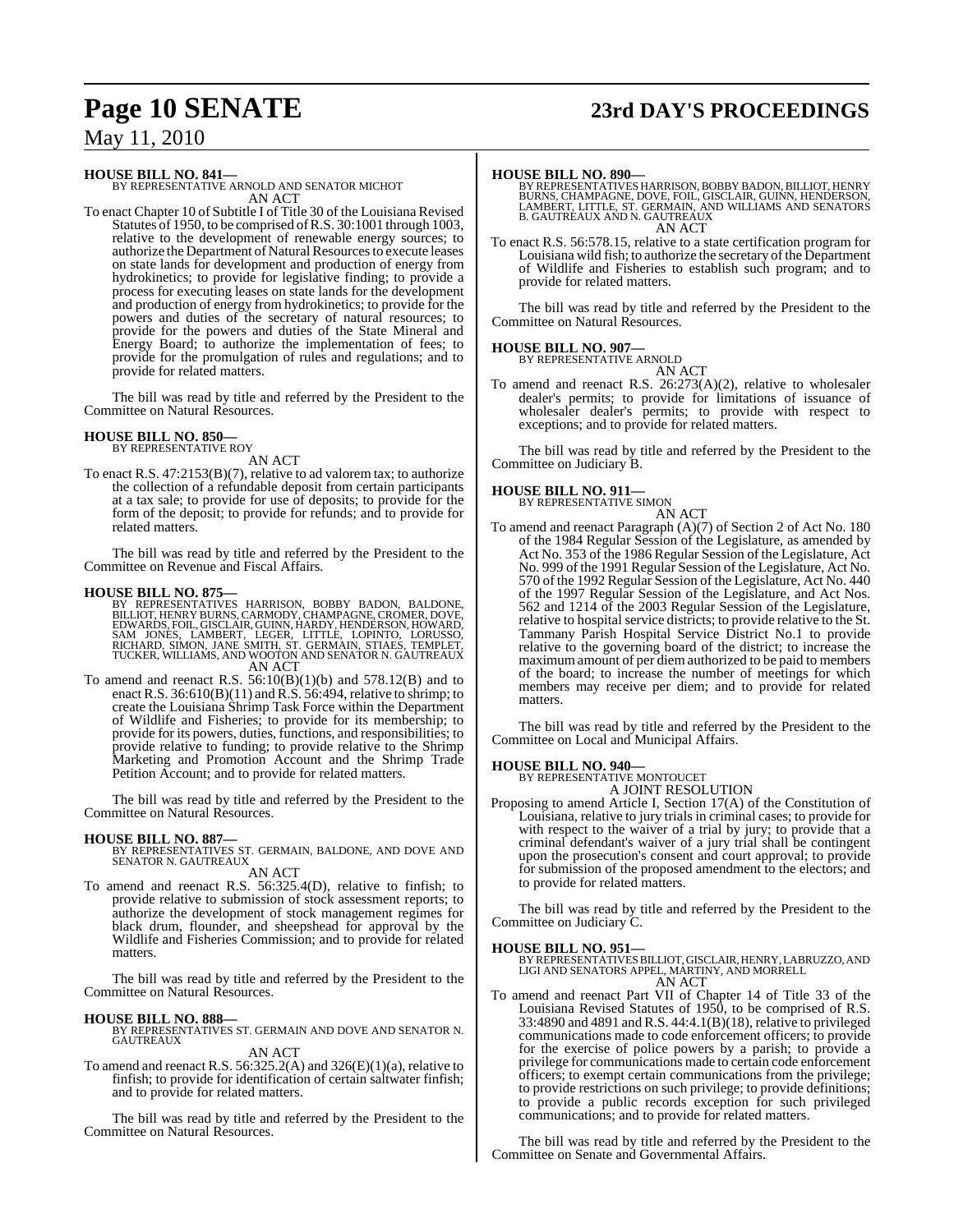**HOUSE BILL NO. 841—**
BY REPRESENTATIVE ARNOLD AND SENATOR MICHOT
AN ACT

To enact Chapter 10 of Subtitle I of Title 30 of the Louisiana Revised Statutes of 1950, to be comprised of R.S. 30:1001 through 1003, relative to the development of renewable energy sources; to authorize the Department of Natural Resources to execute leases on state lands for development and production of energy from hydrokinetics; to provide for legislative finding; to provide a process for executing leases on state lands for the development and production of energy from hydrokinetics; to provide for the powers and duties of the secretary of natural resources; to provide for the powers and duties of the State Mineral and Energy Board; to authorize the implementation of fees; to provide for the promulgation of rules and regulations; and to provide for related matters.

The bill was read by title and referred by the President to the Committee on Natural Resources.

**HOUSE BILL NO. 850—**
BY REPRESENTATIVE ROY
AN ACT

To enact R.S. 47:2153(B)(7), relative to ad valorem tax; to authorize the collection of a refundable deposit from certain participants at a tax sale; to provide for use of deposits; to provide for the form of the deposit; to provide for refunds; and to provide for related matters.

The bill was read by title and referred by the President to the Committee on Revenue and Fiscal Affairs.

**HOUSE BILL NO. 875—**
BY REPRESENTATIVES HARRISON, BOBBY BADON, BALDONE, BILLIOT, HENRY BURNS, CARMODY, CHAMPAGNE, CROMER, DOVE, EDWARDS, FOIL, GISCLAIR, GUINN, HARDY, HENDERSON, HOWARD, SAM JONES, LAMBERT, LEGER, LITTLE, LOPINTO, LORUSSO, RICHARD, SIMON, JANE SMITH, ST. GERMAIN, STIAES, TEMPLET, TUCKER, WILLIAMS, AND WOOTON AND SENATOR N. GAUTREAUX
AN ACT

To amend and reenact R.S. 56:10(B)(1)(b) and 578.12(B) and to enact R.S. 36:610(B)(11) and R.S. 56:494, relative to shrimp; to create the Louisiana Shrimp Task Force within the Department of Wildlife and Fisheries; to provide for its membership; to provide for its powers, duties, functions, and responsibilities; to provide relative to funding; to provide relative to the Shrimp Marketing and Promotion Account and the Shrimp Trade Petition Account; and to provide for related matters.

The bill was read by title and referred by the President to the Committee on Natural Resources.

**HOUSE BILL NO. 887—**
BY REPRESENTATIVES ST. GERMAIN, BALDONE, AND DOVE AND SENATOR N. GAUTREAUX
AN ACT

To amend and reenact R.S. 56:325.4(D), relative to finfish; to provide relative to submission of stock assessment reports; to authorize the development of stock management regimes for black drum, flounder, and sheepshead for approval by the Wildlife and Fisheries Commission; and to provide for related matters.

The bill was read by title and referred by the President to the Committee on Natural Resources.

**HOUSE BILL NO. 888—**
BY REPRESENTATIVES ST. GERMAIN AND DOVE AND SENATOR N. GAUTREAUX
AN ACT

To amend and reenact R.S. 56:325.2(A) and 326(E)(1)(a), relative to finfish; to provide for identification of certain saltwater finfish; and to provide for related matters.

The bill was read by title and referred by the President to the Committee on Natural Resources.

**HOUSE BILL NO. 890—**
BY REPRESENTATIVES HARRISON, BOBBY BADON, BILLIOT, HENRY BURNS, CHAMPAGNE, DOVE, FOIL, GISCLAIR, GUINN, HENDERSON, LAMBERT, LITTLE, ST. GERMAIN, AND WILLIAMS AND SENATORS B. GAUTREAUX AND N. GAUTREAUX
AN ACT

To enact R.S. 56:578.15, relative to a state certification program for Louisiana wild fish; to authorize the secretary of the Department of Wildlife and Fisheries to establish such program; and to provide for related matters.

The bill was read by title and referred by the President to the Committee on Natural Resources.

**HOUSE BILL NO. 907—**
BY REPRESENTATIVE ARNOLD
AN ACT

To amend and reenact R.S. 26:273(A)(2), relative to wholesaler dealer's permits; to provide for limitations of issuance of wholesaler dealer's permits; to provide with respect to exceptions; and to provide for related matters.

The bill was read by title and referred by the President to the Committee on Judiciary B.

**HOUSE BILL NO. 911—**
BY REPRESENTATIVE SIMON
AN ACT

To amend and reenact Paragraph (A)(7) of Section 2 of Act No. 180 of the 1984 Regular Session of the Legislature, as amended by Act No. 353 of the 1986 Regular Session of the Legislature, Act No. 999 of the 1991 Regular Session of the Legislature, Act No. 570 of the 1992 Regular Session of the Legislature, Act No. 440 of the 1997 Regular Session of the Legislature, and Act Nos. 562 and 1214 of the 2003 Regular Session of the Legislature, relative to hospital service districts; to provide relative to the St. Tammany Parish Hospital Service District No.1 to provide relative to the governing board of the district; to increase the maximum amount of per diem authorized to be paid to members of the board; to increase the number of meetings for which members may receive per diem; and to provide for related matters.

The bill was read by title and referred by the President to the Committee on Local and Municipal Affairs.

**HOUSE BILL NO. 940—**
BY REPRESENTATIVE MONTOUCET
A JOINT RESOLUTION

Proposing to amend Article I, Section 17(A) of the Constitution of Louisiana, relative to jury trials in criminal cases; to provide for with respect to the waiver of a trial by jury; to provide that a criminal defendant's waiver of a jury trial shall be contingent upon the prosecution's consent and court approval; to provide for submission of the proposed amendment to the electors; and to provide for related matters.

The bill was read by title and referred by the President to the Committee on Judiciary C.

**HOUSE BILL NO. 951—**
BY REPRESENTATIVES BILLIOT, GISCLAIR, HENRY, LABRUZZO, AND LIGI AND SENATORS APPEL, MARTINY, AND MORRELL
AN ACT

To amend and reenact Part VII of Chapter 14 of Title 33 of the Louisiana Revised Statutes of 1950, to be comprised of R.S. 33:4890 and 4891 and R.S. 44:4.1(B)(18), relative to privileged communications made to code enforcement officers; to provide for the exercise of police powers by a parish; to provide a privilege for communications made to certain code enforcement officers; to exempt certain communications from the privilege; to provide restrictions on such privilege; to provide definitions; to provide a public records exception for such privileged communications; and to provide for related matters.

The bill was read by title and referred by the President to the Committee on Senate and Governmental Affairs.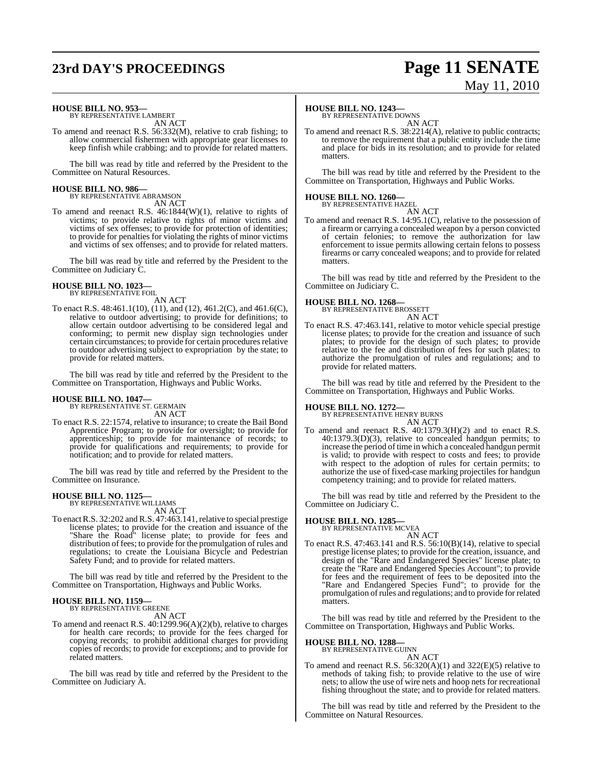**HOUSE BILL NO. 953—**
BY REPRESENTATIVE LAMBERT

AN ACT

To amend and reenact R.S. 56:332(M), relative to crab fishing; to allow commercial fishermen with appropriate gear licenses to keep finfish while crabbing; and to provide for related matters.

The bill was read by title and referred by the President to the Committee on Natural Resources.

**HOUSE BILL NO. 986—**
BY REPRESENTATIVE ABRAMSON

AN ACT

To amend and reenact R.S. 46:1844(W)(1), relative to rights of victims; to provide relative to rights of minor victims and victims of sex offenses; to provide for protection of identities; to provide for penalties for violating the rights of minor victims and victims of sex offenses; and to provide for related matters.

The bill was read by title and referred by the President to the Committee on Judiciary C.

**HOUSE BILL NO. 1023—**
BY REPRESENTATIVE FOIL

AN ACT

To enact R.S. 48:461.1(10), (11), and (12), 461.2(C), and 461.6(C), relative to outdoor advertising; to provide for definitions; to allow certain outdoor advertising to be considered legal and conforming; to permit new display sign technologies under certain circumstances; to provide for certain procedures relative to outdoor advertising subject to expropriation by the state; to provide for related matters.

The bill was read by title and referred by the President to the Committee on Transportation, Highways and Public Works.

**HOUSE BILL NO. 1047—**
BY REPRESENTATIVE ST. GERMAIN

AN ACT

To enact R.S. 22:1574, relative to insurance; to create the Bail Bond Apprentice Program; to provide for oversight; to provide for apprenticeship; to provide for maintenance of records; to provide for qualifications and requirements; to provide for notification; and to provide for related matters.

The bill was read by title and referred by the President to the Committee on Insurance.

**HOUSE BILL NO. 1125—**
BY REPRESENTATIVE WILLIAMS

AN ACT

To enact R.S. 32:202 and R.S. 47:463.141, relative to special prestige license plates; to provide for the creation and issuance of the "Share the Road" license plate; to provide for fees and distribution of fees; to provide for the promulgation of rules and regulations; to create the Louisiana Bicycle and Pedestrian Safety Fund; and to provide for related matters.

The bill was read by title and referred by the President to the Committee on Transportation, Highways and Public Works.

**HOUSE BILL NO. 1159—**
BY REPRESENTATIVE GREENE

AN ACT

To amend and reenact R.S. 40:1299.96(A)(2)(b), relative to charges for health care records; to provide for the fees charged for copying records; to prohibit additional charges for providing copies of records; to provide for exceptions; and to provide for related matters.

The bill was read by title and referred by the President to the Committee on Judiciary A.

**HOUSE BILL NO. 1243—**
BY REPRESENTATIVE DOWNS

AN ACT

To amend and reenact R.S. 38:2214(A), relative to public contracts; to remove the requirement that a public entity include the time and place for bids in its resolution; and to provide for related matters.

The bill was read by title and referred by the President to the Committee on Transportation, Highways and Public Works.

**HOUSE BILL NO. 1260—**
BY REPRESENTATIVE HAZEL

AN ACT

To amend and reenact R.S. 14:95.1(C), relative to the possession of a firearm or carrying a concealed weapon by a person convicted of certain felonies; to remove the authorization for law enforcement to issue permits allowing certain felons to possess firearms or carry concealed weapons; and to provide for related matters.

The bill was read by title and referred by the President to the Committee on Judiciary C.

**HOUSE BILL NO. 1268—**
BY REPRESENTATIVE BROSSETT

AN ACT

To enact R.S. 47:463.141, relative to motor vehicle special prestige license plates; to provide for the creation and issuance of such plates; to provide for the design of such plates; to provide relative to the fee and distribution of fees for such plates; to authorize the promulgation of rules and regulations; and to provide for related matters.

The bill was read by title and referred by the President to the Committee on Transportation, Highways and Public Works.

**HOUSE BILL NO. 1272—**
BY REPRESENTATIVE HENRY BURNS

AN ACT

To amend and reenact R.S. 40:1379.3(H)(2) and to enact R.S. 40:1379.3(D)(3), relative to concealed handgun permits; to increase the period of time in which a concealed handgun permit is valid; to provide with respect to costs and fees; to provide with respect to the adoption of rules for certain permits; to authorize the use of fixed-case marking projectiles for handgun competency training; and to provide for related matters.

The bill was read by title and referred by the President to the Committee on Judiciary C.

**HOUSE BILL NO. 1285—**
BY REPRESENTATIVE MCVEA

AN ACT

To enact R.S. 47:463.141 and R.S. 56:10(B)(14), relative to special prestige license plates; to provide for the creation, issuance, and design of the "Rare and Endangered Species" license plate; to create the "Rare and Endangered Species Account"; to provide for fees and the requirement of fees to be deposited into the "Rare and Endangered Species Fund"; to provide for the promulgation of rules and regulations; and to provide for related matters.

The bill was read by title and referred by the President to the Committee on Transportation, Highways and Public Works.

**HOUSE BILL NO. 1288—**
BY REPRESENTATIVE GUINN

AN ACT

To amend and reenact R.S. 56:320(A)(1) and 322(E)(5) relative to methods of taking fish; to provide relative to the use of wire nets; to allow the use of wire nets and hoop nets for recreational fishing throughout the state; and to provide for related matters.

The bill was read by title and referred by the President to the Committee on Natural Resources.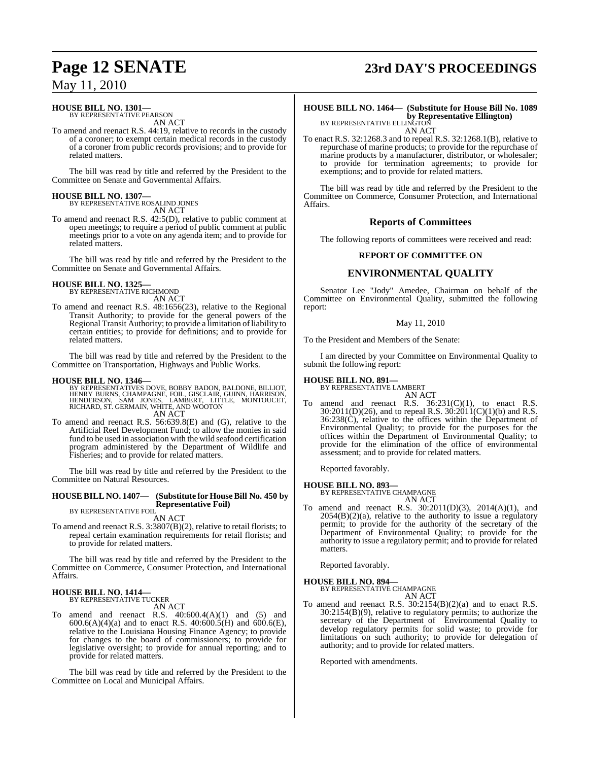**HOUSE BILL NO. 1301—**
BY REPRESENTATIVE PEARSON
AN ACT

To amend and reenact R.S. 44:19, relative to records in the custody of a coroner; to exempt certain medical records in the custody of a coroner from public records provisions; and to provide for related matters.

The bill was read by title and referred by the President to the Committee on Senate and Governmental Affairs.

**HOUSE BILL NO. 1307—**
BY REPRESENTATIVE ROSALIND JONES
AN ACT

To amend and reenact R.S. 42:5(D), relative to public comment at open meetings; to require a period of public comment at public meetings prior to a vote on any agenda item; and to provide for related matters.

The bill was read by title and referred by the President to the Committee on Senate and Governmental Affairs.

**HOUSE BILL NO. 1325—**
BY REPRESENTATIVE RICHMOND
AN ACT

To amend and reenact R.S. 48:1656(23), relative to the Regional Transit Authority; to provide for the general powers of the Regional Transit Authority; to provide a limitation of liability to certain entities; to provide for definitions; and to provide for related matters.

The bill was read by title and referred by the President to the Committee on Transportation, Highways and Public Works.

**HOUSE BILL NO. 1346—**
BY REPRESENTATIVES DOVE, BOBBY BADON, BALDONE, BILLIOT, HENRY BURNS, CHAMPAGNE, FOIL, GISCLAIR, GUINN, HARRISON, HENDERSON, SAM JONES, LAMBERT, LITTLE, MONTOUCET, RICHARD, ST. GERMAIN, WHITE, AND WOOTON
AN ACT

To amend and reenact R.S. 56:639.8(E) and (G), relative to the Artificial Reef Development Fund; to allow the monies in said fund to be used in association with the wild seafood certification program administered by the Department of Wildlife and Fisheries; and to provide for related matters.

The bill was read by title and referred by the President to the Committee on Natural Resources.

**HOUSE BILL NO. 1407— (Substitute for House Bill No. 450 by Representative Foil)**
BY REPRESENTATIVE FOIL
AN ACT

To amend and reenact R.S. 3:3807(B)(2), relative to retail florists; to repeal certain examination requirements for retail florists; and to provide for related matters.

The bill was read by title and referred by the President to the Committee on Commerce, Consumer Protection, and International Affairs.

**HOUSE BILL NO. 1414—**
BY REPRESENTATIVE TUCKER
AN ACT

To amend and reenact R.S. 40:600.4(A)(1) and (5) and 600.6(A)(4)(a) and to enact R.S. 40:600.5(H) and 600.6(E), relative to the Louisiana Housing Finance Agency; to provide for changes to the board of commissioners; to provide for legislative oversight; to provide for annual reporting; and to provide for related matters.

The bill was read by title and referred by the President to the Committee on Local and Municipal Affairs.

**HOUSE BILL NO. 1464— (Substitute for House Bill No. 1089 by Representative Ellington)**
BY REPRESENTATIVE ELLINGTON
AN ACT

To enact R.S. 32:1268.3 and to repeal R.S. 32:1268.1(B), relative to repurchase of marine products; to provide for the repurchase of marine products by a manufacturer, distributor, or wholesaler; to provide for termination agreements; to provide for exemptions; and to provide for related matters.

The bill was read by title and referred by the President to the Committee on Commerce, Consumer Protection, and International Affairs.

## Reports of Committees

The following reports of committees were received and read:

### REPORT OF COMMITTEE ON

## ENVIRONMENTAL QUALITY

Senator Lee "Jody" Amedee, Chairman on behalf of the Committee on Environmental Quality, submitted the following report:

May 11, 2010

To the President and Members of the Senate:

I am directed by your Committee on Environmental Quality to submit the following report:

**HOUSE BILL NO. 891—**
BY REPRESENTATIVE LAMBERT
AN ACT

To amend and reenact R.S. 36:231(C)(1), to enact R.S. 30:2011(D)(26), and to repeal R.S. 30:2011(C)(1)(b) and R.S. 36:238(C), relative to the offices within the Department of Environmental Quality; to provide for the purposes for the offices within the Department of Environmental Quality; to provide for the elimination of the office of environmental assessment; and to provide for related matters.

Reported favorably.

**HOUSE BILL NO. 893—**
BY REPRESENTATIVE CHAMPAGNE
AN ACT

To amend and reenact R.S. 30:2011(D)(3), 2014(A)(1), and 2054(B)(2)(a), relative to the authority to issue a regulatory permit; to provide for the authority of the secretary of the Department of Environmental Quality; to provide for the authority to issue a regulatory permit; and to provide for related matters.

Reported favorably.

**HOUSE BILL NO. 894—**
BY REPRESENTATIVE CHAMPAGNE
AN ACT

To amend and reenact R.S. 30:2154(B)(2)(a) and to enact R.S. 30:2154(B)(9), relative to regulatory permits; to authorize the secretary of the Department of Environmental Quality to develop regulatory permits for solid waste; to provide for limitations on such authority; to provide for delegation of authority; and to provide for related matters.

Reported with amendments.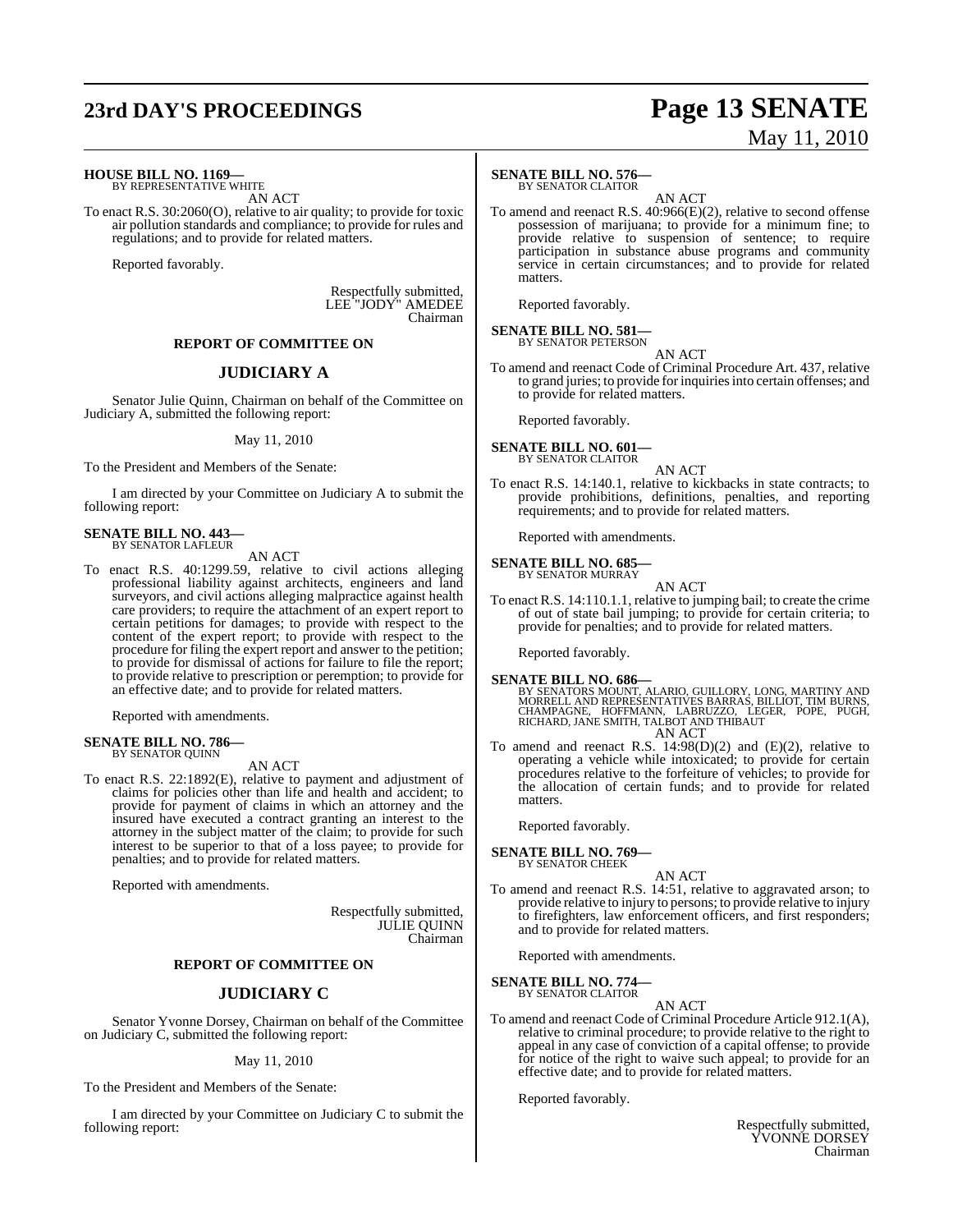**HOUSE BILL NO. 1169—**
BY REPRESENTATIVE WHITE

AN ACT

To enact R.S. 30:2060(O), relative to air quality; to provide for toxic air pollution standards and compliance; to provide for rules and regulations; and to provide for related matters.

Reported favorably.

Respectfully submitted,
LEE "JODY" AMEDEE
Chairman

**REPORT OF COMMITTEE ON**

## JUDICIARY A

Senator Julie Quinn, Chairman on behalf of the Committee on Judiciary A, submitted the following report:

May 11, 2010

To the President and Members of the Senate:

I am directed by your Committee on Judiciary A to submit the following report:

**SENATE BILL NO. 443—**
BY SENATOR LAFLEUR

AN ACT

To enact R.S. 40:1299.59, relative to civil actions alleging professional liability against architects, engineers and land surveyors, and civil actions alleging malpractice against health care providers; to require the attachment of an expert report to certain petitions for damages; to provide with respect to the content of the expert report; to provide with respect to the procedure for filing the expert report and answer to the petition; to provide for dismissal of actions for failure to file the report; to provide relative to prescription or peremption; to provide for an effective date; and to provide for related matters.

Reported with amendments.

**SENATE BILL NO. 786—**
BY SENATOR QUINN

AN ACT

To enact R.S. 22:1892(E), relative to payment and adjustment of claims for policies other than life and health and accident; to provide for payment of claims in which an attorney and the insured have executed a contract granting an interest to the attorney in the subject matter of the claim; to provide for such interest to be superior to that of a loss payee; to provide for penalties; and to provide for related matters.

Reported with amendments.

Respectfully submitted,
JULIE QUINN
Chairman

**REPORT OF COMMITTEE ON**

## JUDICIARY C

Senator Yvonne Dorsey, Chairman on behalf of the Committee on Judiciary C, submitted the following report:

May 11, 2010

To the President and Members of the Senate:

I am directed by your Committee on Judiciary C to submit the following report:

**SENATE BILL NO. 576—**
BY SENATOR CLAITOR

AN ACT

To amend and reenact R.S. 40:966(E)(2), relative to second offense possession of marijuana; to provide for a minimum fine; to provide relative to suspension of sentence; to require participation in substance abuse programs and community service in certain circumstances; and to provide for related matters.

Reported favorably.

**SENATE BILL NO. 581—**
BY SENATOR PETERSON

AN ACT

To amend and reenact Code of Criminal Procedure Art. 437, relative to grand juries; to provide for inquiries into certain offenses; and to provide for related matters.

Reported favorably.

**SENATE BILL NO. 601—**
BY SENATOR CLAITOR

AN ACT

To enact R.S. 14:140.1, relative to kickbacks in state contracts; to provide prohibitions, definitions, penalties, and reporting requirements; and to provide for related matters.

Reported with amendments.

**SENATE BILL NO. 685—**
BY SENATOR MURRAY

AN ACT

To enact R.S. 14:110.1.1, relative to jumping bail; to create the crime of out of state bail jumping; to provide for certain criteria; to provide for penalties; and to provide for related matters.

Reported favorably.

**SENATE BILL NO. 686—**
BY SENATORS MOUNT, ALARIO, GUILLORY, LONG, MARTINY AND MORRELL AND REPRESENTATIVES BARRAS, BILLIOT, TIM BURNS, CHAMPAGNE, HOFFMANN, LABRUZZO, LEGER, POPE, PUGH, RICHARD, JANE SMITH, TALBOT AND THIBAUT

AN ACT

To amend and reenact R.S. 14:98(D)(2) and (E)(2), relative to operating a vehicle while intoxicated; to provide for certain procedures relative to the forfeiture of vehicles; to provide for the allocation of certain funds; and to provide for related matters.

Reported favorably.

**SENATE BILL NO. 769—**
BY SENATOR CHEEK

AN ACT

To amend and reenact R.S. 14:51, relative to aggravated arson; to provide relative to injury to persons; to provide relative to injury to firefighters, law enforcement officers, and first responders; and to provide for related matters.

Reported with amendments.

**SENATE BILL NO. 774—**
BY SENATOR CLAITOR

AN ACT

To amend and reenact Code of Criminal Procedure Article 912.1(A), relative to criminal procedure; to provide relative to the right to appeal in any case of conviction of a capital offense; to provide for notice of the right to waive such appeal; to provide for an effective date; and to provide for related matters.

Reported favorably.

Respectfully submitted,
YVONNE DORSEY
Chairman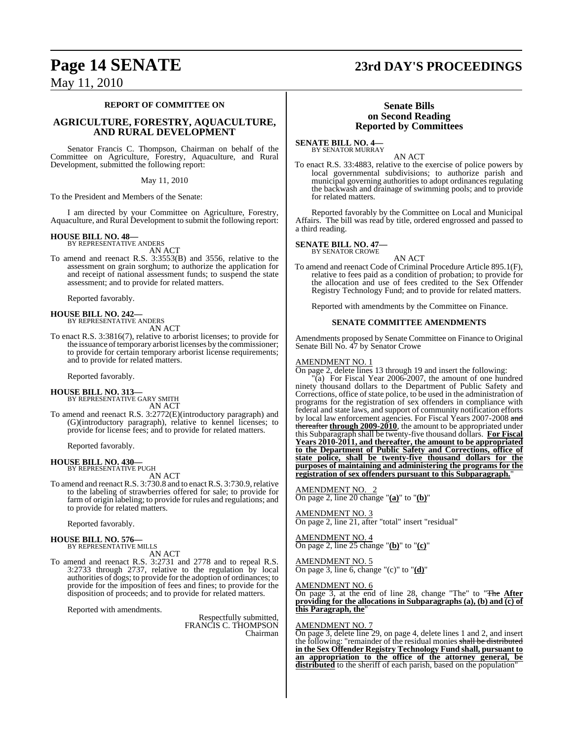## REPORT OF COMMITTEE ON

## AGRICULTURE, FORESTRY, AQUACULTURE, AND RURAL DEVELOPMENT

Senator Francis C. Thompson, Chairman on behalf of the Committee on Agriculture, Forestry, Aquaculture, and Rural Development, submitted the following report:

May 11, 2010

To the President and Members of the Senate:

I am directed by your Committee on Agriculture, Forestry, Aquaculture, and Rural Development to submit the following report:

**HOUSE BILL NO. 48—**
BY REPRESENTATIVE ANDERS

AN ACT

To amend and reenact R.S. 3:3553(B) and 3556, relative to the assessment on grain sorghum; to authorize the application for and receipt of national assessment funds; to suspend the state assessment; and to provide for related matters.

Reported favorably.

**HOUSE BILL NO. 242—**
BY REPRESENTATIVE ANDERS

AN ACT

To enact R.S. 3:3816(7), relative to arborist licenses; to provide for the issuance of temporary arborist licenses by the commissioner; to provide for certain temporary arborist license requirements; and to provide for related matters.

Reported favorably.

**HOUSE BILL NO. 313—**
BY REPRESENTATIVE GARY SMITH

AN ACT

To amend and reenact R.S. 3:2772(E)(introductory paragraph) and (G)(introductory paragraph), relative to kennel licenses; to provide for license fees; and to provide for related matters.

Reported favorably.

**HOUSE BILL NO. 430—**
BY REPRESENTATIVE PUGH

AN ACT

To amend and reenact R.S. 3:730.8 and to enact R.S. 3:730.9, relative to the labeling of strawberries offered for sale; to provide for farm of origin labeling; to provide for rules and regulations; and to provide for related matters.

Reported favorably.

**HOUSE BILL NO. 576—**
BY REPRESENTATIVE MILLS

AN ACT

To amend and reenact R.S. 3:2731 and 2778 and to repeal R.S. 3:2733 through 2737, relative to the regulation by local authorities of dogs; to provide for the adoption of ordinances; to provide for the imposition of fees and fines; to provide for the disposition of proceeds; and to provide for related matters.

Reported with amendments.

Respectfully submitted,
FRANCIS C. THOMPSON
Chairman

## Senate Bills on Second Reading Reported by Committees

**SENATE BILL NO. 4—**
BY SENATOR MURRAY

AN ACT

To enact R.S. 33:4883, relative to the exercise of police powers by local governmental subdivisions; to authorize parish and municipal governing authorities to adopt ordinances regulating the backwash and drainage of swimming pools; and to provide for related matters.

Reported favorably by the Committee on Local and Municipal Affairs. The bill was read by title, ordered engrossed and passed to a third reading.

**SENATE BILL NO. 47—**
BY SENATOR CROWE

AN ACT

To amend and reenact Code of Criminal Procedure Article 895.1(F), relative to fees paid as a condition of probation; to provide for the allocation and use of fees credited to the Sex Offender Registry Technology Fund; and to provide for related matters.

Reported with amendments by the Committee on Finance.

### SENATE COMMITTEE AMENDMENTS

Amendments proposed by Senate Committee on Finance to Original Senate Bill No. 47 by Senator Crowe

AMENDMENT NO. 1

On page 2, delete lines 13 through 19 and insert the following:

"(a) For Fiscal Year 2006-2007, the amount of one hundred ninety thousand dollars to the Department of Public Safety and Corrections, office of state police, to be used in the administration of programs for the registration of sex offenders in compliance with federal and state laws, and support of community notification efforts by local law enforcement agencies. For Fiscal Years 2007-2008 ~~and thereafter~~ **through 2009-2010**, the amount to be appropriated under this Subparagraph shall be twenty-five thousand dollars. **For Fiscal Years 2010-2011, and thereafter, the amount to be appropriated to the Department of Public Safety and Corrections, office of state police, shall be twenty-five thousand dollars for the purposes of maintaining and administering the programs for the registration of sex offenders pursuant to this Subparagraph.**"

AMENDMENT NO. 2

On page 2, line 20 change "**(a)**" to "**(b)**"

AMENDMENT NO. 3

On page 2, line 21, after "total" insert "residual"

AMENDMENT NO. 4

On page 2, line 25 change "**(b)**" to "**(c)**"

AMENDMENT NO. 5

On page 3, line 6, change "(c)" to "**(d)**"

AMENDMENT NO. 6

On page 3, at the end of line 28, change "The" to "~~The~~ **After providing for the allocations in Subparagraphs (a), (b) and (c) of this Paragraph, the**"

AMENDMENT NO. 7

On page 3, delete line 29, on page 4, delete lines 1 and 2, and insert the following: "remainder of the residual monies ~~shall be distributed~~ **in the Sex Offender Registry Technology Fund shall, pursuant to an appropriation to the office of the attorney general, be distributed** to the sheriff of each parish, based on the population"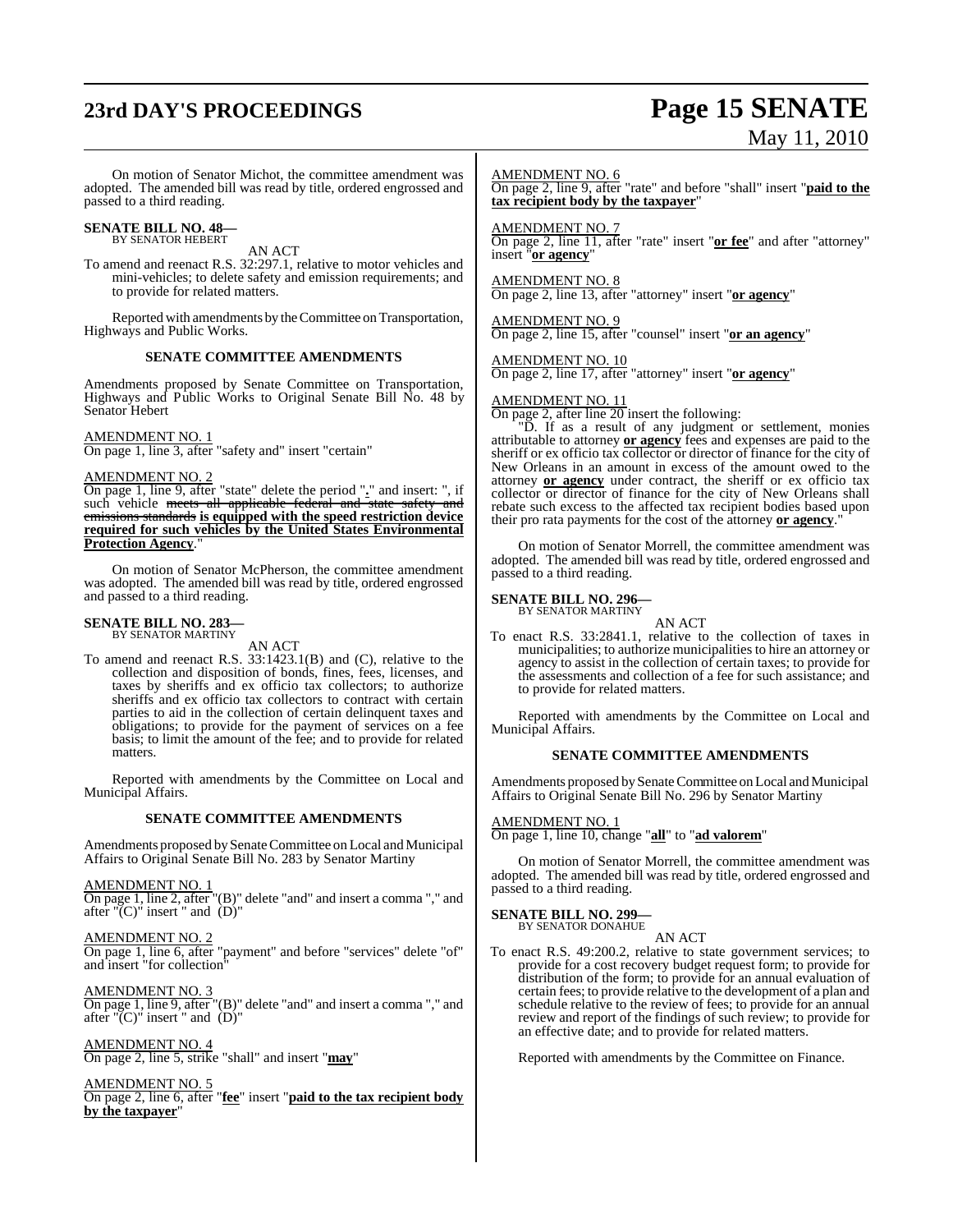On motion of Senator Michot, the committee amendment was adopted. The amended bill was read by title, ordered engrossed and passed to a third reading.

**SENATE BILL NO. 48—**
BY SENATOR HEBERT

AN ACT

To amend and reenact R.S. 32:297.1, relative to motor vehicles and mini-vehicles; to delete safety and emission requirements; and to provide for related matters.

Reported with amendments by the Committee on Transportation, Highways and Public Works.

**SENATE COMMITTEE AMENDMENTS**

Amendments proposed by Senate Committee on Transportation, Highways and Public Works to Original Senate Bill No. 48 by Senator Hebert

AMENDMENT NO. 1
On page 1, line 3, after "safety and" insert "certain"

AMENDMENT NO. 2
On page 1, line 9, after "state" delete the period "**.**" and insert: ", if such vehicle ~~meets all applicable federal and state safety and emissions standards~~ **is equipped with the speed restriction device required for such vehicles by the United States Environmental Protection Agency**."

On motion of Senator McPherson, the committee amendment was adopted. The amended bill was read by title, ordered engrossed and passed to a third reading.

**SENATE BILL NO. 283—**
BY SENATOR MARTINY

AN ACT

To amend and reenact R.S. 33:1423.1(B) and (C), relative to the collection and disposition of bonds, fines, fees, licenses, and taxes by sheriffs and ex officio tax collectors; to authorize sheriffs and ex officio tax collectors to contract with certain parties to aid in the collection of certain delinquent taxes and obligations; to provide for the payment of services on a fee basis; to limit the amount of the fee; and to provide for related matters.

Reported with amendments by the Committee on Local and Municipal Affairs.

**SENATE COMMITTEE AMENDMENTS**

Amendments proposed by Senate Committee on Local and Municipal Affairs to Original Senate Bill No. 283 by Senator Martiny

AMENDMENT NO. 1
On page 1, line 2, after "(B)" delete "and" and insert a comma "," and after "(C)" insert " and (D)"

AMENDMENT NO. 2
On page 1, line 6, after "payment" and before "services" delete "of" and insert "for collection"

AMENDMENT NO. 3
On page 1, line 9, after "(B)" delete "and" and insert a comma "," and after "(C)" insert " and (D)"

AMENDMENT NO. 4
On page 2, line 5, strike "shall" and insert "**may**"

AMENDMENT NO. 5
On page 2, line 6, after "**fee**" insert "**paid to the tax recipient body by the taxpayer**"

AMENDMENT NO. 6
On page 2, line 9, after "rate" and before "shall" insert "**paid to the tax recipient body by the taxpayer**"

AMENDMENT NO. 7
On page 2, line 11, after "rate" insert "**or fee**" and after "attorney" insert "**or agency**"

AMENDMENT NO. 8
On page 2, line 13, after "attorney" insert "**or agency**"

AMENDMENT NO. 9
On page 2, line 15, after "counsel" insert "**or an agency**"

AMENDMENT NO. 10
On page 2, line 17, after "attorney" insert "**or agency**"

AMENDMENT NO. 11
On page 2, after line 20 insert the following:

"D. If as a result of any judgment or settlement, monies attributable to attorney **or agency** fees and expenses are paid to the sheriff or ex officio tax collector or director of finance for the city of New Orleans in an amount in excess of the amount owed to the attorney **or agency** under contract, the sheriff or ex officio tax collector or director of finance for the city of New Orleans shall rebate such excess to the affected tax recipient bodies based upon their pro rata payments for the cost of the attorney **or agency**."

On motion of Senator Morrell, the committee amendment was adopted. The amended bill was read by title, ordered engrossed and passed to a third reading.

**SENATE BILL NO. 296—**
BY SENATOR MARTINY

AN ACT

To enact R.S. 33:2841.1, relative to the collection of taxes in municipalities; to authorize municipalities to hire an attorney or agency to assist in the collection of certain taxes; to provide for the assessments and collection of a fee for such assistance; and to provide for related matters.

Reported with amendments by the Committee on Local and Municipal Affairs.

**SENATE COMMITTEE AMENDMENTS**

Amendments proposed by Senate Committee on Local and Municipal Affairs to Original Senate Bill No. 296 by Senator Martiny

AMENDMENT NO. 1
On page 1, line 10, change "**all**" to "**ad valorem**"

On motion of Senator Morrell, the committee amendment was adopted. The amended bill was read by title, ordered engrossed and passed to a third reading.

**SENATE BILL NO. 299—**
BY SENATOR DONAHUE

AN ACT

To enact R.S. 49:200.2, relative to state government services; to provide for a cost recovery budget request form; to provide for distribution of the form; to provide for an annual evaluation of certain fees; to provide relative to the development of a plan and schedule relative to the review of fees; to provide for an annual review and report of the findings of such review; to provide for an effective date; and to provide for related matters.

Reported with amendments by the Committee on Finance.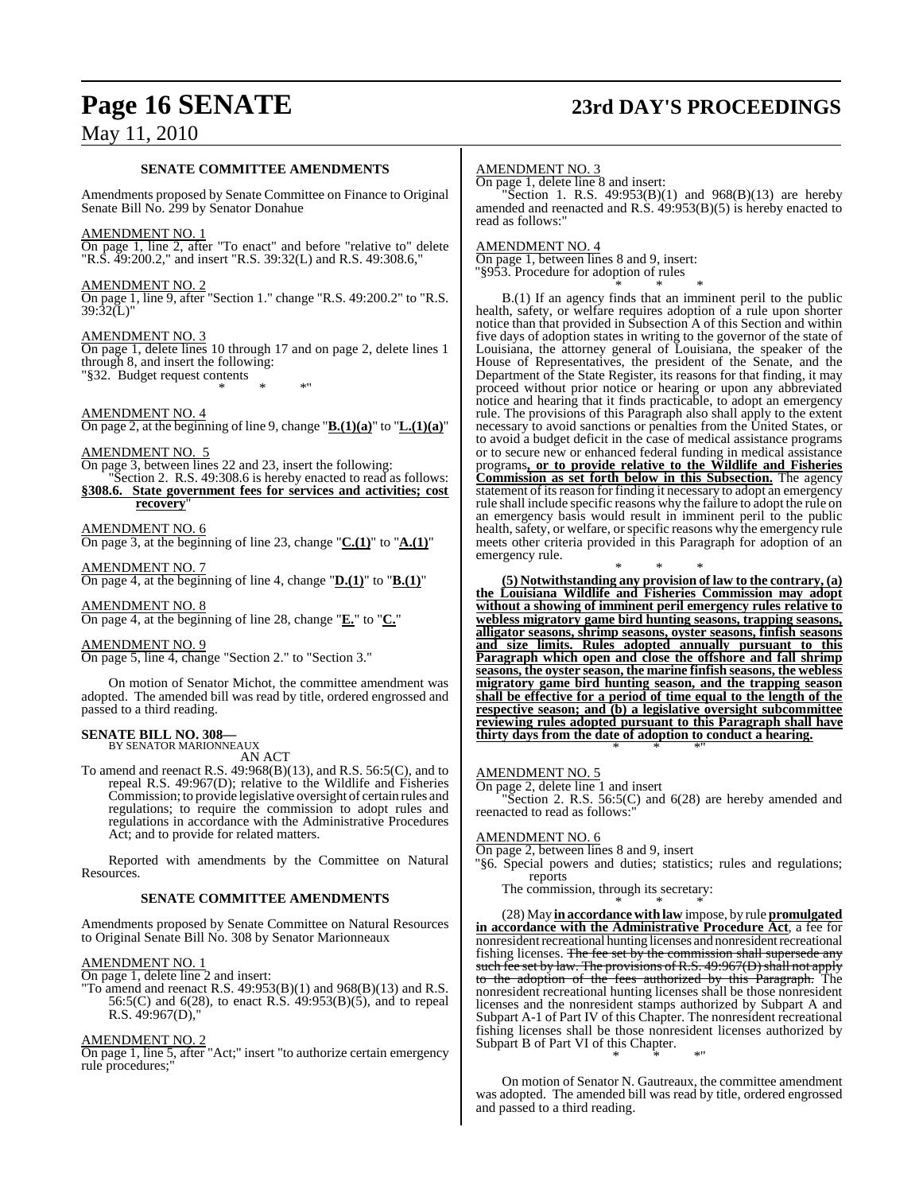**SENATE COMMITTEE AMENDMENTS**

Amendments proposed by Senate Committee on Finance to Original Senate Bill No. 299 by Senator Donahue

AMENDMENT NO. 1

On page 1, line 2, after "To enact" and before "relative to" delete "R.S. 49:200.2," and insert "R.S. 39:32(L) and R.S. 49:308.6,"

AMENDMENT NO. 2

On page 1, line 9, after "Section 1." change "R.S. 49:200.2" to "R.S. 39:32(L)"

AMENDMENT NO. 3

On page 1, delete lines 10 through 17 and on page 2, delete lines 1 through 8, and insert the following:

"§32. Budget request contents

\* \* \*"

AMENDMENT NO. 4

On page 2, at the beginning of line 9, change "**B.(1)(a)**" to "**L.(1)(a)**"

AMENDMENT NO. 5

On page 3, between lines 22 and 23, insert the following:

"Section 2. R.S. 49:308.6 is hereby enacted to read as follows:

**§308.6. State government fees for services and activities; cost recovery**"

AMENDMENT NO. 6

On page 3, at the beginning of line 23, change "**C.(1)**" to "**A.(1)**"

AMENDMENT NO. 7

On page 4, at the beginning of line 4, change "**D.(1)**" to "**B.(1)**"

AMENDMENT NO. 8

On page 4, at the beginning of line 28, change "**E.**" to "**C.**"

AMENDMENT NO. 9

On page 5, line 4, change "Section 2." to "Section 3."

On motion of Senator Michot, the committee amendment was adopted. The amended bill was read by title, ordered engrossed and passed to a third reading.

**SENATE BILL NO. 308—**
BY SENATOR MARIONNEAUX

AN ACT

To amend and reenact R.S. 49:968(B)(13), and R.S. 56:5(C), and to repeal R.S. 49:967(D); relative to the Wildlife and Fisheries Commission; to provide legislative oversight of certain rules and regulations; to require the commission to adopt rules and regulations in accordance with the Administrative Procedures Act; and to provide for related matters.

Reported with amendments by the Committee on Natural Resources.

**SENATE COMMITTEE AMENDMENTS**

Amendments proposed by Senate Committee on Natural Resources to Original Senate Bill No. 308 by Senator Marionneaux

AMENDMENT NO. 1

On page 1, delete line 2 and insert:

"To amend and reenact R.S. 49:953(B)(1) and 968(B)(13) and R.S. 56:5(C) and 6(28), to enact R.S. 49:953(B)(5), and to repeal R.S. 49:967(D),"

AMENDMENT NO. 2

On page 1, line 5, after "Act;" insert "to authorize certain emergency rule procedures;"

AMENDMENT NO. 3

On page 1, delete line 8 and insert:

"Section 1. R.S. 49:953(B)(1) and 968(B)(13) are hereby amended and reenacted and R.S. 49:953(B)(5) is hereby enacted to read as follows:"

AMENDMENT NO. 4

On page 1, between lines 8 and 9, insert:

"§953. Procedure for adoption of rules

\* \* \*

B.(1) If an agency finds that an imminent peril to the public health, safety, or welfare requires adoption of a rule upon shorter notice than that provided in Subsection A of this Section and within five days of adoption states in writing to the governor of the state of Louisiana, the attorney general of Louisiana, the speaker of the House of Representatives, the president of the Senate, and the Department of the State Register, its reasons for that finding, it may proceed without prior notice or hearing or upon any abbreviated notice and hearing that it finds practicable, to adopt an emergency rule. The provisions of this Paragraph also shall apply to the extent necessary to avoid sanctions or penalties from the United States, or to avoid a budget deficit in the case of medical assistance programs or to secure new or enhanced federal funding in medical assistance programs**, or to provide relative to the Wildlife and Fisheries Commission as set forth below in this Subsection.** The agency statement of its reason for finding it necessary to adopt an emergency rule shall include specific reasons why the failure to adopt the rule on an emergency basis would result in imminent peril to the public health, safety, or welfare, or specific reasons why the emergency rule meets other criteria provided in this Paragraph for adoption of an emergency rule.

\* \* \*

**(5) Notwithstanding any provision of law to the contrary, (a) the Louisiana Wildlife and Fisheries Commission may adopt without a showing of imminent peril emergency rules relative to webless migratory game bird hunting seasons, trapping seasons, alligator seasons, shrimp seasons, oyster seasons, finfish seasons and size limits. Rules adopted annually pursuant to this Paragraph which open and close the offshore and fall shrimp seasons, the oyster season, the marine finfish seasons, the webless migratory game bird hunting season, and the trapping season shall be effective for a period of time equal to the length of the respective season; and (b) a legislative oversight subcommittee reviewing rules adopted pursuant to this Paragraph shall have thirty days from the date of adoption to conduct a hearing.**

\* \* \*"

AMENDMENT NO. 5

On page 2, delete line 1 and insert

"Section 2. R.S. 56:5(C) and 6(28) are hereby amended and reenacted to read as follows:"

AMENDMENT NO. 6

On page 2, between lines 8 and 9, insert

"§6. Special powers and duties; statistics; rules and regulations; reports

The commission, through its secretary:

\* \* \*

(28) May **in accordance with law** impose, by rule **promulgated in accordance with the Administrative Procedure Act**, a fee for nonresident recreational hunting licenses and nonresident recreational fishing licenses. ~~The fee set by the commission shall supersede any such fee set by law. The provisions of R.S. 49:967(D) shall not apply to the adoption of the fees authorized by this Paragraph.~~ The nonresident recreational hunting licenses shall be those nonresident licenses and the nonresident stamps authorized by Subpart A and Subpart A-1 of Part IV of this Chapter. The nonresident recreational fishing licenses shall be those nonresident licenses authorized by Subpart B of Part VI of this Chapter.

\* \* \*"

On motion of Senator N. Gautreaux, the committee amendment was adopted. The amended bill was read by title, ordered engrossed and passed to a third reading.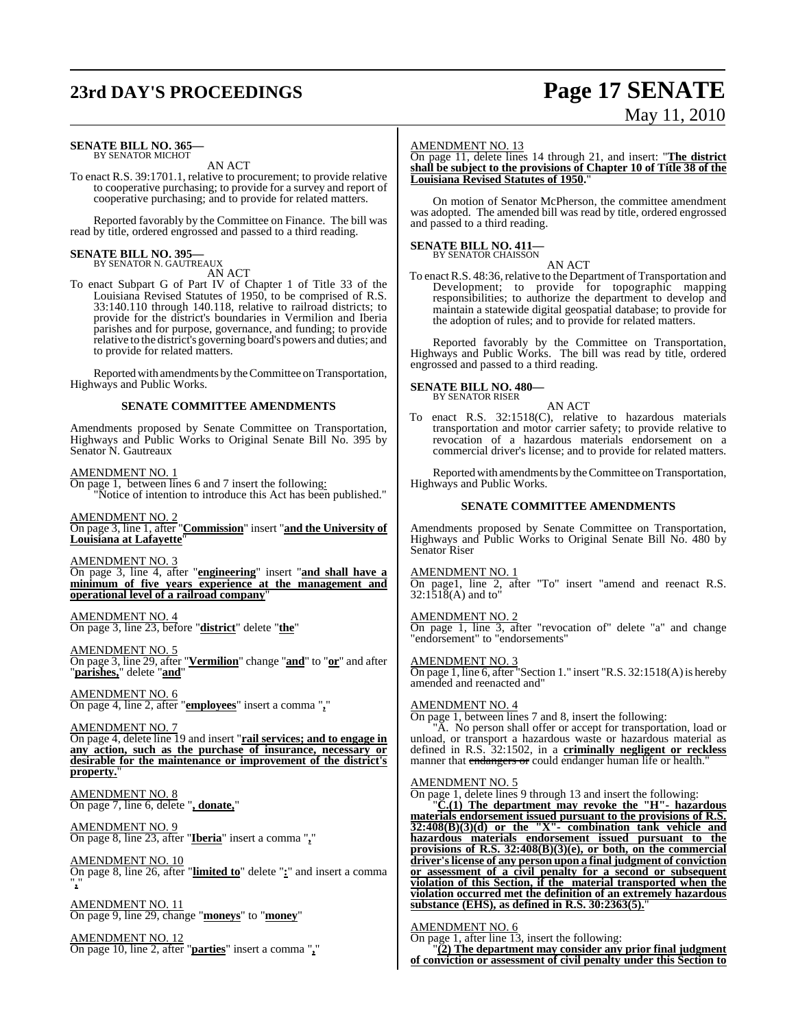**SENATE BILL NO. 365—**
BY SENATOR MICHOT

AN ACT

To enact R.S. 39:1701.1, relative to procurement; to provide relative to cooperative purchasing; to provide for a survey and report of cooperative purchasing; and to provide for related matters.

Reported favorably by the Committee on Finance. The bill was read by title, ordered engrossed and passed to a third reading.

**SENATE BILL NO. 395—**
BY SENATOR N. GAUTREAUX

AN ACT

To enact Subpart G of Part IV of Chapter 1 of Title 33 of the Louisiana Revised Statutes of 1950, to be comprised of R.S. 33:140.110 through 140.118, relative to railroad districts; to provide for the district's boundaries in Vermilion and Iberia parishes and for purpose, governance, and funding; to provide relative to the district's governing board's powers and duties; and to provide for related matters.

Reported with amendments by the Committee on Transportation, Highways and Public Works.

**SENATE COMMITTEE AMENDMENTS**

Amendments proposed by Senate Committee on Transportation, Highways and Public Works to Original Senate Bill No. 395 by Senator N. Gautreaux

AMENDMENT NO. 1

On page 1, between lines 6 and 7 insert the following:

"Notice of intention to introduce this Act has been published."

AMENDMENT NO. 2

On page 3, line 1, after "**Commission**" insert "**and the University of Louisiana at Lafayette**"

AMENDMENT NO. 3

On page 3, line 4, after "**engineering**" insert "**and shall have a minimum of five years experience at the management and operational level of a railroad company**"

AMENDMENT NO. 4

On page 3, line 23, before "**district**" delete "**the**"

AMENDMENT NO. 5

On page 3, line 29, after "**Vermilion**" change "**and**" to "**or**" and after "**parishes,**" delete "**and**"

AMENDMENT NO. 6

On page 4, line 2, after "**employees**" insert a comma "**,**"

AMENDMENT NO. 7

On page 4, delete line 19 and insert "**rail services; and to engage in any action, such as the purchase of insurance, necessary or desirable for the maintenance or improvement of the district's property.**"

AMENDMENT NO. 8

On page 7, line 6, delete "**, donate,**"

AMENDMENT NO. 9

On page 8, line 23, after "**Iberia**" insert a comma "**,**"

AMENDMENT NO. 10

On page 8, line 26, after "**limited to**" delete "**:**" and insert a comma "**,**"

AMENDMENT NO. 11

On page 9, line 29, change "**moneys**" to "**money**"

AMENDMENT NO. 12

On page 10, line 2, after "**parties**" insert a comma "**,**"

AMENDMENT NO. 13

On page 11, delete lines 14 through 21, and insert: "**The district shall be subject to the provisions of Chapter 10 of Title 38 of the Louisiana Revised Statutes of 1950.**"

On motion of Senator McPherson, the committee amendment was adopted. The amended bill was read by title, ordered engrossed and passed to a third reading.

**SENATE BILL NO. 411—**
BY SENATOR CHAISSON

AN ACT

To enact R.S. 48:36, relative to the Department of Transportation and Development; to provide for topographic mapping responsibilities; to authorize the department to develop and maintain a statewide digital geospatial database; to provide for the adoption of rules; and to provide for related matters.

Reported favorably by the Committee on Transportation, Highways and Public Works. The bill was read by title, ordered engrossed and passed to a third reading.

**SENATE BILL NO. 480—**
BY SENATOR RISER

AN ACT

To enact R.S. 32:1518(C), relative to hazardous materials transportation and motor carrier safety; to provide relative to revocation of a hazardous materials endorsement on a commercial driver's license; and to provide for related matters.

Reported with amendments by the Committee on Transportation, Highways and Public Works.

**SENATE COMMITTEE AMENDMENTS**

Amendments proposed by Senate Committee on Transportation, Highways and Public Works to Original Senate Bill No. 480 by Senator Riser

AMENDMENT NO. 1

On page1, line 2, after "To" insert "amend and reenact R.S. 32:1518(A) and to"

AMENDMENT NO. 2

On page 1, line 3, after "revocation of" delete "a" and change "endorsement" to "endorsements"

AMENDMENT NO. 3

On page 1, line 6, after "Section 1." insert "R.S. 32:1518(A) is hereby amended and reenacted and"

AMENDMENT NO. 4

On page 1, between lines 7 and 8, insert the following:

"A. No person shall offer or accept for transportation, load or unload, or transport a hazardous waste or hazardous material as defined in R.S. 32:1502, in a **criminally negligent or reckless** manner that ~~endangers or~~ could endanger human life or health."

AMENDMENT NO. 5

On page 1, delete lines 9 through 13 and insert the following:

"**C.(1) The department may revoke the "H"- hazardous materials endorsement issued pursuant to the provisions of R.S. 32:408(B)(3)(d) or the "X"- combination tank vehicle and hazardous materials endorsement issued pursuant to the provisions of R.S. 32:408(B)(3)(e), or both, on the commercial driver's license of any person upon a final judgment of conviction or assessment of a civil penalty for a second or subsequent violation of this Section, if the material transported when the violation occurred met the definition of an extremely hazardous substance (EHS), as defined in R.S. 30:2363(5).**"

AMENDMENT NO. 6

On page 1, after line 13, insert the following:

"**(2) The department may consider any prior final judgment of conviction or assessment of civil penalty under this Section to**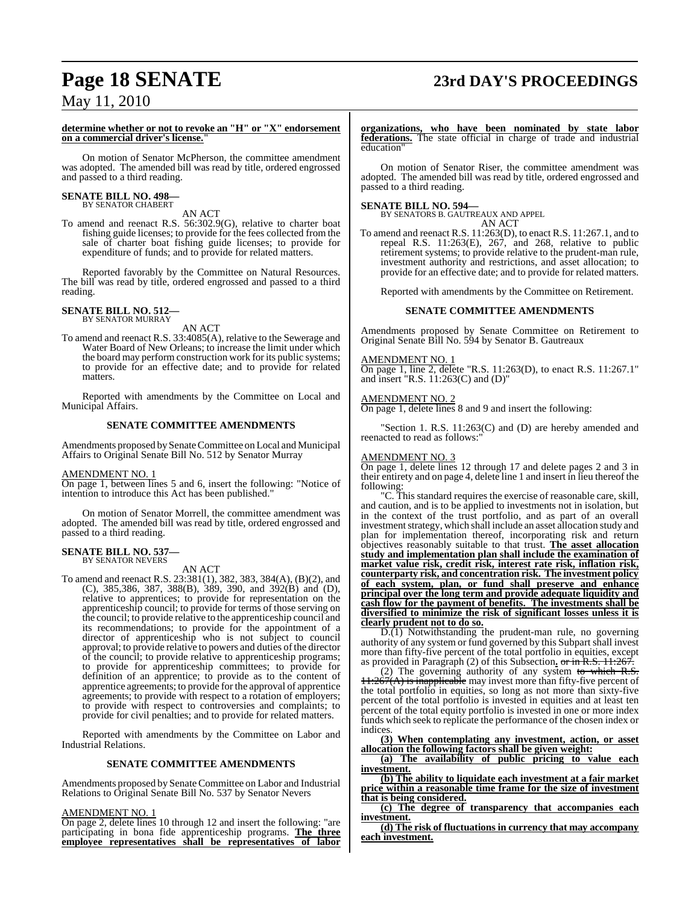**determine whether or not to revoke an "H" or "X" endorsement on a commercial driver's license.**"

On motion of Senator McPherson, the committee amendment was adopted. The amended bill was read by title, ordered engrossed and passed to a third reading.

**SENATE BILL NO. 498—**
BY SENATOR CHABERT

AN ACT

To amend and reenact R.S. 56:302.9(G), relative to charter boat fishing guide licenses; to provide for the fees collected from the sale of charter boat fishing guide licenses; to provide for expenditure of funds; and to provide for related matters.

Reported favorably by the Committee on Natural Resources. The bill was read by title, ordered engrossed and passed to a third reading.

**SENATE BILL NO. 512—**
BY SENATOR MURRAY

AN ACT

To amend and reenact R.S. 33:4085(A), relative to the Sewerage and Water Board of New Orleans; to increase the limit under which the board may perform construction work for its public systems; to provide for an effective date; and to provide for related matters.

Reported with amendments by the Committee on Local and Municipal Affairs.

**SENATE COMMITTEE AMENDMENTS**

Amendments proposed by Senate Committee on Local and Municipal Affairs to Original Senate Bill No. 512 by Senator Murray

AMENDMENT NO. 1
On page 1, between lines 5 and 6, insert the following: "Notice of intention to introduce this Act has been published."

On motion of Senator Morrell, the committee amendment was adopted. The amended bill was read by title, ordered engrossed and passed to a third reading.

**SENATE BILL NO. 537—**
BY SENATOR NEVERS

AN ACT

To amend and reenact R.S. 23:381(1), 382, 383, 384(A), (B)(2), and (C), 385,386, 387, 388(B), 389, 390, and 392(B) and (D), relative to apprentices; to provide for representation on the apprenticeship council; to provide for terms of those serving on the council; to provide relative to the apprenticeship council and its recommendations; to provide for the appointment of a director of apprenticeship who is not subject to council approval; to provide relative to powers and duties of the director of the council; to provide relative to apprenticeship programs; to provide for apprenticeship committees; to provide for definition of an apprentice; to provide as to the content of apprentice agreements; to provide for the approval of apprentice agreements; to provide with respect to a rotation of employers; to provide with respect to controversies and complaints; to provide for civil penalties; and to provide for related matters.

Reported with amendments by the Committee on Labor and Industrial Relations.

**SENATE COMMITTEE AMENDMENTS**

Amendments proposed by Senate Committee on Labor and Industrial Relations to Original Senate Bill No. 537 by Senator Nevers

AMENDMENT NO. 1
On page 2, delete lines 10 through 12 and insert the following: "are participating in bona fide apprenticeship programs. **The three employee representatives shall be representatives of labor organizations, who have been nominated by state labor federations.** The state official in charge of trade and industrial education"

On motion of Senator Riser, the committee amendment was adopted. The amended bill was read by title, ordered engrossed and passed to a third reading.

**SENATE BILL NO. 594—**
BY SENATORS B. GAUTREAUX AND APPEL

AN ACT

To amend and reenact R.S. 11:263(D), to enact R.S. 11:267.1, and to repeal R.S. 11:263(E), 267, and 268, relative to public retirement systems; to provide relative to the prudent-man rule, investment authority and restrictions, and asset allocation; to provide for an effective date; and to provide for related matters.

Reported with amendments by the Committee on Retirement.

**SENATE COMMITTEE AMENDMENTS**

Amendments proposed by Senate Committee on Retirement to Original Senate Bill No. 594 by Senator B. Gautreaux

AMENDMENT NO. 1
On page 1, line 2, delete "R.S. 11:263(D), to enact R.S. 11:267.1" and insert "R.S. 11:263(C) and (D)"

AMENDMENT NO. 2
On page 1, delete lines 8 and 9 and insert the following:

"Section 1. R.S. 11:263(C) and (D) are hereby amended and reenacted to read as follows:"

AMENDMENT NO. 3
On page 1, delete lines 12 through 17 and delete pages 2 and 3 in their entirety and on page 4, delete line 1 and insert in lieu thereof the following:

"C. This standard requires the exercise of reasonable care, skill, and caution, and is to be applied to investments not in isolation, but in the context of the trust portfolio, and as part of an overall investment strategy, which shall include an asset allocation study and plan for implementation thereof, incorporating risk and return objectives reasonably suitable to that trust. **The asset allocation study and implementation plan shall include the examination of market value risk, credit risk, interest rate risk, inflation risk, counterparty risk, and concentration risk. The investment policy of each system, plan, or fund shall preserve and enhance principal over the long term and provide adequate liquidity and cash flow for the payment of benefits. The investments shall be diversified to minimize the risk of significant losses unless it is clearly prudent not to do so.**

D.(1) Notwithstanding the prudent-man rule, no governing authority of any system or fund governed by this Subpart shall invest more than fifty-five percent of the total portfolio in equities, except as provided in Paragraph (2) of this Subsection**.** ~~or in R.S. 11:267.~~

(2) The governing authority of any system ~~to which R.S. 11:267(A) is inapplicable~~ may invest more than fifty-five percent of the total portfolio in equities, so long as not more than sixty-five percent of the total portfolio is invested in equities and at least ten percent of the total equity portfolio is invested in one or more index funds which seek to replicate the performance of the chosen index or indices.

**(3) When contemplating any investment, action, or asset allocation the following factors shall be given weight:**

**(a) The availability of public pricing to value each investment.**

**(b) The ability to liquidate each investment at a fair market price within a reasonable time frame for the size of investment that is being considered.**

**(c) The degree of transparency that accompanies each investment.**

**(d) The risk of fluctuations in currency that may accompany each investment.**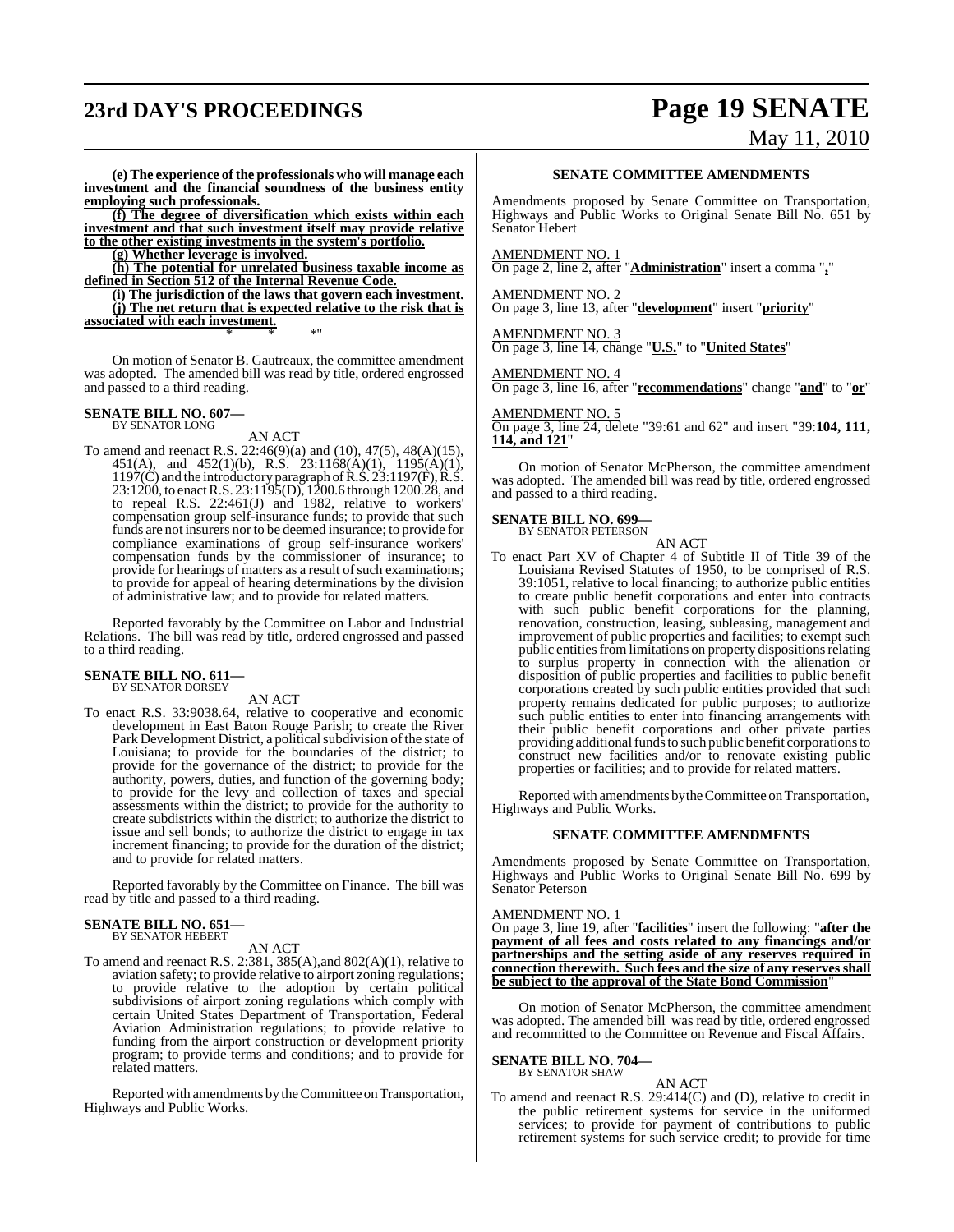**(e) The experience of the professionals who will manage each investment and the financial soundness of the business entity employing such professionals.**

**(f) The degree of diversification which exists within each investment and that such investment itself may provide relative to the other existing investments in the system's portfolio.**

**(g) Whether leverage is involved.**

**(h) The potential for unrelated business taxable income as defined in Section 512 of the Internal Revenue Code.**

**(i) The jurisdiction of the laws that govern each investment.**

**(j) The net return that is expected relative to the risk that is associated with each investment.**

\* \* \*"

On motion of Senator B. Gautreaux, the committee amendment was adopted. The amended bill was read by title, ordered engrossed and passed to a third reading.

**SENATE BILL NO. 607—**
BY SENATOR LONG

AN ACT

To amend and reenact R.S. 22:46(9)(a) and (10), 47(5), 48(A)(15), 451(A), and 452(1)(b), R.S. 23:1168(A)(1), 1195(A)(1), 1197(C) and the introductory paragraph of R.S. 23:1197(F), R.S. 23:1200, to enact R.S. 23:1195(D), 1200.6 through 1200.28, and to repeal R.S. 22:461(J) and 1982, relative to workers' compensation group self-insurance funds; to provide that such funds are not insurers nor to be deemed insurance; to provide for compliance examinations of group self-insurance workers' compensation funds by the commissioner of insurance; to provide for hearings of matters as a result of such examinations; to provide for appeal of hearing determinations by the division of administrative law; and to provide for related matters.

Reported favorably by the Committee on Labor and Industrial Relations. The bill was read by title, ordered engrossed and passed to a third reading.

**SENATE BILL NO. 611—**
BY SENATOR DORSEY

AN ACT

To enact R.S. 33:9038.64, relative to cooperative and economic development in East Baton Rouge Parish; to create the River Park Development District, a political subdivision of the state of Louisiana; to provide for the boundaries of the district; to provide for the governance of the district; to provide for the authority, powers, duties, and function of the governing body; to provide for the levy and collection of taxes and special assessments within the district; to provide for the authority to create subdistricts within the district; to authorize the district to issue and sell bonds; to authorize the district to engage in tax increment financing; to provide for the duration of the district; and to provide for related matters.

Reported favorably by the Committee on Finance. The bill was read by title and passed to a third reading.

**SENATE BILL NO. 651—**
BY SENATOR HEBERT

AN ACT

To amend and reenact R.S. 2:381, 385(A),and 802(A)(1), relative to aviation safety; to provide relative to airport zoning regulations; to provide relative to the adoption by certain political subdivisions of airport zoning regulations which comply with certain United States Department of Transportation, Federal Aviation Administration regulations; to provide relative to funding from the airport construction or development priority program; to provide terms and conditions; and to provide for related matters.

Reported with amendments by the Committee on Transportation, Highways and Public Works.

**SENATE COMMITTEE AMENDMENTS**

Amendments proposed by Senate Committee on Transportation, Highways and Public Works to Original Senate Bill No. 651 by Senator Hebert

AMENDMENT NO. 1
On page 2, line 2, after "**Administration**" insert a comma "**,**"

AMENDMENT NO. 2
On page 3, line 13, after "**development**" insert "**priority**"

AMENDMENT NO. 3
On page 3, line 14, change "**U.S.**" to "**United States**"

AMENDMENT NO. 4
On page 3, line 16, after "**recommendations**" change "**and**" to "**or**"

AMENDMENT NO. 5
On page 3, line 24, delete "39:61 and 62" and insert "39:**104, 111, 114, and 121**"

On motion of Senator McPherson, the committee amendment was adopted. The amended bill was read by title, ordered engrossed and passed to a third reading.

**SENATE BILL NO. 699—**
BY SENATOR PETERSON

AN ACT

To enact Part XV of Chapter 4 of Subtitle II of Title 39 of the Louisiana Revised Statutes of 1950, to be comprised of R.S. 39:1051, relative to local financing; to authorize public entities to create public benefit corporations and enter into contracts with such public benefit corporations for the planning, renovation, construction, leasing, subleasing, management and improvement of public properties and facilities; to exempt such public entities from limitations on property dispositions relating to surplus property in connection with the alienation or disposition of public properties and facilities to public benefit corporations created by such public entities provided that such property remains dedicated for public purposes; to authorize such public entities to enter into financing arrangements with their public benefit corporations and other private parties providing additional funds to such public benefit corporations to construct new facilities and/or to renovate existing public properties or facilities; and to provide for related matters.

Reported with amendments by the Committee on Transportation, Highways and Public Works.

**SENATE COMMITTEE AMENDMENTS**

Amendments proposed by Senate Committee on Transportation, Highways and Public Works to Original Senate Bill No. 699 by Senator Peterson

AMENDMENT NO. 1
On page 3, line 19, after "**facilities**" insert the following: "**after the payment of all fees and costs related to any financings and/or partnerships and the setting aside of any reserves required in connection therewith. Such fees and the size of any reserves shall be subject to the approval of the State Bond Commission**"

On motion of Senator McPherson, the committee amendment was adopted. The amended bill was read by title, ordered engrossed and recommitted to the Committee on Revenue and Fiscal Affairs.

**SENATE BILL NO. 704—**
BY SENATOR SHAW

AN ACT

To amend and reenact R.S. 29:414(C) and (D), relative to credit in the public retirement systems for service in the uniformed services; to provide for payment of contributions to public retirement systems for such service credit; to provide for time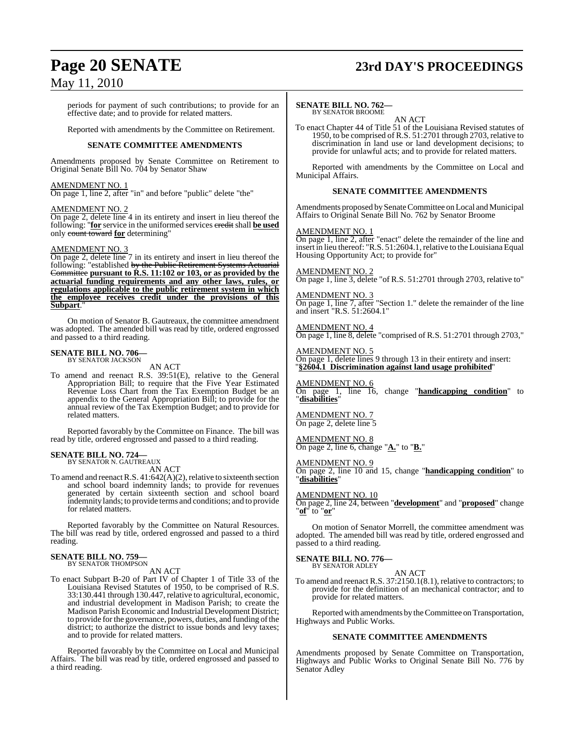periods for payment of such contributions; to provide for an effective date; and to provide for related matters.

Reported with amendments by the Committee on Retirement.

### SENATE COMMITTEE AMENDMENTS

Amendments proposed by Senate Committee on Retirement to Original Senate Bill No. 704 by Senator Shaw

AMENDMENT NO. 1
On page 1, line 2, after "in" and before "public" delete "the"

AMENDMENT NO. 2
On page 2, delete line 4 in its entirety and insert in lieu thereof the following: "**for** service in the uniformed services ~~credit~~ shall **be used** only ~~count toward~~ **for** determining"

AMENDMENT NO. 3
On page 2, delete line 7 in its entirety and insert in lieu thereof the following: "established ~~by the Public Retirement Systems Actuarial Committee~~ **pursuant to R.S. 11:102 or 103, or as provided by the actuarial funding requirements and any other laws, rules, or regulations applicable to the public retirement system in which the employee receives credit under the provisions of this Subpart**."

On motion of Senator B. Gautreaux, the committee amendment was adopted. The amended bill was read by title, ordered engrossed and passed to a third reading.

**SENATE BILL NO. 706—**
BY SENATOR JACKSON

AN ACT

To amend and reenact R.S. 39:51(E), relative to the General Appropriation Bill; to require that the Five Year Estimated Revenue Loss Chart from the Tax Exemption Budget be an appendix to the General Appropriation Bill; to provide for the annual review of the Tax Exemption Budget; and to provide for related matters.

Reported favorably by the Committee on Finance. The bill was read by title, ordered engrossed and passed to a third reading.

**SENATE BILL NO. 724—**
BY SENATOR N. GAUTREAUX

AN ACT

To amend and reenact R.S. 41:642(A)(2), relative to sixteenth section and school board indemnity lands; to provide for revenues generated by certain sixteenth section and school board indemnity lands; to provide terms and conditions; and to provide for related matters.

Reported favorably by the Committee on Natural Resources. The bill was read by title, ordered engrossed and passed to a third reading.

**SENATE BILL NO. 759—**
BY SENATOR THOMPSON

AN ACT

To enact Subpart B-20 of Part IV of Chapter 1 of Title 33 of the Louisiana Revised Statutes of 1950, to be comprised of R.S. 33:130.441 through 130.447, relative to agricultural, economic, and industrial development in Madison Parish; to create the Madison Parish Economic and Industrial Development District; to provide for the governance, powers, duties, and funding of the district; to authorize the district to issue bonds and levy taxes; and to provide for related matters.

Reported favorably by the Committee on Local and Municipal Affairs. The bill was read by title, ordered engrossed and passed to a third reading.

**SENATE BILL NO. 762—**
BY SENATOR BROOME

AN ACT

To enact Chapter 44 of Title 51 of the Louisiana Revised statutes of 1950, to be comprised of R.S. 51:2701 through 2703, relative to discrimination in land use or land development decisions; to provide for unlawful acts; and to provide for related matters.

Reported with amendments by the Committee on Local and Municipal Affairs.

### SENATE COMMITTEE AMENDMENTS

Amendments proposed by Senate Committee on Local and Municipal Affairs to Original Senate Bill No. 762 by Senator Broome

AMENDMENT NO. 1
On page 1, line 2, after "enact" delete the remainder of the line and insert in lieu thereof: "R.S. 51:2604.1, relative to the Louisiana Equal Housing Opportunity Act; to provide for"

AMENDMENT NO. 2
On page 1, line 3, delete "of R.S. 51:2701 through 2703, relative to"

AMENDMENT NO. 3
On page 1, line 7, after "Section 1." delete the remainder of the line and insert "R.S. 51:2604.1"

AMENDMENT NO. 4
On page 1, line 8, delete "comprised of R.S. 51:2701 through 2703,"

AMENDMENT NO. 5
On page 1, delete lines 9 through 13 in their entirety and insert: "**§2604.1 Discrimination against land usage prohibited**"

AMENDMENT NO. 6
On page 1, line 16, change "**handicapping condition**" to "**disabilities**"

AMENDMENT NO. 7
On page 2, delete line 5

AMENDMENT NO. 8
On page 2, line 6, change "**A.**" to "**B.**"

AMENDMENT NO. 9
On page 2, line 10 and 15, change "**handicapping condition**" to "**disabilities**"

AMENDMENT NO. 10
On page 2, line 24, between "**development**" and "**proposed**" change "**of**" to "**or**"

On motion of Senator Morrell, the committee amendment was adopted. The amended bill was read by title, ordered engrossed and passed to a third reading.

**SENATE BILL NO. 776—**
BY SENATOR ADLEY

AN ACT

To amend and reenact R.S. 37:2150.1(8.1), relative to contractors; to provide for the definition of an mechanical contractor; and to provide for related matters.

Reported with amendments by the Committee on Transportation, Highways and Public Works.

### SENATE COMMITTEE AMENDMENTS

Amendments proposed by Senate Committee on Transportation, Highways and Public Works to Original Senate Bill No. 776 by Senator Adley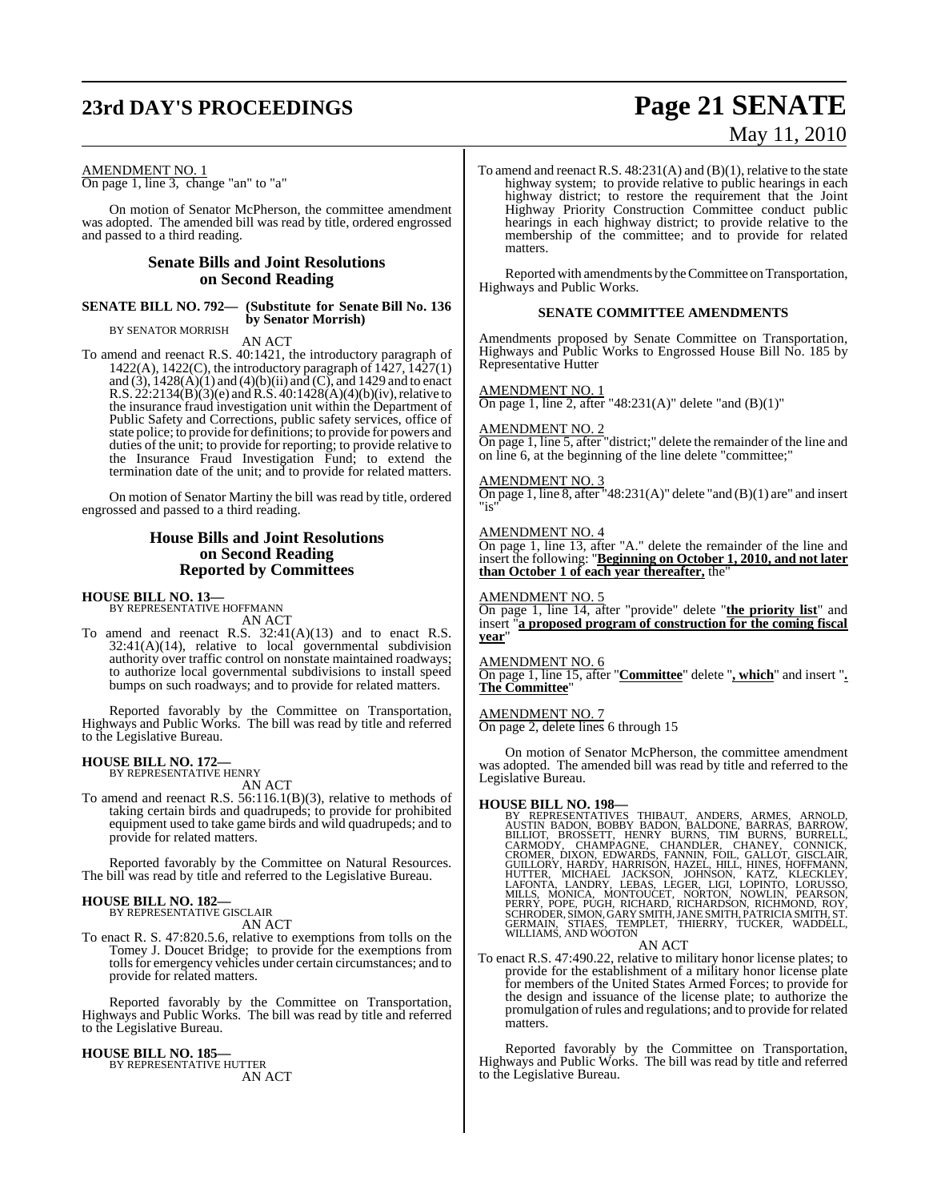AMENDMENT NO. 1
On page 1, line 3, change "an" to "a"

On motion of Senator McPherson, the committee amendment was adopted. The amended bill was read by title, ordered engrossed and passed to a third reading.

## Senate Bills and Joint Resolutions on Second Reading

**SENATE BILL NO. 792— (Substitute for Senate Bill No. 136 by Senator Morrish)**
BY SENATOR MORRISH

AN ACT

To amend and reenact R.S. 40:1421, the introductory paragraph of 1422(A), 1422(C), the introductory paragraph of 1427, 1427(1) and (3), 1428(A)(1) and (4)(b)(ii) and (C), and 1429 and to enact R.S. 22:2134(B)(3)(e) and R.S. 40:1428(A)(4)(b)(iv), relative to the insurance fraud investigation unit within the Department of Public Safety and Corrections, public safety services, office of state police; to provide for definitions; to provide for powers and duties of the unit; to provide for reporting; to provide relative to the Insurance Fraud Investigation Fund; to extend the termination date of the unit; and to provide for related matters.

On motion of Senator Martiny the bill was read by title, ordered engrossed and passed to a third reading.

## House Bills and Joint Resolutions on Second Reading Reported by Committees

**HOUSE BILL NO. 13—**
BY REPRESENTATIVE HOFFMANN

AN ACT

To amend and reenact R.S. 32:41(A)(13) and to enact R.S. 32:41(A)(14), relative to local governmental subdivision authority over traffic control on nonstate maintained roadways; to authorize local governmental subdivisions to install speed bumps on such roadways; and to provide for related matters.

Reported favorably by the Committee on Transportation, Highways and Public Works. The bill was read by title and referred to the Legislative Bureau.

**HOUSE BILL NO. 172—**
BY REPRESENTATIVE HENRY

AN ACT

To amend and reenact R.S. 56:116.1(B)(3), relative to methods of taking certain birds and quadrupeds; to provide for prohibited equipment used to take game birds and wild quadrupeds; and to provide for related matters.

Reported favorably by the Committee on Natural Resources. The bill was read by title and referred to the Legislative Bureau.

**HOUSE BILL NO. 182—**
BY REPRESENTATIVE GISCLAIR

AN ACT

To enact R. S. 47:820.5.6, relative to exemptions from tolls on the Tomey J. Doucet Bridge; to provide for the exemptions from tolls for emergency vehicles under certain circumstances; and to provide for related matters.

Reported favorably by the Committee on Transportation, Highways and Public Works. The bill was read by title and referred to the Legislative Bureau.

**HOUSE BILL NO. 185—**
BY REPRESENTATIVE HUTTER

AN ACT

To amend and reenact R.S. 48:231(A) and (B)(1), relative to the state highway system; to provide relative to public hearings in each highway district; to restore the requirement that the Joint Highway Priority Construction Committee conduct public hearings in each highway district; to provide relative to the membership of the committee; and to provide for related matters.

Reported with amendments by the Committee on Transportation, Highways and Public Works.

### SENATE COMMITTEE AMENDMENTS

Amendments proposed by Senate Committee on Transportation, Highways and Public Works to Engrossed House Bill No. 185 by Representative Hutter

AMENDMENT NO. 1
On page 1, line 2, after "48:231(A)" delete "and (B)(1)"

AMENDMENT NO. 2
On page 1, line 5, after "district;" delete the remainder of the line and on line 6, at the beginning of the line delete "committee;"

AMENDMENT NO. 3
On page 1, line 8, after "48:231(A)" delete "and (B)(1) are" and insert "is"

AMENDMENT NO. 4
On page 1, line 13, after "A." delete the remainder of the line and insert the following: "**Beginning on October 1, 2010, and not later than October 1 of each year thereafter,** the"

AMENDMENT NO. 5
On page 1, line 14, after "provide" delete "**the priority list**" and insert "**a proposed program of construction for the coming fiscal year**"

AMENDMENT NO. 6
On page 1, line 15, after "**Committee**" delete "**, which**" and insert "**. The Committee**"

AMENDMENT NO. 7
On page 2, delete lines 6 through 15

On motion of Senator McPherson, the committee amendment was adopted. The amended bill was read by title and referred to the Legislative Bureau.

**HOUSE BILL NO. 198—**
BY REPRESENTATIVES THIBAUT, ANDERS, ARMES, ARNOLD, AUSTIN BADON, BOBBY BADON, BALDONE, BARRAS, BARROW, BILLIOT, BROSSETT, HENRY BURNS, TIM BURNS, BURRELL, CARMODY, CHAMPAGNE, CHANDLER, CHANEY, CONNICK, CROMER, DIXON, EDWARDS, FANNIN, FOIL, GALLOT, GISCLAIR, GUILLORY, HARDY, HARRISON, HAZEL, HILL, HINES, HOFFMANN, HUTTER, MICHAEL JACKSON, JOHNSON, KATZ, KLECKLEY, LAFONTA, LANDRY, LEBAS, LEGER, LIGI, LOPINTO, LORUSSO, MILLS, MONICA, MONTOUCET, NORTON, NOWLIN, PEARSON, PERRY, POPE, PUGH, RICHARD, RICHARDSON, RICHMOND, ROY, SCHRODER, SIMON, GARY SMITH, JANE SMITH, PATRICIA SMITH, ST. GERMAIN, STIAES, TEMPLET, THIERRY, TUCKER, WADDELL, WILLIAMS, AND WOOTON

AN ACT

To enact R.S. 47:490.22, relative to military honor license plates; to provide for the establishment of a military honor license plate for members of the United States Armed Forces; to provide for the design and issuance of the license plate; to authorize the promulgation of rules and regulations; and to provide for related matters.

Reported favorably by the Committee on Transportation, Highways and Public Works. The bill was read by title and referred to the Legislative Bureau.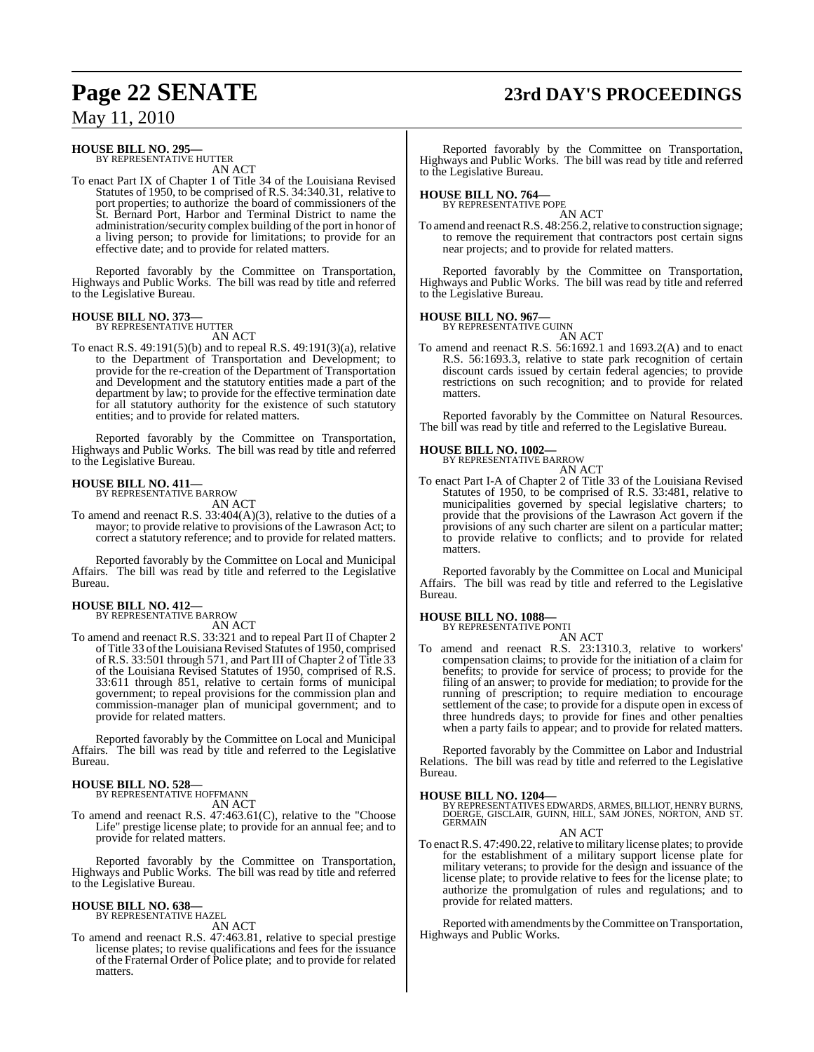**HOUSE BILL NO. 295—**
BY REPRESENTATIVE HUTTER

AN ACT

To enact Part IX of Chapter 1 of Title 34 of the Louisiana Revised Statutes of 1950, to be comprised of R.S. 34:340.31, relative to port properties; to authorize the board of commissioners of the St. Bernard Port, Harbor and Terminal District to name the administration/security complex building of the port in honor of a living person; to provide for limitations; to provide for an effective date; and to provide for related matters.

Reported favorably by the Committee on Transportation, Highways and Public Works. The bill was read by title and referred to the Legislative Bureau.

**HOUSE BILL NO. 373—**
BY REPRESENTATIVE HUTTER

AN ACT

To enact R.S. 49:191(5)(b) and to repeal R.S. 49:191(3)(a), relative to the Department of Transportation and Development; to provide for the re-creation of the Department of Transportation and Development and the statutory entities made a part of the department by law; to provide for the effective termination date for all statutory authority for the existence of such statutory entities; and to provide for related matters.

Reported favorably by the Committee on Transportation, Highways and Public Works. The bill was read by title and referred to the Legislative Bureau.

**HOUSE BILL NO. 411—**
BY REPRESENTATIVE BARROW

AN ACT

To amend and reenact R.S. 33:404(A)(3), relative to the duties of a mayor; to provide relative to provisions of the Lawrason Act; to correct a statutory reference; and to provide for related matters.

Reported favorably by the Committee on Local and Municipal Affairs. The bill was read by title and referred to the Legislative Bureau.

**HOUSE BILL NO. 412—**
BY REPRESENTATIVE BARROW

AN ACT

To amend and reenact R.S. 33:321 and to repeal Part II of Chapter 2 of Title 33 of the Louisiana Revised Statutes of 1950, comprised of R.S. 33:501 through 571, and Part III of Chapter 2 of Title 33 of the Louisiana Revised Statutes of 1950, comprised of R.S. 33:611 through 851, relative to certain forms of municipal government; to repeal provisions for the commission plan and commission-manager plan of municipal government; and to provide for related matters.

Reported favorably by the Committee on Local and Municipal Affairs. The bill was read by title and referred to the Legislative Bureau.

**HOUSE BILL NO. 528—**
BY REPRESENTATIVE HOFFMANN

AN ACT

To amend and reenact R.S. 47:463.61(C), relative to the "Choose Life" prestige license plate; to provide for an annual fee; and to provide for related matters.

Reported favorably by the Committee on Transportation, Highways and Public Works. The bill was read by title and referred to the Legislative Bureau.

**HOUSE BILL NO. 638—**
BY REPRESENTATIVE HAZEL

AN ACT

To amend and reenact R.S. 47:463.81, relative to special prestige license plates; to revise qualifications and fees for the issuance of the Fraternal Order of Police plate; and to provide for related matters.

Reported favorably by the Committee on Transportation, Highways and Public Works. The bill was read by title and referred to the Legislative Bureau.

**HOUSE BILL NO. 764—**
BY REPRESENTATIVE POPE

AN ACT

To amend and reenact R.S. 48:256.2, relative to construction signage; to remove the requirement that contractors post certain signs near projects; and to provide for related matters.

Reported favorably by the Committee on Transportation, Highways and Public Works. The bill was read by title and referred to the Legislative Bureau.

**HOUSE BILL NO. 967—**
BY REPRESENTATIVE GUINN

AN ACT

To amend and reenact R.S. 56:1692.1 and 1693.2(A) and to enact R.S. 56:1693.3, relative to state park recognition of certain discount cards issued by certain federal agencies; to provide restrictions on such recognition; and to provide for related matters.

Reported favorably by the Committee on Natural Resources. The bill was read by title and referred to the Legislative Bureau.

**HOUSE BILL NO. 1002—**
BY REPRESENTATIVE BARROW

AN ACT

To enact Part I-A of Chapter 2 of Title 33 of the Louisiana Revised Statutes of 1950, to be comprised of R.S. 33:481, relative to municipalities governed by special legislative charters; to provide that the provisions of the Lawrason Act govern if the provisions of any such charter are silent on a particular matter; to provide relative to conflicts; and to provide for related matters.

Reported favorably by the Committee on Local and Municipal Affairs. The bill was read by title and referred to the Legislative Bureau.

**HOUSE BILL NO. 1088—**
BY REPRESENTATIVE PONTI

AN ACT

To amend and reenact R.S. 23:1310.3, relative to workers' compensation claims; to provide for the initiation of a claim for benefits; to provide for service of process; to provide for the filing of an answer; to provide for mediation; to provide for the running of prescription; to require mediation to encourage settlement of the case; to provide for a dispute open in excess of three hundreds days; to provide for fines and other penalties when a party fails to appear; and to provide for related matters.

Reported favorably by the Committee on Labor and Industrial Relations. The bill was read by title and referred to the Legislative Bureau.

**HOUSE BILL NO. 1204—**
BY REPRESENTATIVES EDWARDS, ARMES, BILLIOT, HENRY BURNS, DOERGE, GISCLAIR, GUINN, HILL, SAM JONES, NORTON, AND ST. GERMAIN

AN ACT

To enact R.S. 47:490.22, relative to military license plates; to provide for the establishment of a military support license plate for military veterans; to provide for the design and issuance of the license plate; to provide relative to fees for the license plate; to authorize the promulgation of rules and regulations; and to provide for related matters.

Reported with amendments by the Committee on Transportation, Highways and Public Works.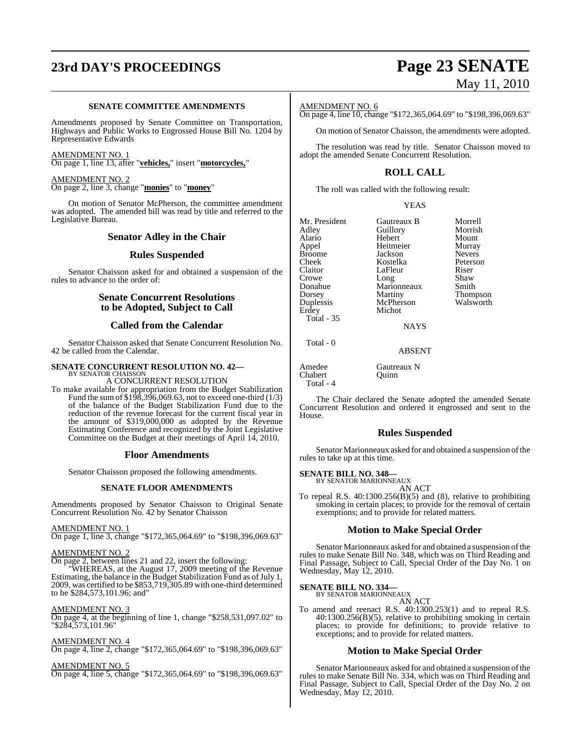### SENATE COMMITTEE AMENDMENTS

Amendments proposed by Senate Committee on Transportation, Highways and Public Works to Engrossed House Bill No. 1204 by Representative Edwards

AMENDMENT NO. 1
On page 1, line 13, after "**vehicles,**" insert "**motorcycles,**"

AMENDMENT NO. 2
On page 2, line 3, change "**monies**" to "**money**"

On motion of Senator McPherson, the committee amendment was adopted. The amended bill was read by title and referred to the Legislative Bureau.

## Senator Adley in the Chair

## Rules Suspended

Senator Chaisson asked for and obtained a suspension of the rules to advance to the order of:

## Senate Concurrent Resolutions to be Adopted, Subject to Call

## Called from the Calendar

Senator Chaisson asked that Senate Concurrent Resolution No. 42 be called from the Calendar.

**SENATE CONCURRENT RESOLUTION NO. 42—**
BY SENATOR CHAISSON
A CONCURRENT RESOLUTION

To make available for appropriation from the Budget Stabilization Fund the sum of $198,396,069.63, not to exceed one-third (1/3) of the balance of the Budget Stabilization Fund due to the reduction of the revenue forecast for the current fiscal year in the amount of $319,000,000 as adopted by the Revenue Estimating Conference and recognized by the Joint Legislative Committee on the Budget at their meetings of April 14, 2010.

## Floor Amendments

Senator Chaisson proposed the following amendments.

### SENATE FLOOR AMENDMENTS

Amendments proposed by Senator Chaisson to Original Senate Concurrent Resolution No. 42 by Senator Chaisson

AMENDMENT NO. 1
On page 1, line 3, change "$172,365,064.69" to "$198,396,069.63"

AMENDMENT NO. 2
On page 2, between lines 21 and 22, insert the following:
"WHEREAS, at the August 17, 2009 meeting of the Revenue Estimating, the balance in the Budget Stabilization Fund as of July 1, 2009, was certified to be $853,719,305.89 with one-third determined to be $284,573,101.96; and"

AMENDMENT NO. 3
On page 4, at the beginning of line 1, change "$258,531,097.02" to "$284,573,101.96"

AMENDMENT NO. 4
On page 4, line 2, change "$172,365,064.69" to "$198,396,069.63"

AMENDMENT NO. 5
On page 4, line 5, change "$172,365,064.69" to "$198,396,069.63"

AMENDMENT NO. 6
On page 4, line 10, change "$172,365,064.69" to "$198,396,069.63"

On motion of Senator Chaisson, the amendments were adopted.

The resolution was read by title. Senator Chaisson moved to adopt the amended Senate Concurrent Resolution.

## ROLL CALL

The roll was called with the following result:

YEAS

| | | |
|---|---|---|
| Mr. President | Gautreaux B | Morrell |
| Adley | Guillory | Morrish |
| Alario | Hebert | Mount |
| Appel | Heitmeier | Murray |
| Broome | Jackson | Nevers |
| Cheek | Kostelka | Peterson |
| Claitor | LaFleur | Riser |
| Crowe | Long | Shaw |
| Donahue | Marionneaux | Smith |
| Dorsey | Martiny | Thompson |
| Duplessis | McPherson | Walsworth |
| Erdey | Michot | |

Total - 35

NAYS

Total - 0

ABSENT

| | |
|---|---|
| Amedee | Gautreaux N |
| Chabert | Quinn |

Total - 4

The Chair declared the Senate adopted the amended Senate Concurrent Resolution and ordered it engrossed and sent to the House.

## Rules Suspended

Senator Marionneaux asked for and obtained a suspension of the rules to take up at this time.

**SENATE BILL NO. 348—**
BY SENATOR MARIONNEAUX
AN ACT

To repeal R.S. 40:1300.256(B)(5) and (8), relative to prohibiting smoking in certain places; to provide for the removal of certain exemptions; and to provide for related matters.

## Motion to Make Special Order

Senator Marionneaux asked for and obtained a suspension of the rules to make Senate Bill No. 348, which was on Third Reading and Final Passage, Subject to Call, Special Order of the Day No. 1 on Wednesday, May 12, 2010.

**SENATE BILL NO. 334—**
BY SENATOR MARIONNEAUX
AN ACT

To amend and reenact R.S. 40:1300.253(1) and to repeal R.S. 40:1300.256(B)(5), relative to prohibiting smoking in certain places; to provide for definitions; to provide relative to exceptions; and to provide for related matters.

## Motion to Make Special Order

Senator Marionneaux asked for and obtained a suspension of the rules to make Senate Bill No. 334, which was on Third Reading and Final Passage, Subject to Call, Special Order of the Day No. 2 on Wednesday, May 12, 2010.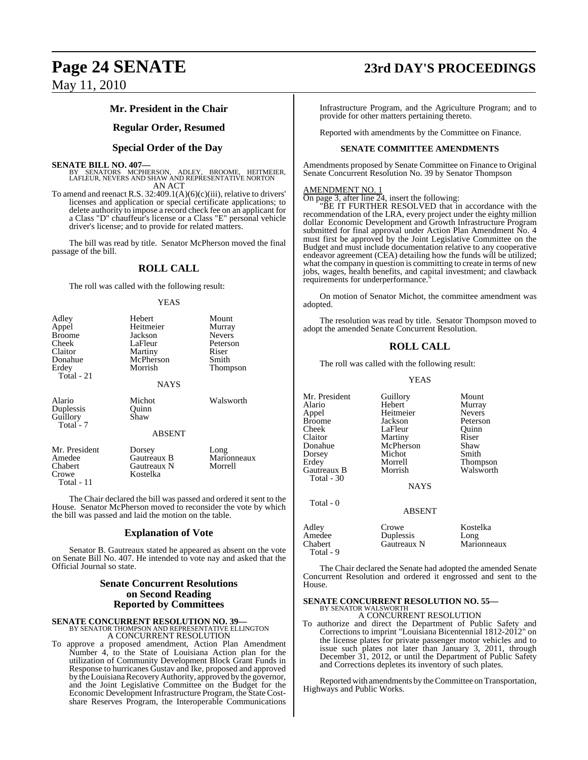## Mr. President in the Chair

## Regular Order, Resumed

## Special Order of the Day

**SENATE BILL NO. 407—**
BY SENATORS MCPHERSON, ADLEY, BROOME, HEITMEIER, LAFLEUR, NEVERS AND SHAW AND REPRESENTATIVE NORTON
AN ACT

To amend and reenact R.S. 32:409.1(A)(6)(c)(iii), relative to drivers' licenses and application or special certificate applications; to delete authority to impose a record check fee on an applicant for a Class "D" chauffeur's license or a Class "E" personal vehicle driver's license; and to provide for related matters.

The bill was read by title. Senator McPherson moved the final passage of the bill.

## ROLL CALL

The roll was called with the following result:

YEAS

| | | |
|---|---|---|
| Adley | Hebert | Mount |
| Appel | Heitmeier | Murray |
| Broome | Jackson | Nevers |
| Cheek | LaFleur | Peterson |
| Claitor | Martiny | Riser |
| Donahue | McPherson | Smith |
| Erdey | Morrish | Thompson |
| Total - 21 | | |

NAYS

| | | |
|---|---|---|
| Alario | Michot | Walsworth |
| Duplessis | Quinn | |
| Guillory | Shaw | |
| Total - 7 | | |

ABSENT

| | | |
|---|---|---|
| Mr. President | Dorsey | Long |
| Amedee | Gautreaux B | Marionneaux |
| Chabert | Gautreaux N | Morrell |
| Crowe | Kostelka | |
| Total - 11 | | |

The Chair declared the bill was passed and ordered it sent to the House. Senator McPherson moved to reconsider the vote by which the bill was passed and laid the motion on the table.

## Explanation of Vote

Senator B. Gautreaux stated he appeared as absent on the vote on Senate Bill No. 407. He intended to vote nay and asked that the Official Journal so state.

## Senate Concurrent Resolutions on Second Reading Reported by Committees

**SENATE CONCURRENT RESOLUTION NO. 39—**
BY SENATOR THOMPSON AND REPRESENTATIVE ELLINGTON
A CONCURRENT RESOLUTION

To approve a proposed amendment, Action Plan Amendment Number 4, to the State of Louisiana Action plan for the utilization of Community Development Block Grant Funds in Response to hurricanes Gustav and Ike, proposed and approved by the Louisiana Recovery Authority, approved by the governor, and the Joint Legislative Committee on the Budget for the Economic Development Infrastructure Program, the State Cost-share Reserves Program, the Interoperable Communications Infrastructure Program, and the Agriculture Program; and to provide for other matters pertaining thereto.

Reported with amendments by the Committee on Finance.

**SENATE COMMITTEE AMENDMENTS**

Amendments proposed by Senate Committee on Finance to Original Senate Concurrent Resolution No. 39 by Senator Thompson

AMENDMENT NO. 1
On page 3, after line 24, insert the following:

"BE IT FURTHER RESOLVED that in accordance with the recommendation of the LRA, every project under the eighty million dollar Economic Development and Growth Infrastructure Program submitted for final approval under Action Plan Amendment No. 4 must first be approved by the Joint Legislative Committee on the Budget and must include documentation relative to any cooperative endeavor agreement (CEA) detailing how the funds will be utilized; what the company in question is committing to create in terms of new jobs, wages, health benefits, and capital investment; and clawback requirements for underperformance."

On motion of Senator Michot, the committee amendment was adopted.

The resolution was read by title. Senator Thompson moved to adopt the amended Senate Concurrent Resolution.

## ROLL CALL

The roll was called with the following result:

YEAS

| | | |
|---|---|---|
| Mr. President | Guillory | Mount |
| Alario | Hebert | Murray |
| Appel | Heitmeier | Nevers |
| Broome | Jackson | Peterson |
| Cheek | LaFleur | Quinn |
| Claitor | Martiny | Riser |
| Donahue | McPherson | Shaw |
| Dorsey | Michot | Smith |
| Erdey | Morrell | Thompson |
| Gautreaux B | Morrish | Walsworth |
| Total - 30 | | |

NAYS

Total - 0

ABSENT

| | | |
|---|---|---|
| Adley | Crowe | Kostelka |
| Amedee | Duplessis | Long |
| Chabert | Gautreaux N | Marionneaux |
| Total - 9 | | |

The Chair declared the Senate had adopted the amended Senate Concurrent Resolution and ordered it engrossed and sent to the House.

**SENATE CONCURRENT RESOLUTION NO. 55—**
BY SENATOR WALSWORTH
A CONCURRENT RESOLUTION

To authorize and direct the Department of Public Safety and Corrections to imprint "Louisiana Bicentennial 1812-2012" on the license plates for private passenger motor vehicles and to issue such plates not later than January 3, 2011, through December 31, 2012, or until the Department of Public Safety and Corrections depletes its inventory of such plates.

Reported with amendments by the Committee on Transportation, Highways and Public Works.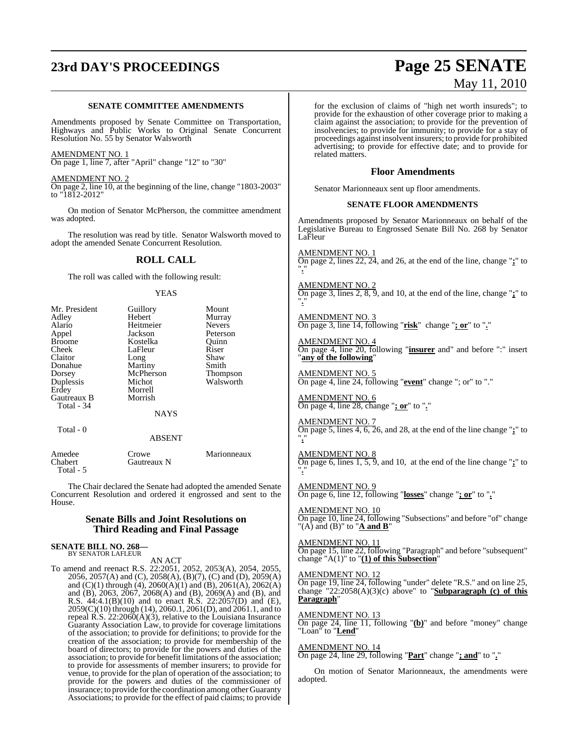**SENATE COMMITTEE AMENDMENTS**

Amendments proposed by Senate Committee on Transportation, Highways and Public Works to Original Senate Concurrent Resolution No. 55 by Senator Walsworth

AMENDMENT NO. 1
On page 1, line 7, after "April" change "12" to "30"

AMENDMENT NO. 2
On page 2, line 10, at the beginning of the line, change "1803-2003" to "1812-2012"

On motion of Senator McPherson, the committee amendment was adopted.

The resolution was read by title. Senator Walsworth moved to adopt the amended Senate Concurrent Resolution.

## ROLL CALL

The roll was called with the following result:

YEAS

| | | |
|---|---|---|
| Mr. President | Guillory | Mount |
| Adley | Hebert | Murray |
| Alario | Heitmeier | Nevers |
| Appel | Jackson | Peterson |
| Broome | Kostelka | Quinn |
| Cheek | LaFleur | Riser |
| Claitor | Long | Shaw |
| Donahue | Martiny | Smith |
| Dorsey | McPherson | Thompson |
| Duplessis | Michot | Walsworth |
| Erdey | Morrell | |
| Gautreaux B | Morrish | |
| Total - 34 | | |

NAYS

Total - 0

ABSENT

| | | |
|---|---|---|
| Amedee | Crowe | Marionneaux |
| Chabert | Gautreaux N | |
| Total - 5 | | |

The Chair declared the Senate had adopted the amended Senate Concurrent Resolution and ordered it engrossed and sent to the House.

## Senate Bills and Joint Resolutions on Third Reading and Final Passage

**SENATE BILL NO. 268—**
BY SENATOR LAFLEUR

AN ACT

To amend and reenact R.S. 22:2051, 2052, 2053(A), 2054, 2055, 2056, 2057(A) and (C), 2058(A), (B)(7), (C) and (D), 2059(A) and (C)(1) through (4), 2060(A)(1) and (B), 2061(A), 2062(A) and (B), 2063, 2067, 2068(A) and (B), 2069(A) and (B), and R.S. 44:4.1(B)(10) and to enact R.S. 22:2057(D) and (E), 2059(C)(10) through (14), 2060.1, 2061(D), and 2061.1, and to repeal R.S. 22:2060(A)(3), relative to the Louisiana Insurance Guaranty Association Law, to provide for coverage limitations of the association; to provide for definitions; to provide for the creation of the association; to provide for membership of the board of directors; to provide for the powers and duties of the association; to provide for benefit limitations of the association; to provide for assessments of member insurers; to provide for venue, to provide for the plan of operation of the association; to provide for the powers and duties of the commissioner of insurance; to provide for the coordination among other Guaranty Associations; to provide for the effect of paid claims; to provide for the exclusion of claims of "high net worth insureds"; to provide for the exhaustion of other coverage prior to making a claim against the association; to provide for the prevention of insolvencies; to provide for immunity; to provide for a stay of proceedings against insolvent insurers; to provide for prohibited advertising; to provide for effective date; and to provide for related matters.

## Floor Amendments

Senator Marionneaux sent up floor amendments.

**SENATE FLOOR AMENDMENTS**

Amendments proposed by Senator Marionneaux on behalf of the Legislative Bureau to Engrossed Senate Bill No. 268 by Senator LaFleur

AMENDMENT NO. 1
On page 2, lines 22, 24, and 26, at the end of the line, change "**;**" to "**.**"

AMENDMENT NO. 2
On page 3, lines 2, 8, 9, and 10, at the end of the line, change "**;**" to "**.**"

AMENDMENT NO. 3
On page 3, line 14, following "**risk**" change "**; or**" to "**.**"

AMENDMENT NO. 4
On page 4, line 20, following "**insurer** and" and before ":" insert "**any of the following**"

AMENDMENT NO. 5
On page 4, line 24, following "**event**" change "; or" to "."

AMENDMENT NO. 6
On page 4, line 28, change "**; or**" to "**.**"

AMENDMENT NO. 7
On page 5, lines 4, 6, 26, and 28, at the end of the line change "**;**" to "**.**"

AMENDMENT NO. 8
On page 6, lines 1, 5, 9, and 10, at the end of the line change "**;**" to "**.**"

AMENDMENT NO. 9
On page 6, line 12, following "**losses**" change "**; or**" to "**.**"

AMENDMENT NO. 10
On page 10, line 24, following "Subsections" and before "of" change "(A) and (B)" to "**A and B**"

AMENDMENT NO. 11
On page 15, line 22, following "Paragraph" and before "subsequent" change "A(1)" to "**(1) of this Subsection**"

AMENDMENT NO. 12
On page 19, line 24, following "under" delete "R.S." and on line 25, change "22:2058(A)(3)(c) above" to "**Subparagraph (c) of this Paragraph**"

AMENDMENT NO. 13
On page 24, line 11, following "**(b)**" and before "money" change "Loan" to "**Lend**"

AMENDMENT NO. 14
On page 24, line 29, following "**Part**" change "**; and**" to "**.**"

On motion of Senator Marionneaux, the amendments were adopted.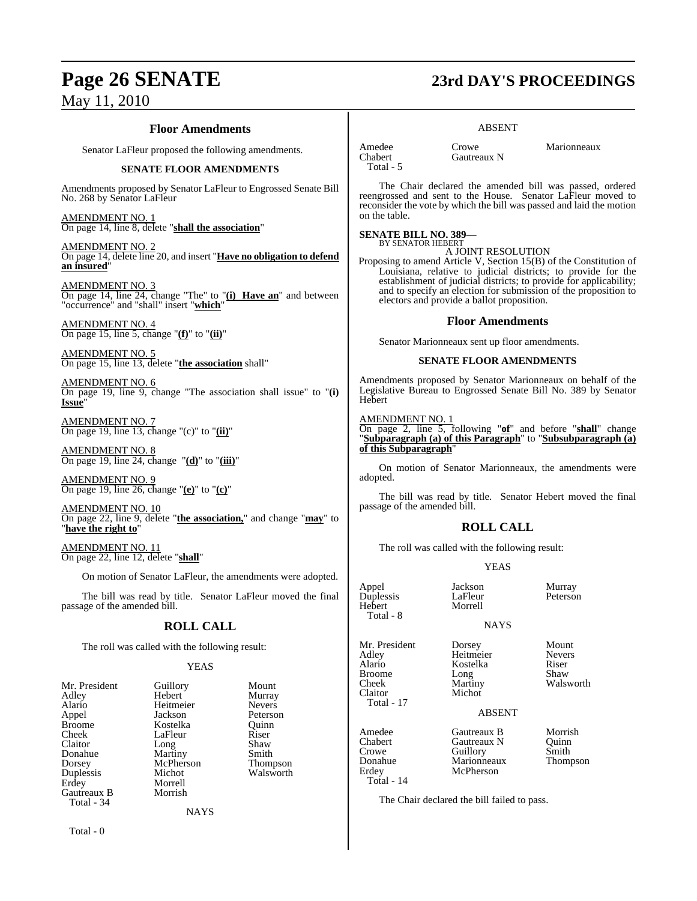### Floor Amendments

Senator LaFleur proposed the following amendments.

#### SENATE FLOOR AMENDMENTS

Amendments proposed by Senator LaFleur to Engrossed Senate Bill No. 268 by Senator LaFleur

AMENDMENT NO. 1
On page 14, line 8, delete "**shall the association**"

AMENDMENT NO. 2
On page 14, delete line 20, and insert "**Have no obligation to defend an insured**"

AMENDMENT NO. 3
On page 14, line 24, change "The" to "**(i) Have an**" and between "occurrence" and "shall" insert "**which**"

AMENDMENT NO. 4
On page 15, line 5, change "**(f)**" to "**(ii)**"

AMENDMENT NO. 5
On page 15, line 13, delete "**the association** shall"

AMENDMENT NO. 6
On page 19, line 9, change "The association shall issue" to "**(i) Issue**"

AMENDMENT NO. 7
On page 19, line 13, change "(c)" to "**(ii)**"

AMENDMENT NO. 8
On page 19, line 24, change "**(d)**" to "**(iii)**"

AMENDMENT NO. 9
On page 19, line 26, change "**(e)**" to "**(c)**"

AMENDMENT NO. 10
On page 22, line 9, delete "**the association,**" and change "**may**" to "**have the right to**"

AMENDMENT NO. 11
On page 22, line 12, delete "**shall**"

On motion of Senator LaFleur, the amendments were adopted.

The bill was read by title. Senator LaFleur moved the final passage of the amended bill.

### ROLL CALL

The roll was called with the following result:

YEAS

| | | |
|---|---|---|
| Mr. President | Guillory | Mount |
| Adley | Hebert | Murray |
| Alario | Heitmeier | Nevers |
| Appel | Jackson | Peterson |
| Broome | Kostelka | Quinn |
| Cheek | LaFleur | Riser |
| Claitor | Long | Shaw |
| Donahue | Martiny | Smith |
| Dorsey | McPherson | Thompson |
| Duplessis | Michot | Walsworth |
| Erdey | Morrell | |
| Gautreaux B | Morrish | |

Total - 34

NAYS

Total - 0

ABSENT

| | | |
|---|---|---|
| Amedee | Crowe | Marionneaux |
| Chabert | Gautreaux N | |

Total - 5

The Chair declared the amended bill was passed, ordered reengrossed and sent to the House. Senator LaFleur moved to reconsider the vote by which the bill was passed and laid the motion on the table.

**SENATE BILL NO. 389—**
BY SENATOR HEBERT
A JOINT RESOLUTION

Proposing to amend Article V, Section 15(B) of the Constitution of Louisiana, relative to judicial districts; to provide for the establishment of judicial districts; to provide for applicability; and to specify an election for submission of the proposition to electors and provide a ballot proposition.

### Floor Amendments

Senator Marionneaux sent up floor amendments.

#### SENATE FLOOR AMENDMENTS

Amendments proposed by Senator Marionneaux on behalf of the Legislative Bureau to Engrossed Senate Bill No. 389 by Senator Hebert

AMENDMENT NO. 1
On page 2, line 5, following "**of**" and before "**shall**" change "**Subparagraph (a) of this Paragraph**" to "**Subsubparagraph (a) of this Subparagraph**"

On motion of Senator Marionneaux, the amendments were adopted.

The bill was read by title. Senator Hebert moved the final passage of the amended bill.

### ROLL CALL

The roll was called with the following result:

YEAS

| | | |
|---|---|---|
| Appel | Jackson | Murray |
| Duplessis | LaFleur | Peterson |
| Hebert | Morrell | |

Total - 8

NAYS

| | | |
|---|---|---|
| Mr. President | Dorsey | Mount |
| Adley | Heitmeier | Nevers |
| Alario | Kostelka | Riser |
| Broome | Long | Shaw |
| Cheek | Martiny | Walsworth |
| Claitor | Michot | |

Total - 17

ABSENT

| | | |
|---|---|---|
| Amedee | Gautreaux B | Morrish |
| Chabert | Gautreaux N | Quinn |
| Crowe | Guillory | Smith |
| Donahue | Marionneaux | Thompson |
| Erdey | McPherson | |

Total - 14

The Chair declared the bill failed to pass.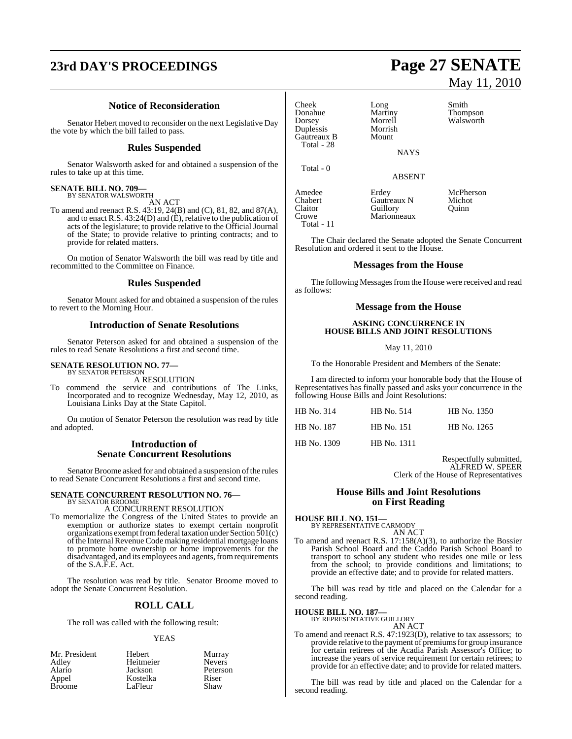## Notice of Reconsideration

Senator Hebert moved to reconsider on the next Legislative Day the vote by which the bill failed to pass.

## Rules Suspended

Senator Walsworth asked for and obtained a suspension of the rules to take up at this time.

**SENATE BILL NO. 709—**
BY SENATOR WALSWORTH

AN ACT

To amend and reenact R.S. 43:19, 24(B) and (C), 81, 82, and 87(A), and to enact R.S. 43:24(D) and (E), relative to the publication of acts of the legislature; to provide relative to the Official Journal of the State; to provide relative to printing contracts; and to provide for related matters.

On motion of Senator Walsworth the bill was read by title and recommitted to the Committee on Finance.

## Rules Suspended

Senator Mount asked for and obtained a suspension of the rules to revert to the Morning Hour.

## Introduction of Senate Resolutions

Senator Peterson asked for and obtained a suspension of the rules to read Senate Resolutions a first and second time.

**SENATE RESOLUTION NO. 77—**
BY SENATOR PETERSON

A RESOLUTION

To commend the service and contributions of The Links, Incorporated and to recognize Wednesday, May 12, 2010, as Louisiana Links Day at the State Capitol.

On motion of Senator Peterson the resolution was read by title and adopted.

## Introduction of Senate Concurrent Resolutions

Senator Broome asked for and obtained a suspension of the rules to read Senate Concurrent Resolutions a first and second time.

**SENATE CONCURRENT RESOLUTION NO. 76—**
BY SENATOR BROOME

A CONCURRENT RESOLUTION

To memorialize the Congress of the United States to provide an exemption or authorize states to exempt certain nonprofit organizations exempt from federal taxation under Section 501(c) of the Internal Revenue Code making residential mortgage loans to promote home ownership or home improvements for the disadvantaged, and its employees and agents, from requirements of the S.A.F.E. Act.

The resolution was read by title. Senator Broome moved to adopt the Senate Concurrent Resolution.

## ROLL CALL

The roll was called with the following result:

YEAS

| | | |
|---|---|---|
| Mr. President | Hebert | Murray |
| Adley | Heitmeier | Nevers |
| Alario | Jackson | Peterson |
| Appel | Kostelka | Riser |
| Broome | LaFleur | Shaw |
| Cheek | Long | Smith |
| Donahue | Martiny | Thompson |
| Dorsey | Morrell | Walsworth |
| Duplessis | Morrish | |
| Gautreaux B | Mount | |

Total - 28

NAYS

Total - 0

ABSENT

| | | |
|---|---|---|
| Amedee | Erdey | McPherson |
| Chabert | Gautreaux N | Michot |
| Claitor | Guillory | Quinn |
| Crowe | Marionneaux | |

Total - 11

The Chair declared the Senate adopted the Senate Concurrent Resolution and ordered it sent to the House.

## Messages from the House

The following Messages from the House were received and read as follows:

## Message from the House

**ASKING CONCURRENCE IN HOUSE BILLS AND JOINT RESOLUTIONS**

May 11, 2010

To the Honorable President and Members of the Senate:

I am directed to inform your honorable body that the House of Representatives has finally passed and asks your concurrence in the following House Bills and Joint Resolutions:

| | | |
|---|---|---|
| HB No. 314 | HB No. 514 | HB No. 1350 |
| HB No. 187 | HB No. 151 | HB No. 1265 |
| HB No. 1309 | HB No. 1311 | |

Respectfully submitted,
ALFRED W. SPEER
Clerk of the House of Representatives

## House Bills and Joint Resolutions on First Reading

**HOUSE BILL NO. 151—**
BY REPRESENTATIVE CARMODY

AN ACT

To amend and reenact R.S. 17:158(A)(3), to authorize the Bossier Parish School Board and the Caddo Parish School Board to transport to school any student who resides one mile or less from the school; to provide conditions and limitations; to provide an effective date; and to provide for related matters.

The bill was read by title and placed on the Calendar for a second reading.

**HOUSE BILL NO. 187—**
BY REPRESENTATIVE GUILLORY

AN ACT

To amend and reenact R.S. 47:1923(D), relative to tax assessors; to provide relative to the payment of premiums for group insurance for certain retirees of the Acadia Parish Assessor's Office; to increase the years of service requirement for certain retirees; to provide for an effective date; and to provide for related matters.

The bill was read by title and placed on the Calendar for a second reading.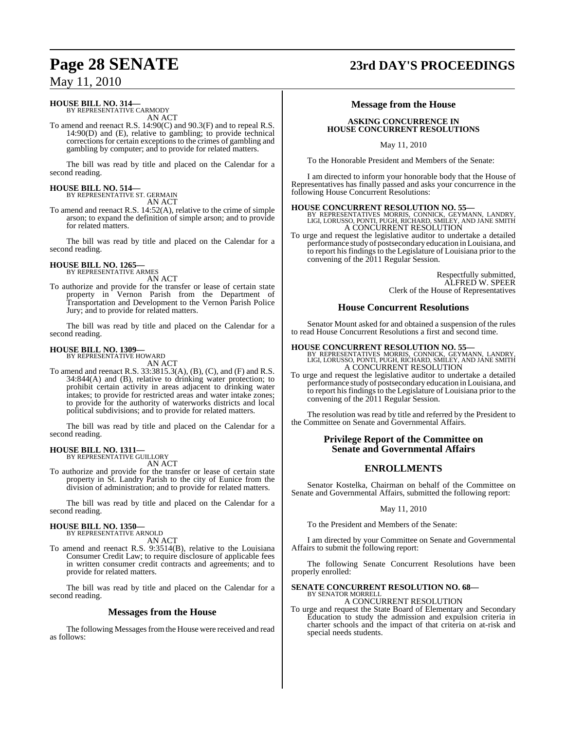**HOUSE BILL NO. 314—**
BY REPRESENTATIVE CARMODY
AN ACT

To amend and reenact R.S. 14:90(C) and 90.3(F) and to repeal R.S. 14:90(D) and (E), relative to gambling; to provide technical corrections for certain exceptions to the crimes of gambling and gambling by computer; and to provide for related matters.

The bill was read by title and placed on the Calendar for a second reading.

**HOUSE BILL NO. 514—**
BY REPRESENTATIVE ST. GERMAIN
AN ACT

To amend and reenact R.S. 14:52(A), relative to the crime of simple arson; to expand the definition of simple arson; and to provide for related matters.

The bill was read by title and placed on the Calendar for a second reading.

**HOUSE BILL NO. 1265—**
BY REPRESENTATIVE ARMES
AN ACT

To authorize and provide for the transfer or lease of certain state property in Vernon Parish from the Department of Transportation and Development to the Vernon Parish Police Jury; and to provide for related matters.

The bill was read by title and placed on the Calendar for a second reading.

**HOUSE BILL NO. 1309—**
BY REPRESENTATIVE HOWARD
AN ACT

To amend and reenact R.S. 33:3815.3(A), (B), (C), and (F) and R.S. 34:844(A) and (B), relative to drinking water protection; to prohibit certain activity in areas adjacent to drinking water intakes; to provide for restricted areas and water intake zones; to provide for the authority of waterworks districts and local political subdivisions; and to provide for related matters.

The bill was read by title and placed on the Calendar for a second reading.

**HOUSE BILL NO. 1311—**
BY REPRESENTATIVE GUILLORY
AN ACT

To authorize and provide for the transfer or lease of certain state property in St. Landry Parish to the city of Eunice from the division of administration; and to provide for related matters.

The bill was read by title and placed on the Calendar for a second reading.

**HOUSE BILL NO. 1350—**
BY REPRESENTATIVE ARNOLD
AN ACT

To amend and reenact R.S. 9:3514(B), relative to the Louisiana Consumer Credit Law; to require disclosure of applicable fees in written consumer credit contracts and agreements; and to provide for related matters.

The bill was read by title and placed on the Calendar for a second reading.

## Messages from the House

The following Messages from the House were received and read as follows:

## Message from the House

**ASKING CONCURRENCE IN HOUSE CONCURRENT RESOLUTIONS**

May 11, 2010

To the Honorable President and Members of the Senate:

I am directed to inform your honorable body that the House of Representatives has finally passed and asks your concurrence in the following House Concurrent Resolutions:

**HOUSE CONCURRENT RESOLUTION NO. 55—**
BY REPRESENTATIVES MORRIS, CONNICK, GEYMANN, LANDRY, LIGI, LORUSSO, PONTI, PUGH, RICHARD, SMILEY, AND JANE SMITH
A CONCURRENT RESOLUTION

To urge and request the legislative auditor to undertake a detailed performance study of postsecondary education in Louisiana, and to report his findings to the Legislature of Louisiana prior to the convening of the 2011 Regular Session.

Respectfully submitted,
ALFRED W. SPEER
Clerk of the House of Representatives

## House Concurrent Resolutions

Senator Mount asked for and obtained a suspension of the rules to read House Concurrent Resolutions a first and second time.

**HOUSE CONCURRENT RESOLUTION NO. 55—**
BY REPRESENTATIVES MORRIS, CONNICK, GEYMANN, LANDRY, LIGI, LORUSSO, PONTI, PUGH, RICHARD, SMILEY, AND JANE SMITH
A CONCURRENT RESOLUTION

To urge and request the legislative auditor to undertake a detailed performance study of postsecondary education in Louisiana, and to report his findings to the Legislature of Louisiana prior to the convening of the 2011 Regular Session.

The resolution was read by title and referred by the President to the Committee on Senate and Governmental Affairs.

## Privilege Report of the Committee on Senate and Governmental Affairs

## ENROLLMENTS

Senator Kostelka, Chairman on behalf of the Committee on Senate and Governmental Affairs, submitted the following report:

May 11, 2010

To the President and Members of the Senate:

I am directed by your Committee on Senate and Governmental Affairs to submit the following report:

The following Senate Concurrent Resolutions have been properly enrolled:

**SENATE CONCURRENT RESOLUTION NO. 68—**
BY SENATOR MORRELL
A CONCURRENT RESOLUTION

To urge and request the State Board of Elementary and Secondary Education to study the admission and expulsion criteria in charter schools and the impact of that criteria on at-risk and special needs students.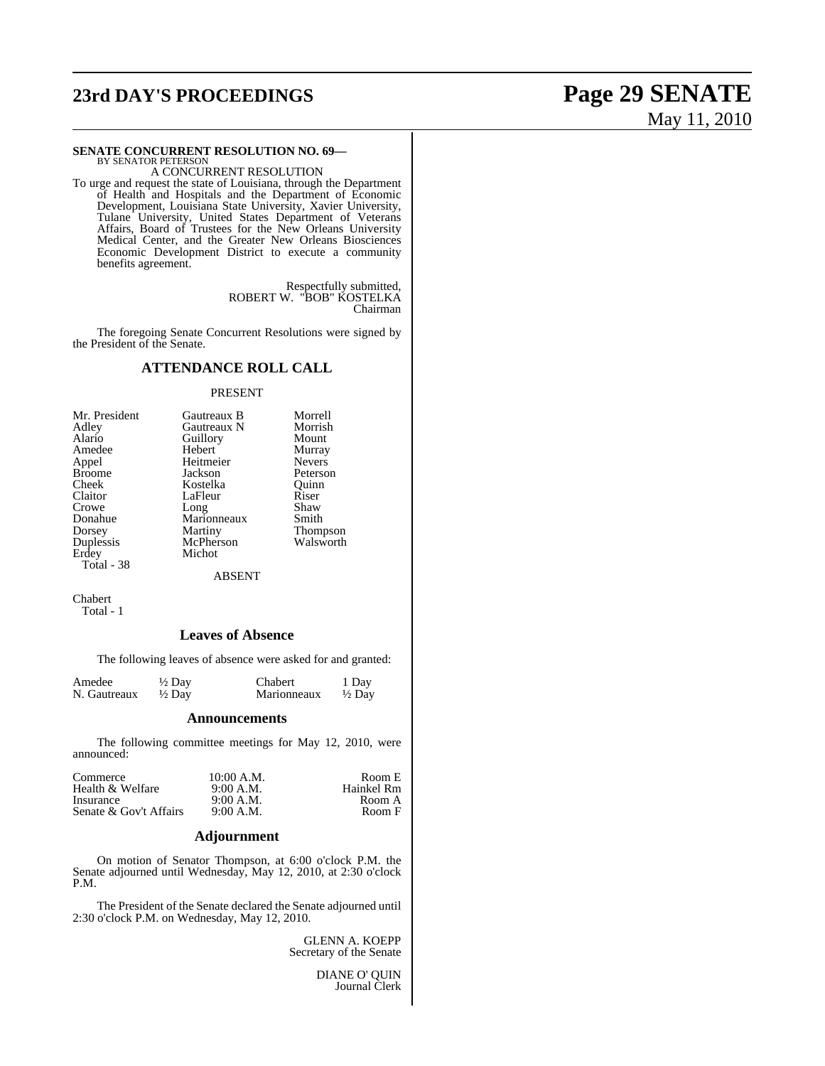**SENATE CONCURRENT RESOLUTION NO. 69—**
BY SENATOR PETERSON

A CONCURRENT RESOLUTION

To urge and request the state of Louisiana, through the Department of Health and Hospitals and the Department of Economic Development, Louisiana State University, Xavier University, Tulane University, United States Department of Veterans Affairs, Board of Trustees for the New Orleans University Medical Center, and the Greater New Orleans Biosciences Economic Development District to execute a community benefits agreement.

Respectfully submitted,
ROBERT W. "BOB" KOSTELKA
Chairman

The foregoing Senate Concurrent Resolutions were signed by the President of the Senate.

## ATTENDANCE ROLL CALL

PRESENT

| | | |
|---|---|---|
| Mr. President | Gautreaux B | Morrell |
| Adley | Gautreaux N | Morrish |
| Alario | Guillory | Mount |
| Amedee | Hebert | Murray |
| Appel | Heitmeier | Nevers |
| Broome | Jackson | Peterson |
| Cheek | Kostelka | Quinn |
| Claitor | LaFleur | Riser |
| Crowe | Long | Shaw |
| Donahue | Marionneaux | Smith |
| Dorsey | Martiny | Thompson |
| Duplessis | McPherson | Walsworth |
| Erdey | Michot | |

Total - 38

ABSENT

Chabert
Total - 1

## Leaves of Absence

The following leaves of absence were asked for and granted:

| | | | |
|---|---|---|---|
| Amedee | ½ Day | Chabert | 1 Day |
| N. Gautreaux | ½ Day | Marionneaux | ½ Day |

## Announcements

The following committee meetings for May 12, 2010, were announced:

| | | |
|---|---|---|
| Commerce | 10:00 A.M. | Room E |
| Health & Welfare | 9:00 A.M. | Hainkel Rm |
| Insurance | 9:00 A.M. | Room A |
| Senate & Gov't Affairs | 9:00 A.M. | Room F |

## Adjournment

On motion of Senator Thompson, at 6:00 o'clock P.M. the Senate adjourned until Wednesday, May 12, 2010, at 2:30 o'clock P.M.

The President of the Senate declared the Senate adjourned until 2:30 o'clock P.M. on Wednesday, May 12, 2010.

GLENN A. KOEPP
Secretary of the Senate

DIANE O' QUIN
Journal Clerk